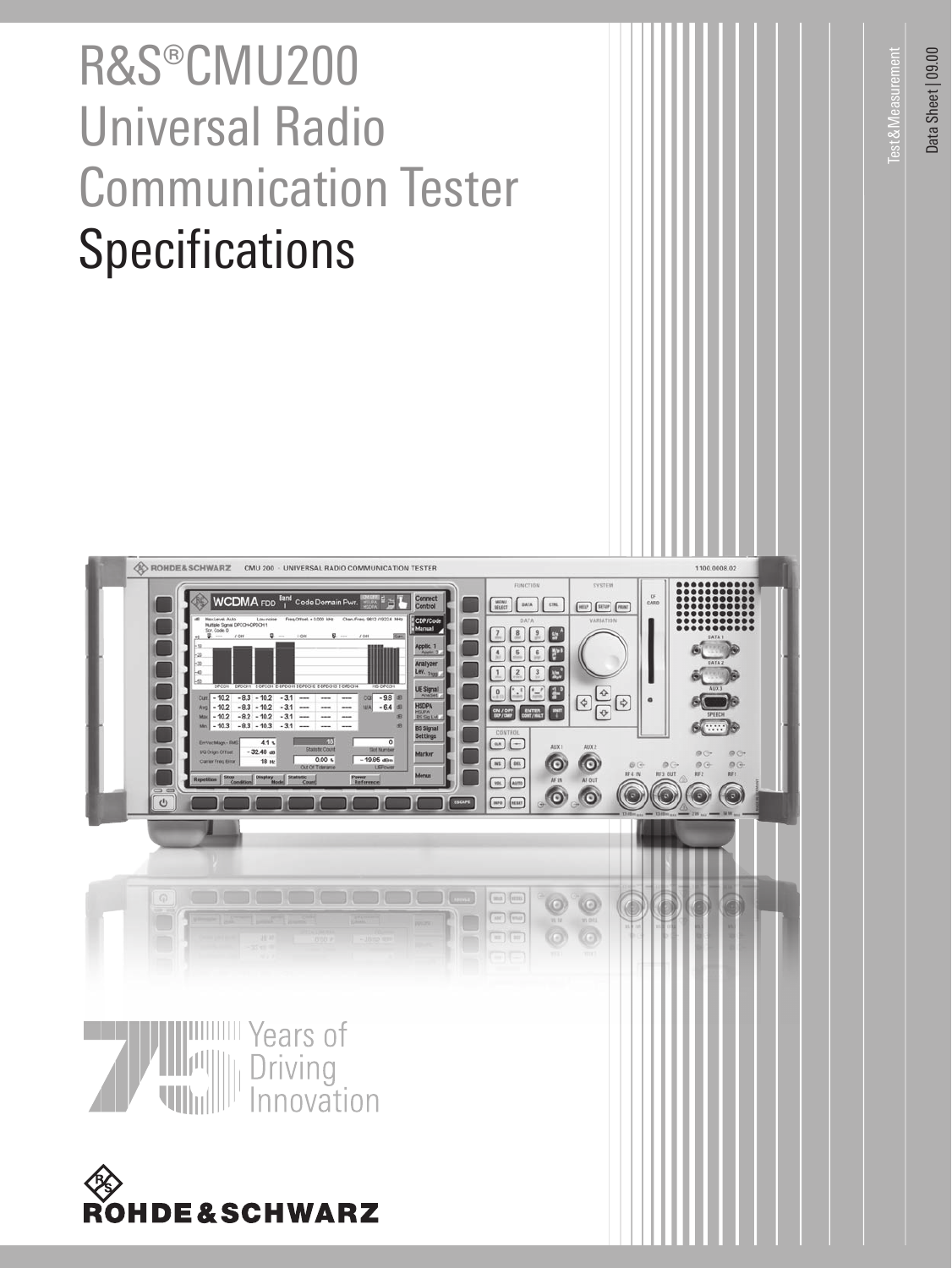# R&S®CMU200 Universal Radio Communication Tester Specifications

Test & Measurement

Data Sheet | 09.00

75 Years of Driving Innovation

ROHDE&SCHWARZ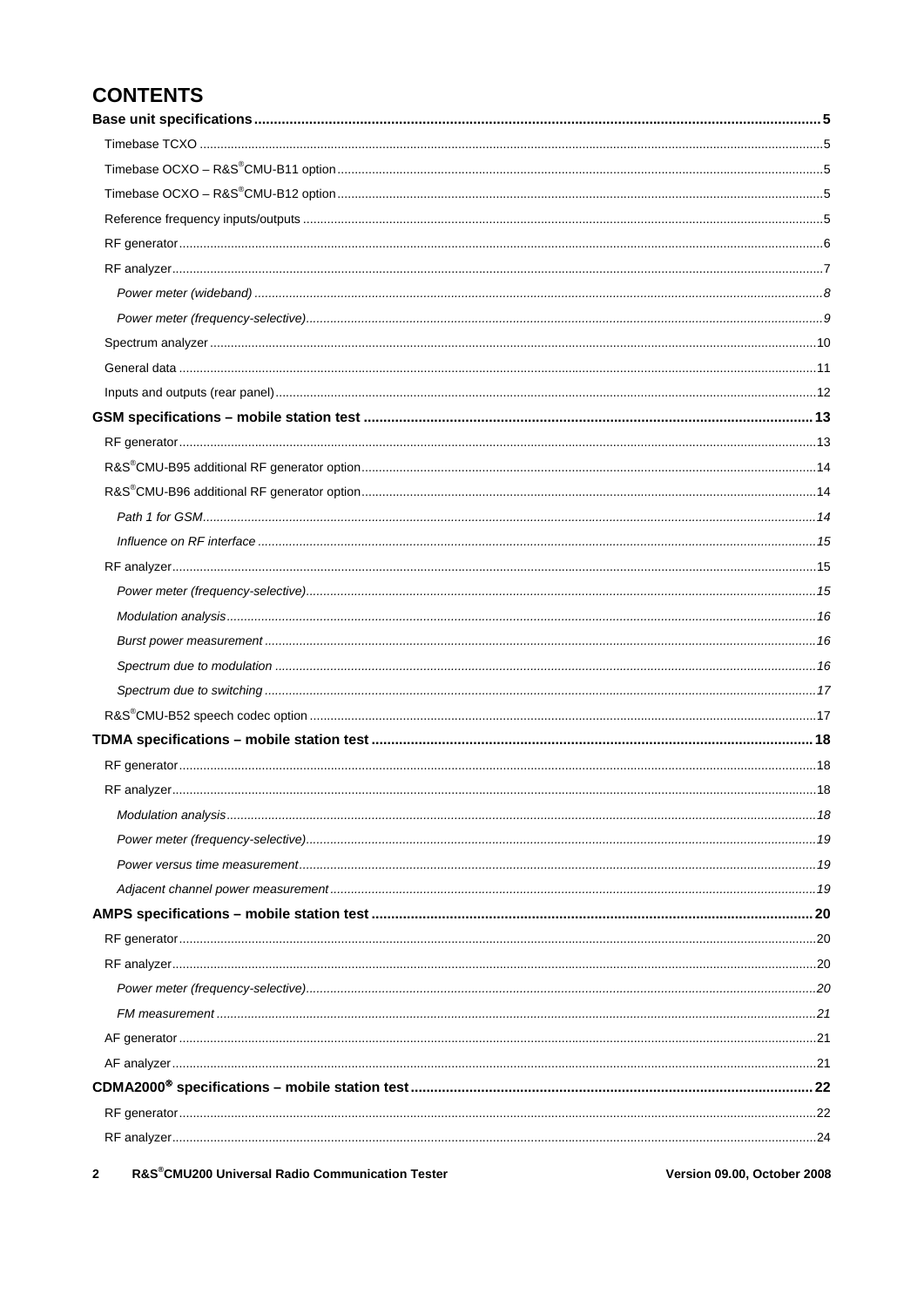# CONTENTS

**Base unit specifications .......... 5**

Timebase TCXO .......... 5

Timebase OCXO – R&S®CMU-B11 option .......... 5

Timebase OCXO – R&S®CMU-B12 option .......... 5

Reference frequency inputs/outputs .......... 5

RF generator .......... 6

RF analyzer .......... 7

*Power meter (wideband) .......... 8*

*Power meter (frequency-selective) .......... 9*

Spectrum analyzer .......... 10

General data .......... 11

Inputs and outputs (rear panel) .......... 12

**GSM specifications – mobile station test .......... 13**

RF generator .......... 13

R&S®CMU-B95 additional RF generator option .......... 14

R&S®CMU-B96 additional RF generator option .......... 14

*Path 1 for GSM .......... 14*

*Influence on RF interface .......... 15*

RF analyzer .......... 15

*Power meter (frequency-selective) .......... 15*

*Modulation analysis .......... 16*

*Burst power measurement .......... 16*

*Spectrum due to modulation .......... 16*

*Spectrum due to switching .......... 17*

R&S®CMU-B52 speech codec option .......... 17

**TDMA specifications – mobile station test .......... 18**

RF generator .......... 18

RF analyzer .......... 18

*Modulation analysis .......... 18*

*Power meter (frequency-selective) .......... 19*

*Power versus time measurement .......... 19*

*Adjacent channel power measurement .......... 19*

**AMPS specifications – mobile station test .......... 20**

RF generator .......... 20

RF analyzer .......... 20

*Power meter (frequency-selective) .......... 20*

*FM measurement .......... 21*

AF generator .......... 21

AF analyzer .......... 21

**CDMA2000® specifications – mobile station test .......... 22**

RF generator .......... 22

RF analyzer .......... 24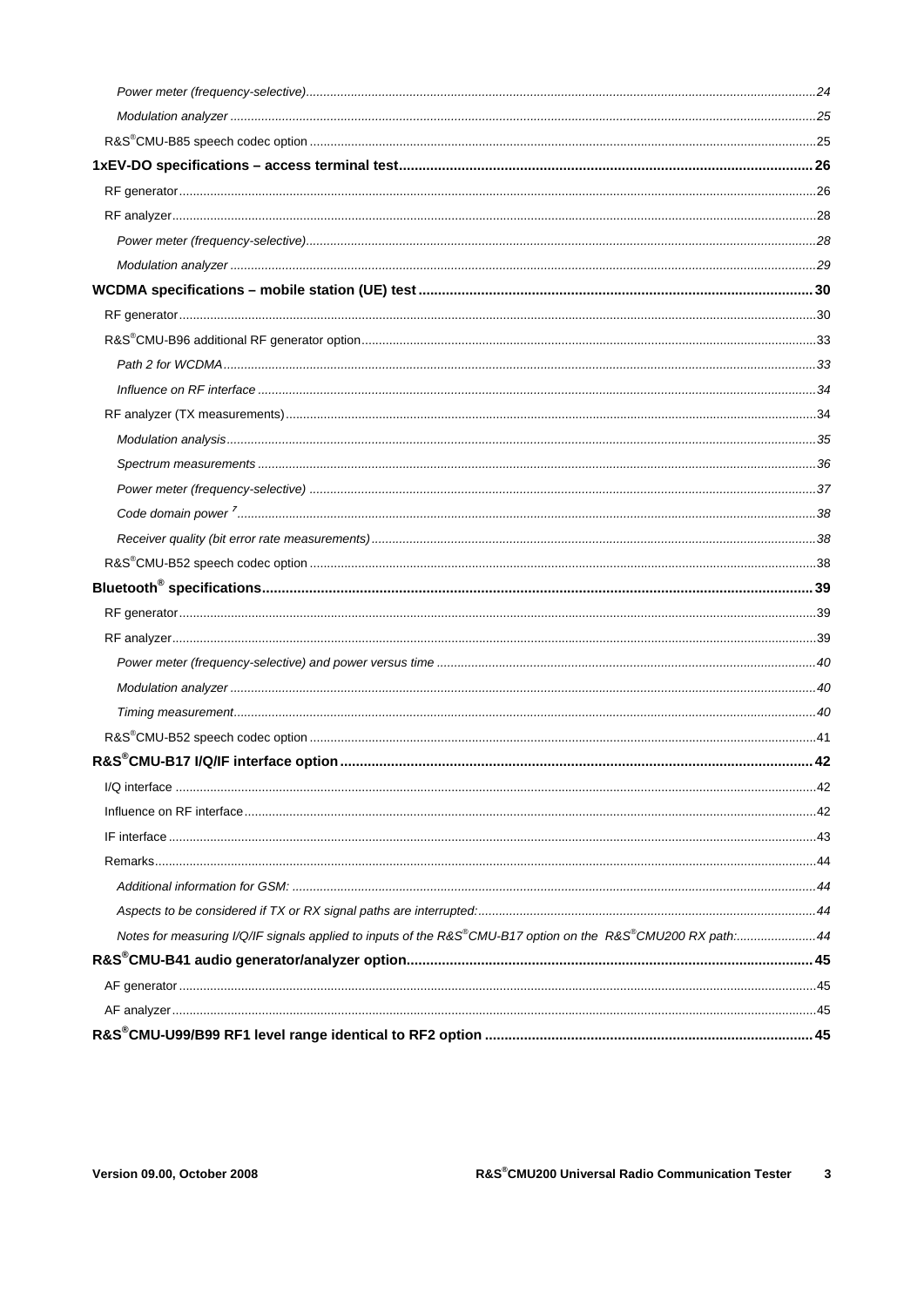*Power meter (frequency-selective)* ........ 24

*Modulation analyzer* ........ 25

R&S®CMU-B85 speech codec option ........ 25

**1xEV-DO specifications – access terminal test** ........ **26**

RF generator ........ 26

RF analyzer ........ 28

*Power meter (frequency-selective)* ........ 28

*Modulation analyzer* ........ 29

**WCDMA specifications – mobile station (UE) test** ........ **30**

RF generator ........ 30

R&S®CMU-B96 additional RF generator option ........ 33

*Path 2 for WCDMA* ........ 33

*Influence on RF interface* ........ 34

RF analyzer (TX measurements) ........ 34

*Modulation analysis* ........ 35

*Spectrum measurements* ........ 36

*Power meter (frequency-selective)* ........ 37

*Code domain power* [7] ........ 38

*Receiver quality (bit error rate measurements)* ........ 38

R&S®CMU-B52 speech codec option ........ 38

**Bluetooth® specifications** ........ **39**

RF generator ........ 39

RF analyzer ........ 39

*Power meter (frequency-selective) and power versus time* ........ 40

*Modulation analyzer* ........ 40

*Timing measurement* ........ 40

R&S®CMU-B52 speech codec option ........ 41

**R&S®CMU-B17 I/Q/IF interface option** ........ **42**

I/Q interface ........ 42

Influence on RF interface ........ 42

IF interface ........ 43

Remarks ........ 44

*Additional information for GSM:* ........ 44

*Aspects to be considered if TX or RX signal paths are interrupted:* ........ 44

*Notes for measuring I/Q/IF signals applied to inputs of the R&S®CMU-B17 option on the R&S®CMU200 RX path:* ........ 44

**R&S®CMU-B41 audio generator/analyzer option** ........ **45**

AF generator ........ 45

AF analyzer ........ 45

**R&S®CMU-U99/B99 RF1 level range identical to RF2 option** ........ **45**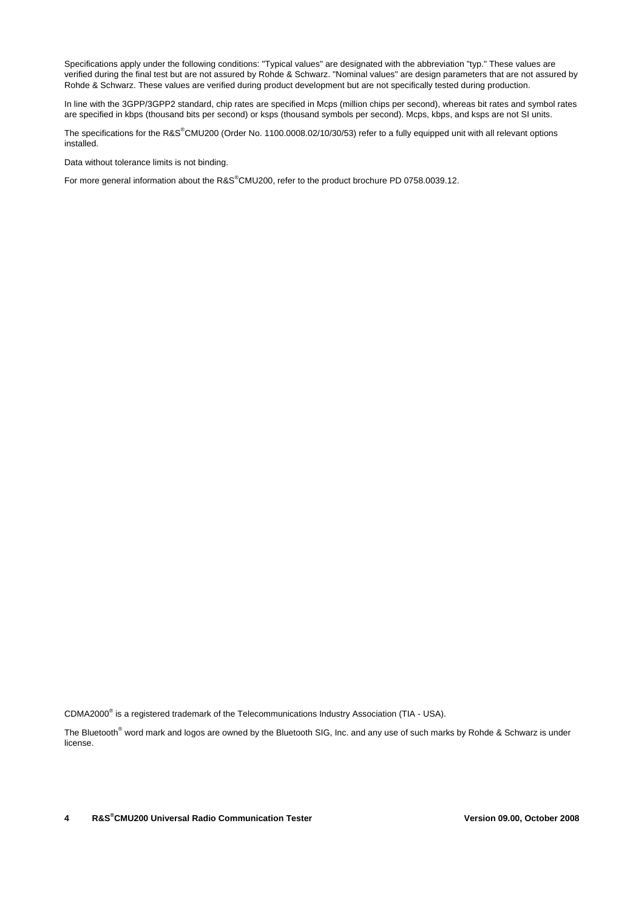Specifications apply under the following conditions: "Typical values" are designated with the abbreviation "typ." These values are verified during the final test but are not assured by Rohde & Schwarz. "Nominal values" are design parameters that are not assured by Rohde & Schwarz. These values are verified during product development but are not specifically tested during production.

In line with the 3GPP/3GPP2 standard, chip rates are specified in Mcps (million chips per second), whereas bit rates and symbol rates are specified in kbps (thousand bits per second) or ksps (thousand symbols per second). Mcps, kbps, and ksps are not SI units.

The specifications for the R&S®CMU200 (Order No. 1100.0008.02/10/30/53) refer to a fully equipped unit with all relevant options installed.

Data without tolerance limits is not binding.

For more general information about the R&S®CMU200, refer to the product brochure PD 0758.0039.12.

CDMA2000® is a registered trademark of the Telecommunications Industry Association (TIA - USA).

The Bluetooth® word mark and logos are owned by the Bluetooth SIG, Inc. and any use of such marks by Rohde & Schwarz is under license.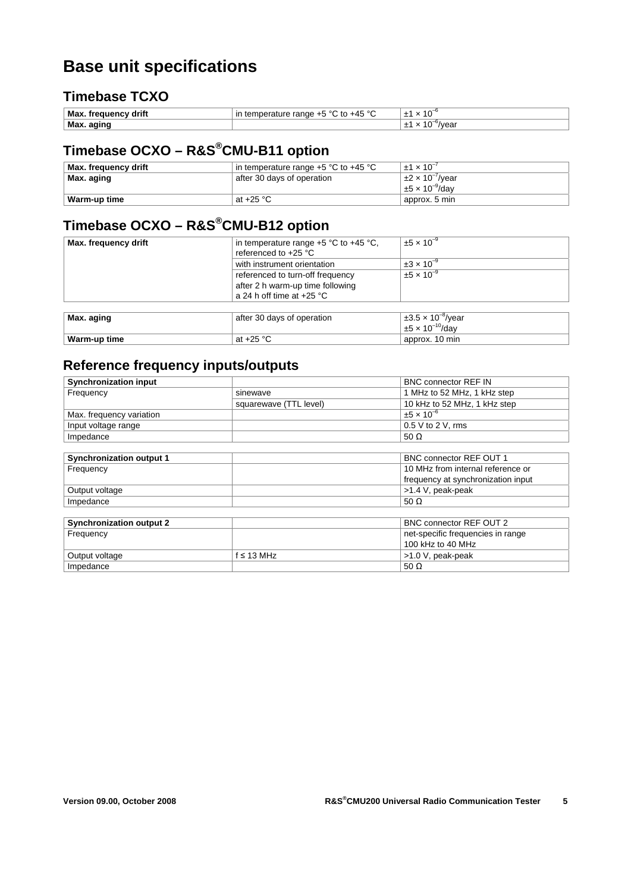# Base unit specifications

## Timebase TCXO

| Max. frequency drift | in temperature range +5 °C to +45 °C | $\pm 1 \times 10^{-6}$ |
|---|---|---|
| Max. aging | | $\pm 1 \times 10^{-6}$/year |

## Timebase OCXO – R&S®CMU-B11 option

| Max. frequency drift | in temperature range +5 °C to +45 °C | $\pm 1 \times 10^{-7}$ |
|---|---|---|
| Max. aging | after 30 days of operation | $\pm 2 \times 10^{-7}$/year<br>$\pm 5 \times 10^{-9}$/day |
| Warm-up time | at +25 °C | approx. 5 min |

## Timebase OCXO – R&S®CMU-B12 option

| Max. frequency drift | in temperature range +5 °C to +45 °C, referenced to +25 °C | $\pm 5 \times 10^{-9}$ |
|---|---|---|
| | with instrument orientation | $\pm 3 \times 10^{-9}$ |
| | referenced to turn-off frequency after 2 h warm-up time following a 24 h off time at +25 °C | $\pm 5 \times 10^{-9}$ |

| Max. aging | after 30 days of operation | $\pm 3.5 \times 10^{-8}$/year<br>$\pm 5 \times 10^{-10}$/day |
|---|---|---|
| Warm-up time | at +25 °C | approx. 10 min |

## Reference frequency inputs/outputs

| Synchronization input | | BNC connector REF IN |
|---|---|---|
| Frequency | sinewave | 1 MHz to 52 MHz, 1 kHz step |
| | squarewave (TTL level) | 10 kHz to 52 MHz, 1 kHz step |
| Max. frequency variation | | $\pm 5 \times 10^{-6}$ |
| Input voltage range | | 0.5 V to 2 V, rms |
| Impedance | | 50 Ω |

| Synchronization output 1 | | BNC connector REF OUT 1 |
|---|---|---|
| Frequency | | 10 MHz from internal reference or frequency at synchronization input |
| Output voltage | | >1.4 V, peak-peak |
| Impedance | | 50 Ω |

| Synchronization output 2 | | BNC connector REF OUT 2 |
|---|---|---|
| Frequency | | net-specific frequencies in range 100 kHz to 40 MHz |
| Output voltage | f ≤ 13 MHz | >1.0 V, peak-peak |
| Impedance | | 50 Ω |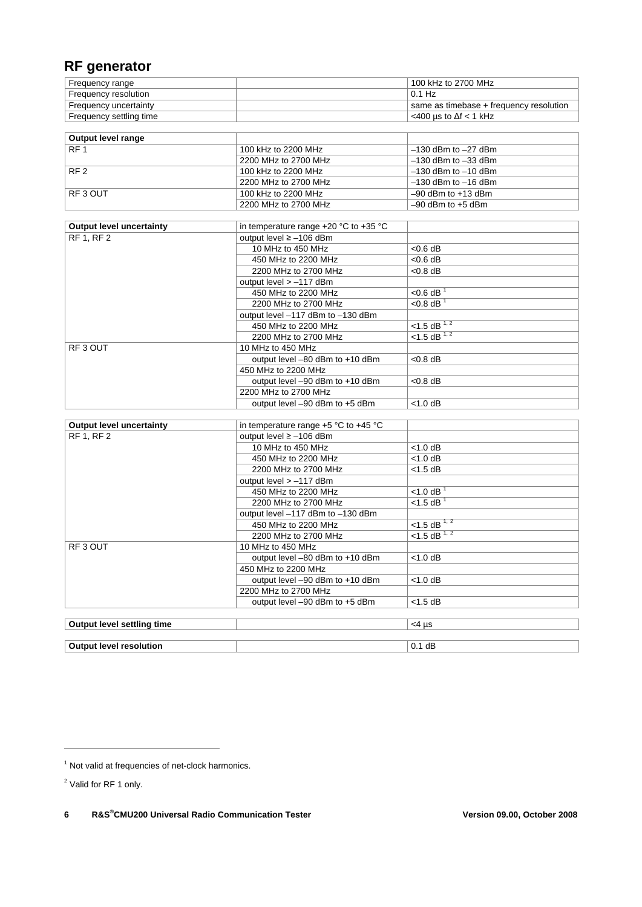## RF generator

| | | |
|---|---|---|
| Frequency range | | 100 kHz to 2700 MHz |
| Frequency resolution | | 0.1 Hz |
| Frequency uncertainty | | same as timebase + frequency resolution |
| Frequency settling time | | <400 µs to Δf < 1 kHz |

| **Output level range** | | |
|---|---|---|
| RF 1 | 100 kHz to 2200 MHz | –130 dBm to –27 dBm |
| | 2200 MHz to 2700 MHz | –130 dBm to –33 dBm |
| RF 2 | 100 kHz to 2200 MHz | –130 dBm to –10 dBm |
| | 2200 MHz to 2700 MHz | –130 dBm to –16 dBm |
| RF 3 OUT | 100 kHz to 2200 MHz | –90 dBm to +13 dBm |
| | 2200 MHz to 2700 MHz | –90 dBm to +5 dBm |

| **Output level uncertainty** | in temperature range +20 °C to +35 °C | |
|---|---|---|
| RF 1, RF 2 | output level ≥ –106 dBm | |
| | 10 MHz to 450 MHz | <0.6 dB |
| | 450 MHz to 2200 MHz | <0.6 dB |
| | 2200 MHz to 2700 MHz | <0.8 dB |
| | output level > –117 dBm | |
| | 450 MHz to 2200 MHz | <0.6 dB [1] |
| | 2200 MHz to 2700 MHz | <0.8 dB [1] |
| | output level –117 dBm to –130 dBm | |
| | 450 MHz to 2200 MHz | <1.5 dB [1, 2] |
| | 2200 MHz to 2700 MHz | <1.5 dB [1, 2] |
| RF 3 OUT | 10 MHz to 450 MHz | |
| | output level –80 dBm to +10 dBm | <0.8 dB |
| | 450 MHz to 2200 MHz | |
| | output level –90 dBm to +10 dBm | <0.8 dB |
| | 2200 MHz to 2700 MHz | |
| | output level –90 dBm to +5 dBm | <1.0 dB |

| **Output level uncertainty** | in temperature range +5 °C to +45 °C | |
|---|---|---|
| RF 1, RF 2 | output level ≥ –106 dBm | |
| | 10 MHz to 450 MHz | <1.0 dB |
| | 450 MHz to 2200 MHz | <1.0 dB |
| | 2200 MHz to 2700 MHz | <1.5 dB |
| | output level > –117 dBm | |
| | 450 MHz to 2200 MHz | <1.0 dB [1] |
| | 2200 MHz to 2700 MHz | <1.5 dB [1] |
| | output level –117 dBm to –130 dBm | |
| | 450 MHz to 2200 MHz | <1.5 dB [1, 2] |
| | 2200 MHz to 2700 MHz | <1.5 dB [1, 2] |
| RF 3 OUT | 10 MHz to 450 MHz | |
| | output level –80 dBm to +10 dBm | <1.0 dB |
| | 450 MHz to 2200 MHz | |
| | output level –90 dBm to +10 dBm | <1.0 dB |
| | 2200 MHz to 2700 MHz | |
| | output level –90 dBm to +5 dBm | <1.5 dB |

| | | |
|---|---|---|
| **Output level settling time** | | <4 µs |
| **Output level resolution** | | 0.1 dB |

[1] Not valid at frequencies of net-clock harmonics.

[2] Valid for RF 1 only.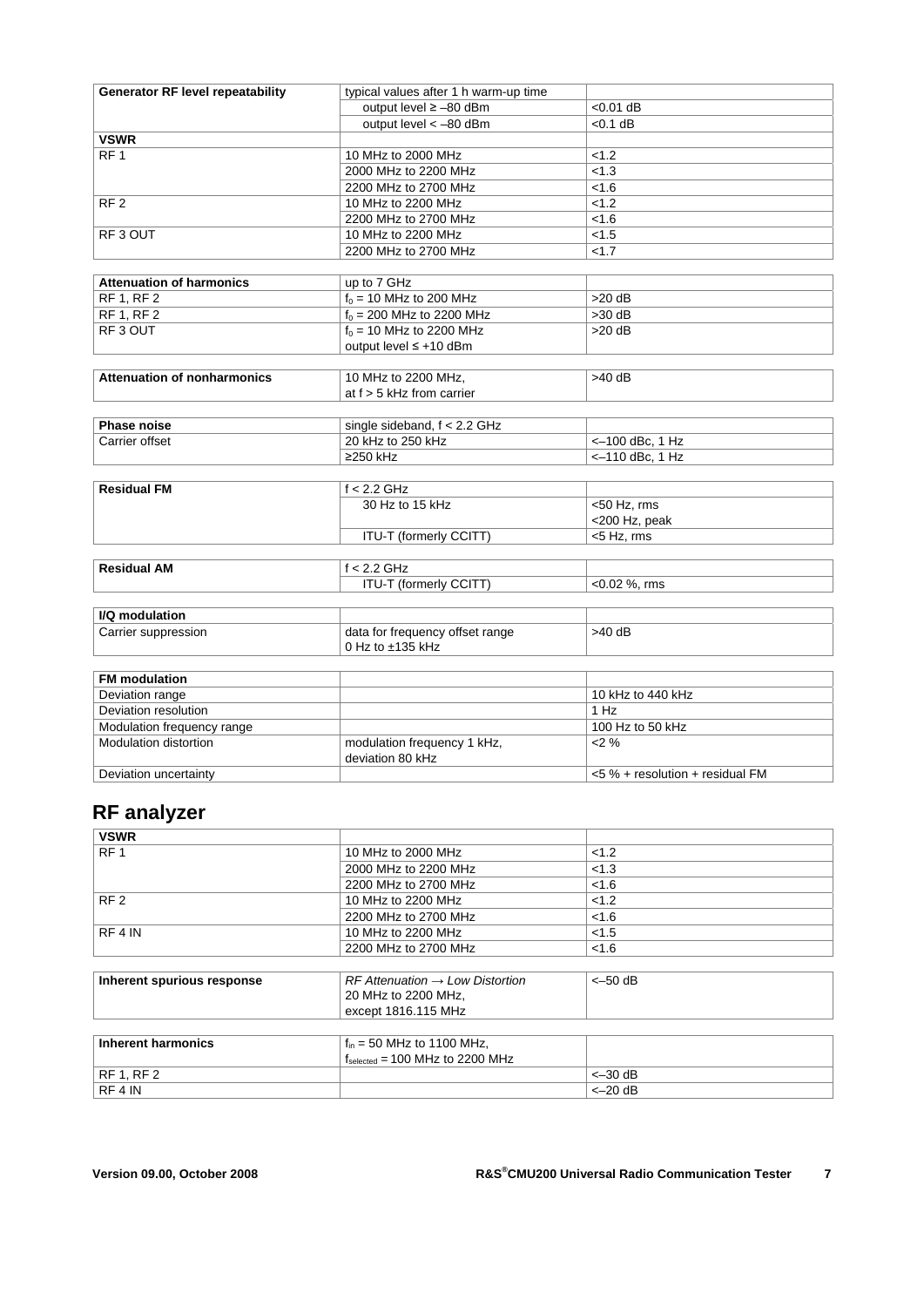| Generator RF level repeatability | typical values after 1 h warm-up time | |
|---|---|---|
| | output level ≥ –80 dBm | <0.01 dB |
| | output level < –80 dBm | <0.1 dB |
| **VSWR** | | |
| RF 1 | 10 MHz to 2000 MHz | <1.2 |
| | 2000 MHz to 2200 MHz | <1.3 |
| | 2200 MHz to 2700 MHz | <1.6 |
| RF 2 | 10 MHz to 2200 MHz | <1.2 |
| | 2200 MHz to 2700 MHz | <1.6 |
| RF 3 OUT | 10 MHz to 2200 MHz | <1.5 |
| | 2200 MHz to 2700 MHz | <1.7 |

| Attenuation of harmonics | up to 7 GHz | |
|---|---|---|
| RF 1, RF 2 | $f_0$ = 10 MHz to 200 MHz | >20 dB |
| RF 1, RF 2 | $f_0$ = 200 MHz to 2200 MHz | >30 dB |
| RF 3 OUT | $f_0$ = 10 MHz to 2200 MHz<br>output level ≤ +10 dBm | >20 dB |

| Attenuation of nonharmonics | 10 MHz to 2200 MHz,<br>at f > 5 kHz from carrier | >40 dB |
|---|---|---|

| Phase noise | single sideband, f < 2.2 GHz | |
|---|---|---|
| Carrier offset | 20 kHz to 250 kHz | <–100 dBc, 1 Hz |
| | ≥250 kHz | <–110 dBc, 1 Hz |

| Residual FM | f < 2.2 GHz | |
|---|---|---|
| | 30 Hz to 15 kHz | <50 Hz, rms<br><200 Hz, peak |
| | ITU-T (formerly CCITT) | <5 Hz, rms |

| Residual AM | f < 2.2 GHz | |
|---|---|---|
| | ITU-T (formerly CCITT) | <0.02 %, rms |

| I/Q modulation | | |
|---|---|---|
| Carrier suppression | data for frequency offset range<br>0 Hz to ±135 kHz | >40 dB |

| FM modulation | | |
|---|---|---|
| Deviation range | | 10 kHz to 440 kHz |
| Deviation resolution | | 1 Hz |
| Modulation frequency range | | 100 Hz to 50 kHz |
| Modulation distortion | modulation frequency 1 kHz,<br>deviation 80 kHz | <2 % |
| Deviation uncertainty | | <5 % + resolution + residual FM |

## RF analyzer

| VSWR | | |
|---|---|---|
| RF 1 | 10 MHz to 2000 MHz | <1.2 |
| | 2000 MHz to 2200 MHz | <1.3 |
| | 2200 MHz to 2700 MHz | <1.6 |
| RF 2 | 10 MHz to 2200 MHz | <1.2 |
| | 2200 MHz to 2700 MHz | <1.6 |
| RF 4 IN | 10 MHz to 2200 MHz | <1.5 |
| | 2200 MHz to 2700 MHz | <1.6 |

| Inherent spurious response | *RF Attenuation → Low Distortion*<br>20 MHz to 2200 MHz,<br>except 1816.115 MHz | <–50 dB |
|---|---|---|

| Inherent harmonics | $f_{in}$ = 50 MHz to 1100 MHz,<br>$f_{selected}$ = 100 MHz to 2200 MHz | |
|---|---|---|
| RF 1, RF 2 | | <–30 dB |
| RF 4 IN | | <–20 dB |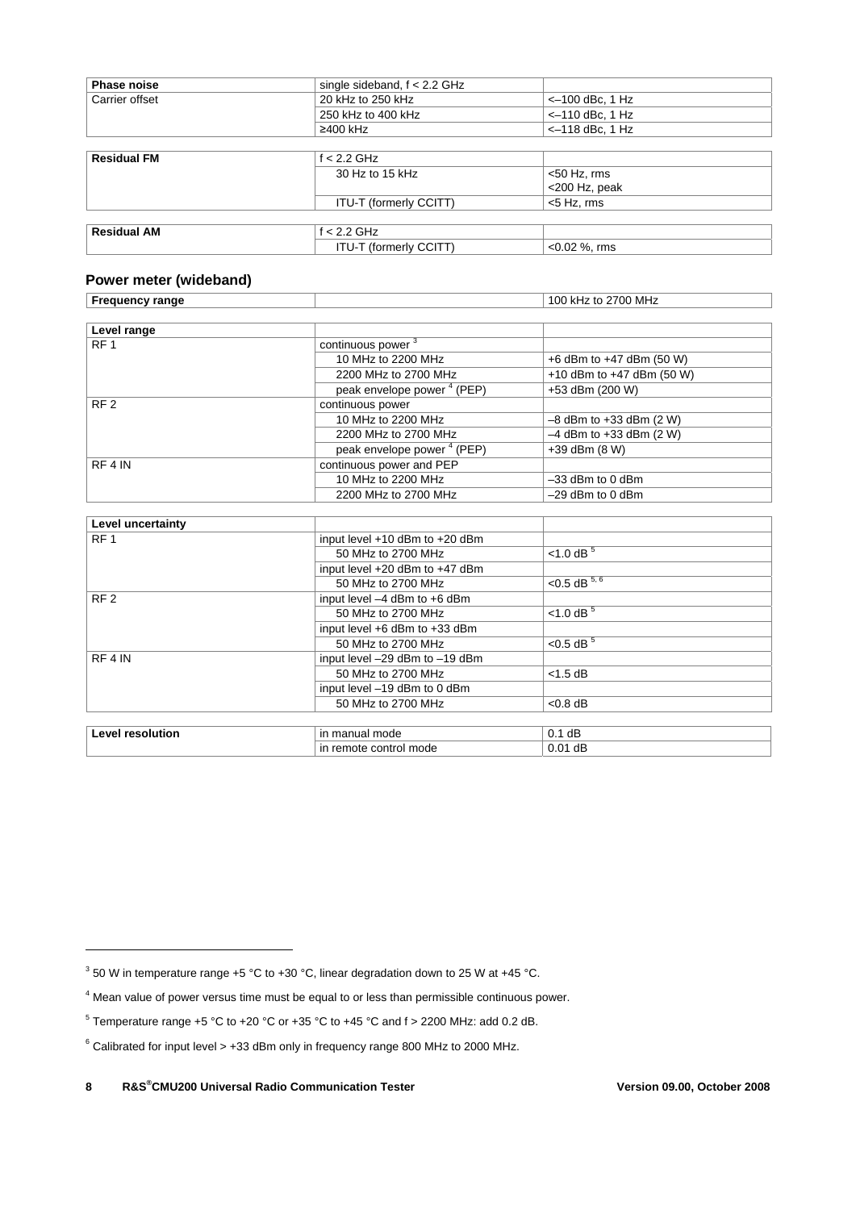| **Phase noise** | single sideband, f < 2.2 GHz | |
|---|---|---|
| Carrier offset | 20 kHz to 250 kHz | <–100 dBc, 1 Hz |
| | 250 kHz to 400 kHz | <–110 dBc, 1 Hz |
| | ≥400 kHz | <–118 dBc, 1 Hz |

| **Residual FM** | f < 2.2 GHz | |
|---|---|---|
| | 30 Hz to 15 kHz | <50 Hz, rms<br><200 Hz, peak |
| | ITU-T (formerly CCITT) | <5 Hz, rms |

| **Residual AM** | f < 2.2 GHz | |
|---|---|---|
| | ITU-T (formerly CCITT) | <0.02 %, rms |

## Power meter (wideband)

| **Frequency range** | | 100 kHz to 2700 MHz |
|---|---|---|

| **Level range** | | |
|---|---|---|
| RF 1 | continuous power [3] | |
| | 10 MHz to 2200 MHz | +6 dBm to +47 dBm (50 W) |
| | 2200 MHz to 2700 MHz | +10 dBm to +47 dBm (50 W) |
| | peak envelope power [4] (PEP) | +53 dBm (200 W) |
| RF 2 | continuous power | |
| | 10 MHz to 2200 MHz | –8 dBm to +33 dBm (2 W) |
| | 2200 MHz to 2700 MHz | –4 dBm to +33 dBm (2 W) |
| | peak envelope power [4] (PEP) | +39 dBm (8 W) |
| RF 4 IN | continuous power and PEP | |
| | 10 MHz to 2200 MHz | –33 dBm to 0 dBm |
| | 2200 MHz to 2700 MHz | –29 dBm to 0 dBm |

| **Level uncertainty** | | |
|---|---|---|
| RF 1 | input level +10 dBm to +20 dBm | |
| | 50 MHz to 2700 MHz | <1.0 dB [5] |
| | input level +20 dBm to +47 dBm | |
| | 50 MHz to 2700 MHz | <0.5 dB [5, 6] |
| RF 2 | input level –4 dBm to +6 dBm | |
| | 50 MHz to 2700 MHz | <1.0 dB [5] |
| | input level +6 dBm to +33 dBm | |
| | 50 MHz to 2700 MHz | <0.5 dB [5] |
| RF 4 IN | input level –29 dBm to –19 dBm | |
| | 50 MHz to 2700 MHz | <1.5 dB |
| | input level –19 dBm to 0 dBm | |
| | 50 MHz to 2700 MHz | <0.8 dB |

| **Level resolution** | in manual mode | 0.1 dB |
|---|---|---|
| | in remote control mode | 0.01 dB |

[3] 50 W in temperature range +5 °C to +30 °C, linear degradation down to 25 W at +45 °C.

[4] Mean value of power versus time must be equal to or less than permissible continuous power.

[5] Temperature range +5 °C to +20 °C or +35 °C to +45 °C and f > 2200 MHz: add 0.2 dB.

[6] Calibrated for input level > +33 dBm only in frequency range 800 MHz to 2000 MHz.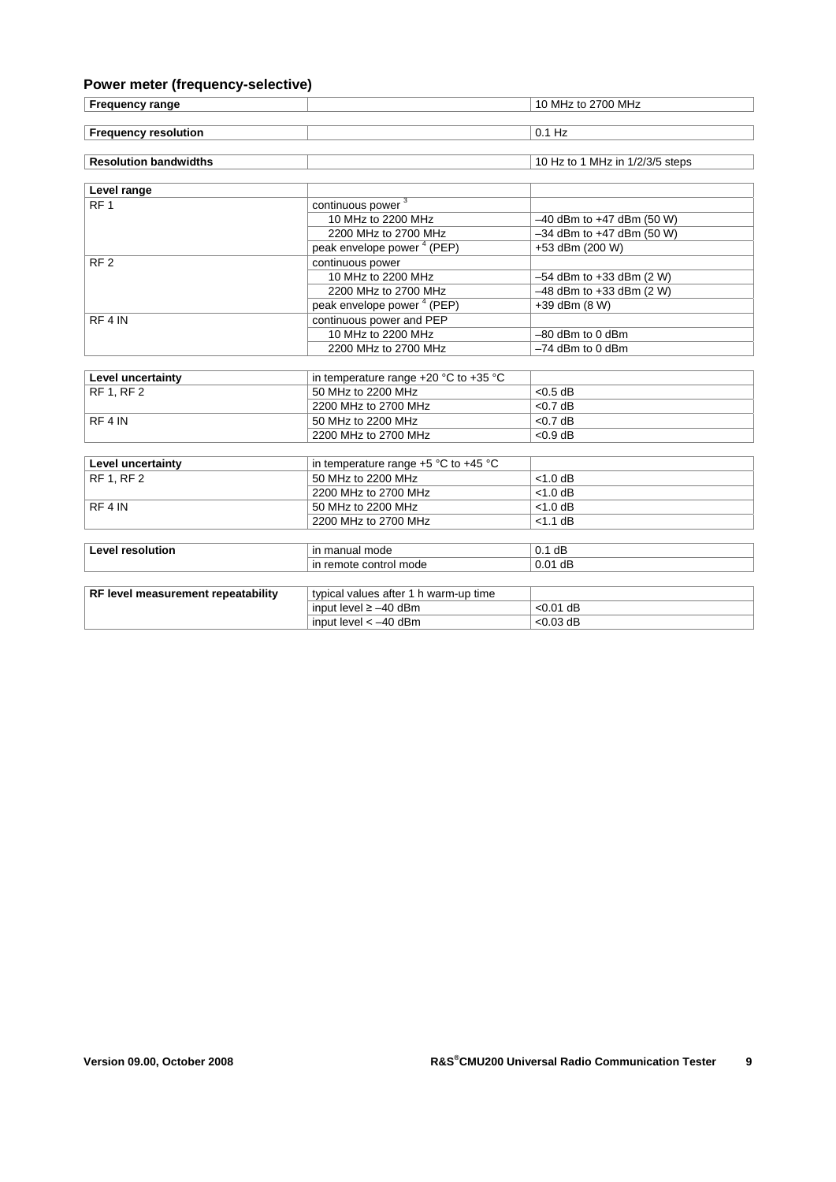## Power meter (frequency-selective)

| | | |
|---|---|---|
| **Frequency range** | | 10 MHz to 2700 MHz |
| **Frequency resolution** | | 0.1 Hz |
| **Resolution bandwidths** | | 10 Hz to 1 MHz in 1/2/3/5 steps |

| **Level range** | | |
|---|---|---|
| RF 1 | continuous power [3] | |
| | 10 MHz to 2200 MHz | –40 dBm to +47 dBm (50 W) |
| | 2200 MHz to 2700 MHz | –34 dBm to +47 dBm (50 W) |
| | peak envelope power [4] (PEP) | +53 dBm (200 W) |
| RF 2 | continuous power | |
| | 10 MHz to 2200 MHz | –54 dBm to +33 dBm (2 W) |
| | 2200 MHz to 2700 MHz | –48 dBm to +33 dBm (2 W) |
| | peak envelope power [4] (PEP) | +39 dBm (8 W) |
| RF 4 IN | continuous power and PEP | |
| | 10 MHz to 2200 MHz | –80 dBm to 0 dBm |
| | 2200 MHz to 2700 MHz | –74 dBm to 0 dBm |

| **Level uncertainty** | in temperature range +20 °C to +35 °C | |
|---|---|---|
| RF 1, RF 2 | 50 MHz to 2200 MHz | <0.5 dB |
| | 2200 MHz to 2700 MHz | <0.7 dB |
| RF 4 IN | 50 MHz to 2200 MHz | <0.7 dB |
| | 2200 MHz to 2700 MHz | <0.9 dB |

| **Level uncertainty** | in temperature range +5 °C to +45 °C | |
|---|---|---|
| RF 1, RF 2 | 50 MHz to 2200 MHz | <1.0 dB |
| | 2200 MHz to 2700 MHz | <1.0 dB |
| RF 4 IN | 50 MHz to 2200 MHz | <1.0 dB |
| | 2200 MHz to 2700 MHz | <1.1 dB |

| **Level resolution** | in manual mode | 0.1 dB |
|---|---|---|
| | in remote control mode | 0.01 dB |

| **RF level measurement repeatability** | typical values after 1 h warm-up time | |
|---|---|---|
| | input level ≥ –40 dBm | <0.01 dB |
| | input level < –40 dBm | <0.03 dB |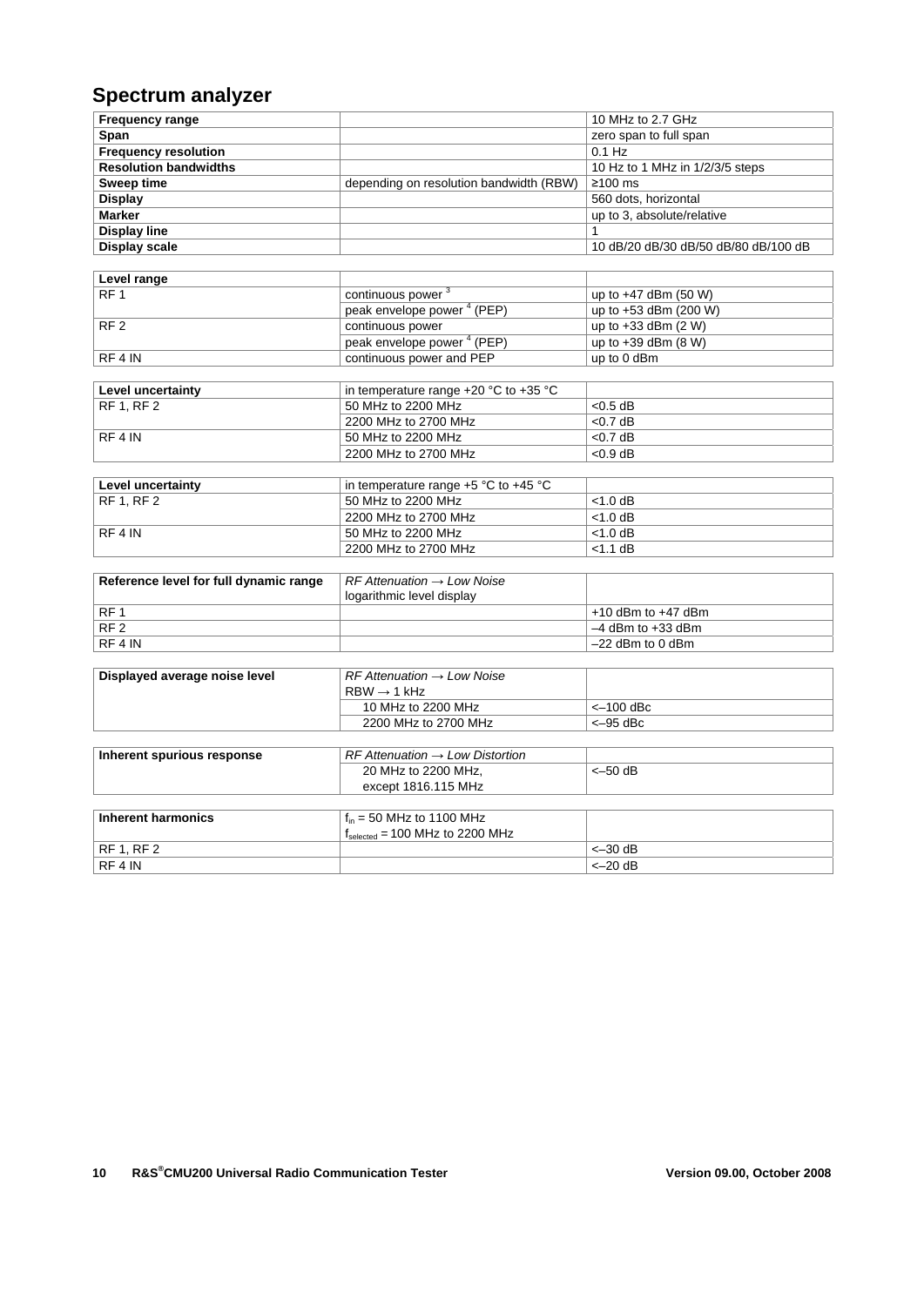## Spectrum analyzer

| **Frequency range** | | 10 MHz to 2.7 GHz |
|---|---|---|
| **Span** | | zero span to full span |
| **Frequency resolution** | | 0.1 Hz |
| **Resolution bandwidths** | | 10 Hz to 1 MHz in 1/2/3/5 steps |
| **Sweep time** | depending on resolution bandwidth (RBW) | ≥100 ms |
| **Display** | | 560 dots, horizontal |
| **Marker** | | up to 3, absolute/relative |
| **Display line** | | 1 |
| **Display scale** | | 10 dB/20 dB/30 dB/50 dB/80 dB/100 dB |

| **Level range** | | |
|---|---|---|
| RF 1 | continuous power [3] | up to +47 dBm (50 W) |
| | peak envelope power [4] (PEP) | up to +53 dBm (200 W) |
| RF 2 | continuous power | up to +33 dBm (2 W) |
| | peak envelope power [4] (PEP) | up to +39 dBm (8 W) |
| RF 4 IN | continuous power and PEP | up to 0 dBm |

| **Level uncertainty** | in temperature range +20 °C to +35 °C | |
|---|---|---|
| RF 1, RF 2 | 50 MHz to 2200 MHz | <0.5 dB |
| | 2200 MHz to 2700 MHz | <0.7 dB |
| RF 4 IN | 50 MHz to 2200 MHz | <0.7 dB |
| | 2200 MHz to 2700 MHz | <0.9 dB |

| **Level uncertainty** | in temperature range +5 °C to +45 °C | |
|---|---|---|
| RF 1, RF 2 | 50 MHz to 2200 MHz | <1.0 dB |
| | 2200 MHz to 2700 MHz | <1.0 dB |
| RF 4 IN | 50 MHz to 2200 MHz | <1.0 dB |
| | 2200 MHz to 2700 MHz | <1.1 dB |

| **Reference level for full dynamic range** | *RF Attenuation → Low Noise* logarithmic level display | |
|---|---|---|
| RF 1 | | +10 dBm to +47 dBm |
| RF 2 | | –4 dBm to +33 dBm |
| RF 4 IN | | –22 dBm to 0 dBm |

| **Displayed average noise level** | *RF Attenuation → Low Noise* RBW → 1 kHz | |
|---|---|---|
| | 10 MHz to 2200 MHz | <–100 dBc |
| | 2200 MHz to 2700 MHz | <–95 dBc |

| **Inherent spurious response** | *RF Attenuation → Low Distortion* | |
|---|---|---|
| | 20 MHz to 2200 MHz, except 1816.115 MHz | <–50 dB |

| **Inherent harmonics** | $f_{in}$ = 50 MHz to 1100 MHz $f_{selected}$ = 100 MHz to 2200 MHz | |
|---|---|---|
| RF 1, RF 2 | | <–30 dB |
| RF 4 IN | | <–20 dB |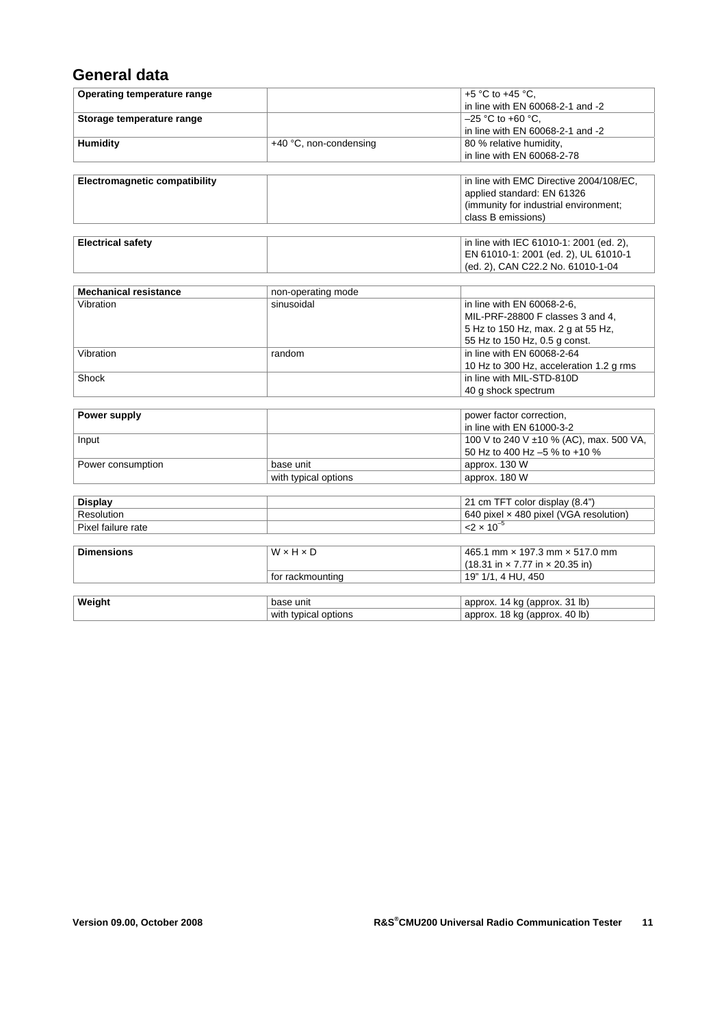## General data

| | | |
|---|---|---|
| **Operating temperature range** | | +5 °C to +45 °C, in line with EN 60068-2-1 and -2 |
| **Storage temperature range** | | –25 °C to +60 °C, in line with EN 60068-2-1 and -2 |
| **Humidity** | +40 °C, non-condensing | 80 % relative humidity, in line with EN 60068-2-78 |

| | | |
|---|---|---|
| **Electromagnetic compatibility** | | in line with EMC Directive 2004/108/EC, applied standard: EN 61326 (immunity for industrial environment; class B emissions) |

| | | |
|---|---|---|
| **Electrical safety** | | in line with IEC 61010-1: 2001 (ed. 2), EN 61010-1: 2001 (ed. 2), UL 61010-1 (ed. 2), CAN C22.2 No. 61010-1-04 |

| | | |
|---|---|---|
| **Mechanical resistance** | non-operating mode | |
| Vibration | sinusoidal | in line with EN 60068-2-6, MIL-PRF-28800 F classes 3 and 4, 5 Hz to 150 Hz, max. 2 g at 55 Hz, 55 Hz to 150 Hz, 0.5 g const. |
| Vibration | random | in line with EN 60068-2-64 10 Hz to 300 Hz, acceleration 1.2 g rms |
| Shock | | in line with MIL-STD-810D 40 g shock spectrum |

| | | |
|---|---|---|
| **Power supply** | | power factor correction, in line with EN 61000-3-2 |
| Input | | 100 V to 240 V ±10 % (AC), max. 500 VA, 50 Hz to 400 Hz –5 % to +10 % |
| Power consumption | base unit | approx. 130 W |
| | with typical options | approx. 180 W |

| | | |
|---|---|---|
| **Display** | | 21 cm TFT color display (8.4") |
| Resolution | | 640 pixel × 480 pixel (VGA resolution) |
| Pixel failure rate | | $<2 \times 10^{-5}$ |

| | | |
|---|---|---|
| **Dimensions** | W × H × D | 465.1 mm × 197.3 mm × 517.0 mm (18.31 in × 7.77 in × 20.35 in) |
| | for rackmounting | 19" 1/1, 4 HU, 450 |

| | | |
|---|---|---|
| **Weight** | base unit | approx. 14 kg (approx. 31 lb) |
| | with typical options | approx. 18 kg (approx. 40 lb) |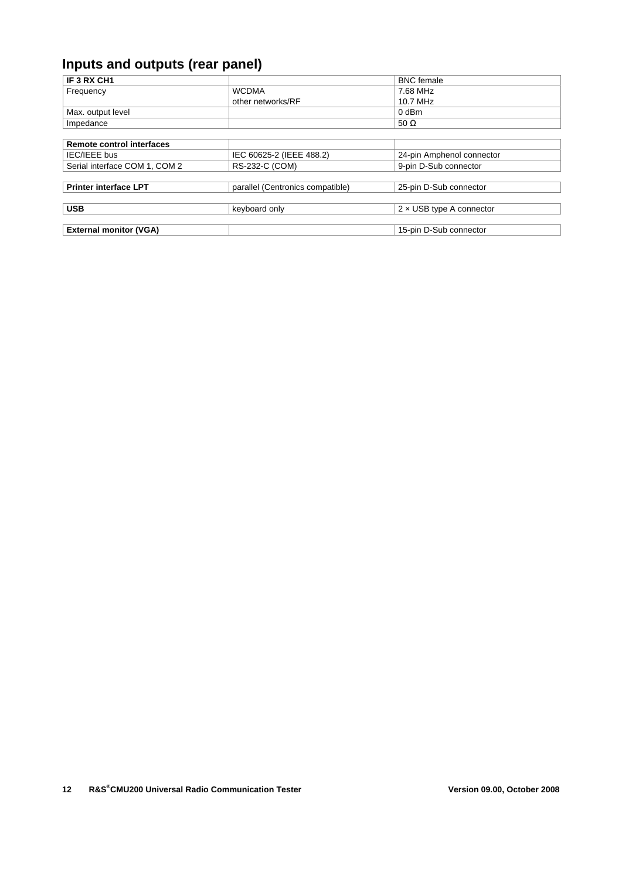## Inputs and outputs (rear panel)

| **IF 3 RX CH1** | | BNC female |
|---|---|---|
| Frequency | WCDMA | 7.68 MHz |
| | other networks/RF | 10.7 MHz |
| Max. output level | | 0 dBm |
| Impedance | | 50 Ω |

| **Remote control interfaces** | | |
|---|---|---|
| IEC/IEEE bus | IEC 60625-2 (IEEE 488.2) | 24-pin Amphenol connector |
| Serial interface COM 1, COM 2 | RS-232-C (COM) | 9-pin D-Sub connector |

| **Printer interface LPT** | parallel (Centronics compatible) | 25-pin D-Sub connector |
|---|---|---|

| **USB** | keyboard only | 2 × USB type A connector |
|---|---|---|

| **External monitor (VGA)** | | 15-pin D-Sub connector |
|---|---|---|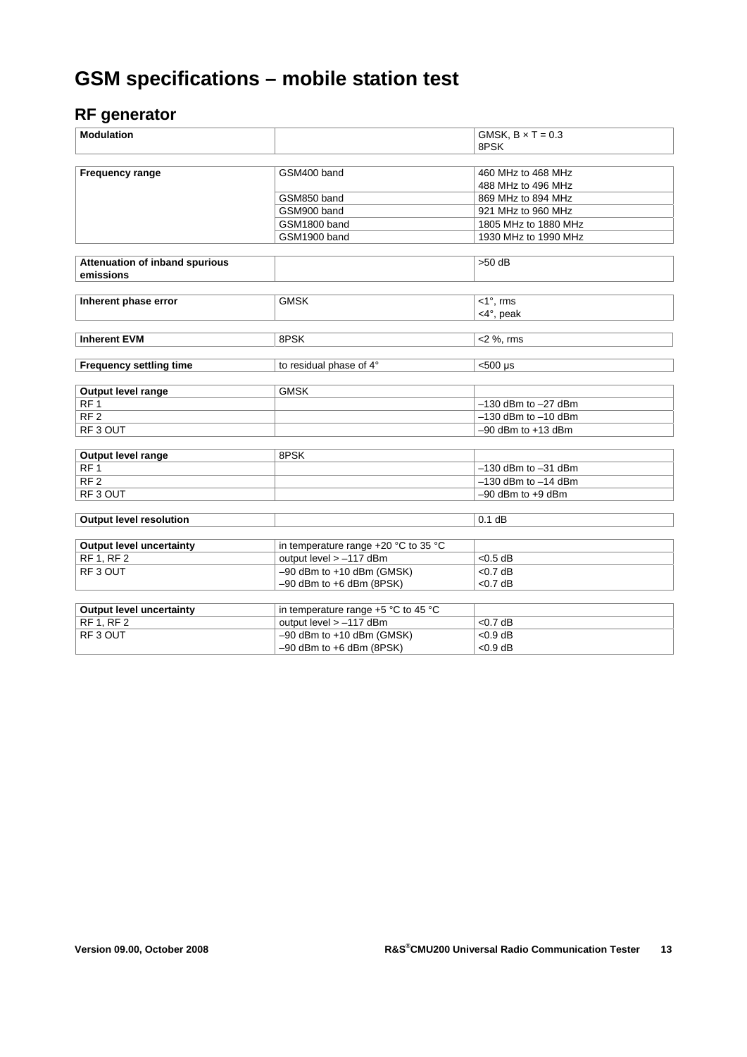# GSM specifications – mobile station test

## RF generator

| | | |
|---|---|---|
| **Modulation** | | GMSK, B × T = 0.3<br>8PSK |

| | | |
|---|---|---|
| **Frequency range** | GSM400 band | 460 MHz to 468 MHz<br>488 MHz to 496 MHz |
| | GSM850 band | 869 MHz to 894 MHz |
| | GSM900 band | 921 MHz to 960 MHz |
| | GSM1800 band | 1805 MHz to 1880 MHz |
| | GSM1900 band | 1930 MHz to 1990 MHz |

| | | |
|---|---|---|
| **Attenuation of inband spurious emissions** | | >50 dB |

| | | |
|---|---|---|
| **Inherent phase error** | GMSK | <1°, rms<br><4°, peak |

| | | |
|---|---|---|
| **Inherent EVM** | 8PSK | <2 %, rms |

| | | |
|---|---|---|
| **Frequency settling time** | to residual phase of 4° | <500 µs |

| **Output level range** | GMSK | |
|---|---|---|
| RF 1 | | –130 dBm to –27 dBm |
| RF 2 | | –130 dBm to –10 dBm |
| RF 3 OUT | | –90 dBm to +13 dBm |

| **Output level range** | 8PSK | |
|---|---|---|
| RF 1 | | –130 dBm to –31 dBm |
| RF 2 | | –130 dBm to –14 dBm |
| RF 3 OUT | | –90 dBm to +9 dBm |

| | | |
|---|---|---|
| **Output level resolution** | | 0.1 dB |

| **Output level uncertainty** | in temperature range +20 °C to 35 °C | |
|---|---|---|
| RF 1, RF 2 | output level > –117 dBm | <0.5 dB |
| RF 3 OUT | –90 dBm to +10 dBm (GMSK)<br>–90 dBm to +6 dBm (8PSK) | <0.7 dB<br><0.7 dB |

| **Output level uncertainty** | in temperature range +5 °C to 45 °C | |
|---|---|---|
| RF 1, RF 2 | output level > –117 dBm | <0.7 dB |
| RF 3 OUT | –90 dBm to +10 dBm (GMSK)<br>–90 dBm to +6 dBm (8PSK) | <0.9 dB<br><0.9 dB |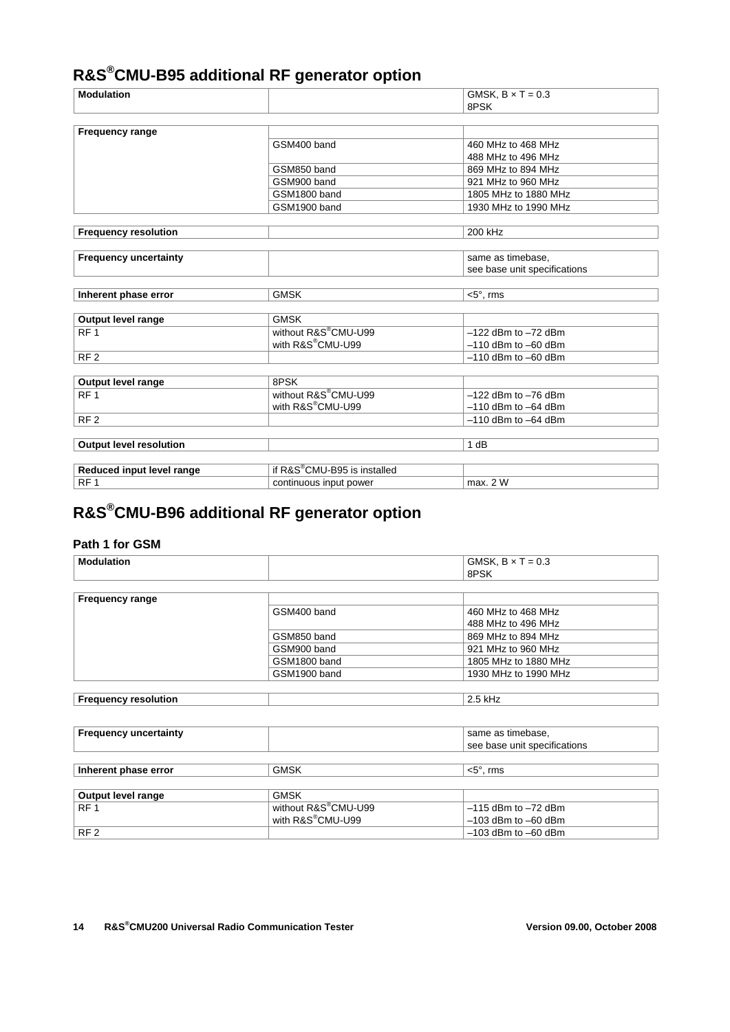## R&S®CMU-B95 additional RF generator option

| Modulation | | GMSK, B × T = 0.3<br>8PSK |
|---|---|---|

| Frequency range | | |
|---|---|---|
| | GSM400 band | 460 MHz to 468 MHz<br>488 MHz to 496 MHz |
| | GSM850 band | 869 MHz to 894 MHz |
| | GSM900 band | 921 MHz to 960 MHz |
| | GSM1800 band | 1805 MHz to 1880 MHz |
| | GSM1900 band | 1930 MHz to 1990 MHz |

| Frequency resolution | | 200 kHz |
|---|---|---|

| Frequency uncertainty | | same as timebase,<br>see base unit specifications |
|---|---|---|

| Inherent phase error | GMSK | <5°, rms |
|---|---|---|

| Output level range | GMSK | |
|---|---|---|
| RF 1 | without R&S®CMU-U99<br>with R&S®CMU-U99 | –122 dBm to –72 dBm<br>–110 dBm to –60 dBm |
| RF 2 | | –110 dBm to –60 dBm |

| Output level range | 8PSK | |
|---|---|---|
| RF 1 | without R&S®CMU-U99<br>with R&S®CMU-U99 | –122 dBm to –76 dBm<br>–110 dBm to –64 dBm |
| RF 2 | | –110 dBm to –64 dBm |

| Output level resolution | | 1 dB |
|---|---|---|

| Reduced input level range | if R&S®CMU-B95 is installed | |
|---|---|---|
| RF 1 | continuous input power | max. 2 W |

## R&S®CMU-B96 additional RF generator option

### Path 1 for GSM

| Modulation | | GMSK, B × T = 0.3<br>8PSK |
|---|---|---|

| Frequency range | | |
|---|---|---|
| | GSM400 band | 460 MHz to 468 MHz<br>488 MHz to 496 MHz |
| | GSM850 band | 869 MHz to 894 MHz |
| | GSM900 band | 921 MHz to 960 MHz |
| | GSM1800 band | 1805 MHz to 1880 MHz |
| | GSM1900 band | 1930 MHz to 1990 MHz |

| Frequency resolution | | 2.5 kHz |
|---|---|---|

| Frequency uncertainty | | same as timebase,<br>see base unit specifications |
|---|---|---|

| Inherent phase error | GMSK | <5°, rms |
|---|---|---|

| Output level range | GMSK | |
|---|---|---|
| RF 1 | without R&S®CMU-U99<br>with R&S®CMU-U99 | –115 dBm to –72 dBm<br>–103 dBm to –60 dBm |
| RF 2 | | –103 dBm to –60 dBm |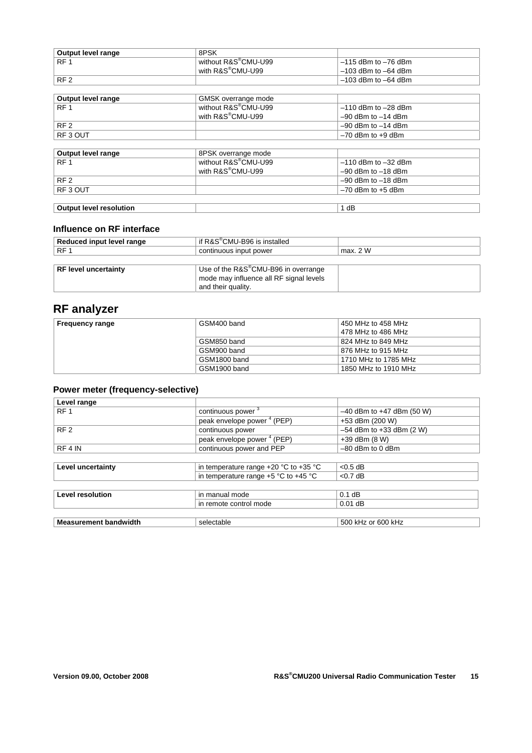| Output level range | 8PSK | |
|---|---|---|
| RF 1 | without R&S®CMU-U99 | –115 dBm to –76 dBm |
| | with R&S®CMU-U99 | –103 dBm to –64 dBm |
| RF 2 | | –103 dBm to –64 dBm |

| Output level range | GMSK overrange mode | |
|---|---|---|
| RF 1 | without R&S®CMU-U99 | –110 dBm to –28 dBm |
| | with R&S®CMU-U99 | –90 dBm to –14 dBm |
| RF 2 | | –90 dBm to –14 dBm |
| RF 3 OUT | | –70 dBm to +9 dBm |

| Output level range | 8PSK overrange mode | |
|---|---|---|
| RF 1 | without R&S®CMU-U99 | –110 dBm to –32 dBm |
| | with R&S®CMU-U99 | –90 dBm to –18 dBm |
| RF 2 | | –90 dBm to –18 dBm |
| RF 3 OUT | | –70 dBm to +5 dBm |

| Output level resolution | | 1 dB |
|---|---|---|

### Influence on RF interface

| Reduced input level range | if R&S®CMU-B96 is installed | |
|---|---|---|
| RF 1 | continuous input power | max. 2 W |

| RF level uncertainty | Use of the R&S®CMU-B96 in overrange mode may influence all RF signal levels and their quality. | |
|---|---|---|

## RF analyzer

| Frequency range | GSM400 band | 450 MHz to 458 MHz<br>478 MHz to 486 MHz |
|---|---|---|
| | GSM850 band | 824 MHz to 849 MHz |
| | GSM900 band | 876 MHz to 915 MHz |
| | GSM1800 band | 1710 MHz to 1785 MHz |
| | GSM1900 band | 1850 MHz to 1910 MHz |

### Power meter (frequency-selective)

| Level range | | |
|---|---|---|
| RF 1 | continuous power [3] | –40 dBm to +47 dBm (50 W) |
| | peak envelope power [4] (PEP) | +53 dBm (200 W) |
| RF 2 | continuous power | –54 dBm to +33 dBm (2 W) |
| | peak envelope power [4] (PEP) | +39 dBm (8 W) |
| RF 4 IN | continuous power and PEP | –80 dBm to 0 dBm |

| Level uncertainty | in temperature range +20 °C to +35 °C | <0.5 dB |
|---|---|---|
| | in temperature range +5 °C to +45 °C | <0.7 dB |

| Level resolution | in manual mode | 0.1 dB |
|---|---|---|
| | in remote control mode | 0.01 dB |

| Measurement bandwidth | selectable | 500 kHz or 600 kHz |
|---|---|---|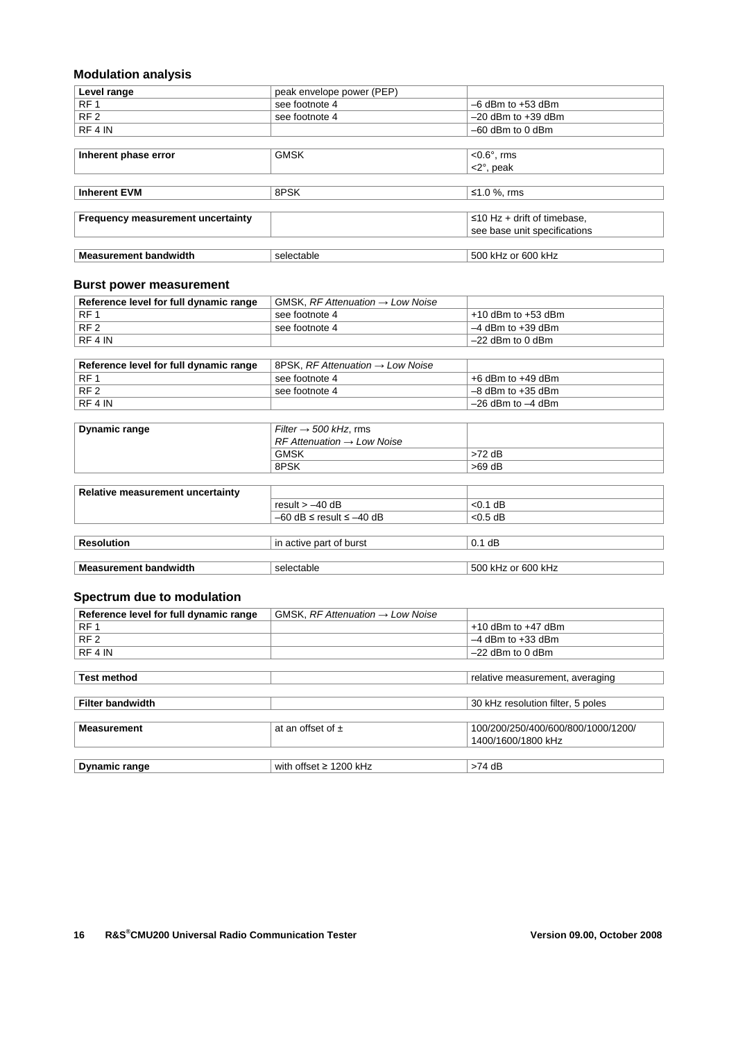## Modulation analysis

| Level range | peak envelope power (PEP) | |
|---|---|---|
| RF 1 | see footnote 4 | –6 dBm to +53 dBm |
| RF 2 | see footnote 4 | –20 dBm to +39 dBm |
| RF 4 IN | | –60 dBm to 0 dBm |

| Inherent phase error | GMSK | <0.6°, rms<br><2°, peak |
|---|---|---|

| Inherent EVM | 8PSK | ≤1.0 %, rms |
|---|---|---|

| Frequency measurement uncertainty | | ≤10 Hz + drift of timebase, see base unit specifications |
|---|---|---|

| Measurement bandwidth | selectable | 500 kHz or 600 kHz |
|---|---|---|

## Burst power measurement

| Reference level for full dynamic range | GMSK, *RF Attenuation → Low Noise* | |
|---|---|---|
| RF 1 | see footnote 4 | +10 dBm to +53 dBm |
| RF 2 | see footnote 4 | –4 dBm to +39 dBm |
| RF 4 IN | | –22 dBm to 0 dBm |

| Reference level for full dynamic range | 8PSK, *RF Attenuation → Low Noise* | |
|---|---|---|
| RF 1 | see footnote 4 | +6 dBm to +49 dBm |
| RF 2 | see footnote 4 | –8 dBm to +35 dBm |
| RF 4 IN | | –26 dBm to –4 dBm |

| Dynamic range | *Filter → 500 kHz*, rms<br>*RF Attenuation → Low Noise* | |
|---|---|---|
| | GMSK | >72 dB |
| | 8PSK | >69 dB |

| Relative measurement uncertainty | | |
|---|---|---|
| | result > –40 dB | <0.1 dB |
| | –60 dB ≤ result ≤ –40 dB | <0.5 dB |

| Resolution | in active part of burst | 0.1 dB |
|---|---|---|

| Measurement bandwidth | selectable | 500 kHz or 600 kHz |
|---|---|---|

## Spectrum due to modulation

| Reference level for full dynamic range | GMSK, *RF Attenuation → Low Noise* | |
|---|---|---|
| RF 1 | | +10 dBm to +47 dBm |
| RF 2 | | –4 dBm to +33 dBm |
| RF 4 IN | | –22 dBm to 0 dBm |

| Test method | | relative measurement, averaging |
|---|---|---|

| Filter bandwidth | | 30 kHz resolution filter, 5 poles |
|---|---|---|

| Measurement | at an offset of ± | 100/200/250/400/600/800/1000/1200/ 1400/1600/1800 kHz |
|---|---|---|

| Dynamic range | with offset ≥ 1200 kHz | >74 dB |
|---|---|---|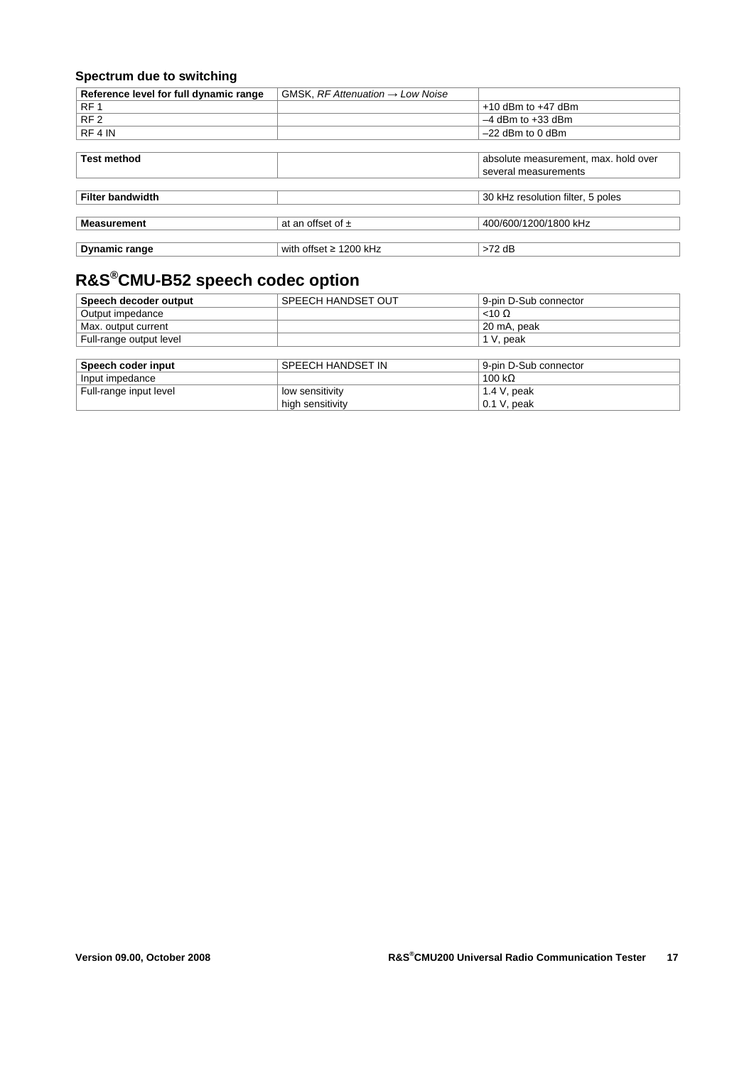### Spectrum due to switching

| Reference level for full dynamic range | GMSK, *RF Attenuation → Low Noise* | |
|---|---|---|
| RF 1 | | +10 dBm to +47 dBm |
| RF 2 | | –4 dBm to +33 dBm |
| RF 4 IN | | –22 dBm to 0 dBm |

| Test method | | absolute measurement, max. hold over several measurements |
|---|---|---|

| Filter bandwidth | | 30 kHz resolution filter, 5 poles |
|---|---|---|

| Measurement | at an offset of ± | 400/600/1200/1800 kHz |
|---|---|---|

| Dynamic range | with offset ≥ 1200 kHz | >72 dB |
|---|---|---|

## R&S®CMU-B52 speech codec option

| Speech decoder output | SPEECH HANDSET OUT | 9-pin D-Sub connector |
|---|---|---|
| Output impedance | | <10 Ω |
| Max. output current | | 20 mA, peak |
| Full-range output level | | 1 V, peak |

| Speech coder input | SPEECH HANDSET IN | 9-pin D-Sub connector |
|---|---|---|
| Input impedance | | 100 kΩ |
| Full-range input level | low sensitivity | 1.4 V, peak |
| | high sensitivity | 0.1 V, peak |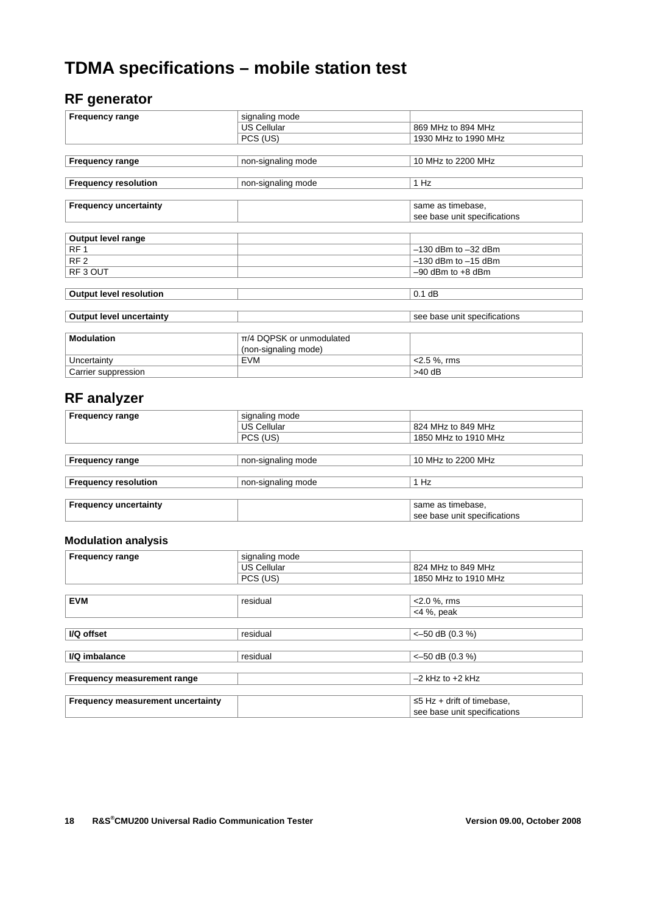# TDMA specifications – mobile station test

## RF generator

| | | |
|---|---|---|
| **Frequency range** | signaling mode | |
| | US Cellular | 869 MHz to 894 MHz |
| | PCS (US) | 1930 MHz to 1990 MHz |

| | | |
|---|---|---|
| **Frequency range** | non-signaling mode | 10 MHz to 2200 MHz |

| | | |
|---|---|---|
| **Frequency resolution** | non-signaling mode | 1 Hz |

| | | |
|---|---|---|
| **Frequency uncertainty** | | same as timebase, see base unit specifications |

| | | |
|---|---|---|
| **Output level range** | | |
| RF 1 | | –130 dBm to –32 dBm |
| RF 2 | | –130 dBm to –15 dBm |
| RF 3 OUT | | –90 dBm to +8 dBm |

| | | |
|---|---|---|
| **Output level resolution** | | 0.1 dB |

| | | |
|---|---|---|
| **Output level uncertainty** | | see base unit specifications |

| | | |
|---|---|---|
| **Modulation** | π/4 DQPSK or unmodulated (non-signaling mode) | |
| Uncertainty | EVM | <2.5 %, rms |
| Carrier suppression | | >40 dB |

## RF analyzer

| | | |
|---|---|---|
| **Frequency range** | signaling mode | |
| | US Cellular | 824 MHz to 849 MHz |
| | PCS (US) | 1850 MHz to 1910 MHz |

| | | |
|---|---|---|
| **Frequency range** | non-signaling mode | 10 MHz to 2200 MHz |

| | | |
|---|---|---|
| **Frequency resolution** | non-signaling mode | 1 Hz |

| | | |
|---|---|---|
| **Frequency uncertainty** | | same as timebase, see base unit specifications |

### Modulation analysis

| | | |
|---|---|---|
| **Frequency range** | signaling mode | |
| | US Cellular | 824 MHz to 849 MHz |
| | PCS (US) | 1850 MHz to 1910 MHz |

| | | |
|---|---|---|
| **EVM** | residual | <2.0 %, rms |
| | | <4 %, peak |

| | | |
|---|---|---|
| **I/Q offset** | residual | <–50 dB (0.3 %) |

| | | |
|---|---|---|
| **I/Q imbalance** | residual | <–50 dB (0.3 %) |

| | | |
|---|---|---|
| **Frequency measurement range** | | –2 kHz to +2 kHz |

| | | |
|---|---|---|
| **Frequency measurement uncertainty** | | ≤5 Hz + drift of timebase, see base unit specifications |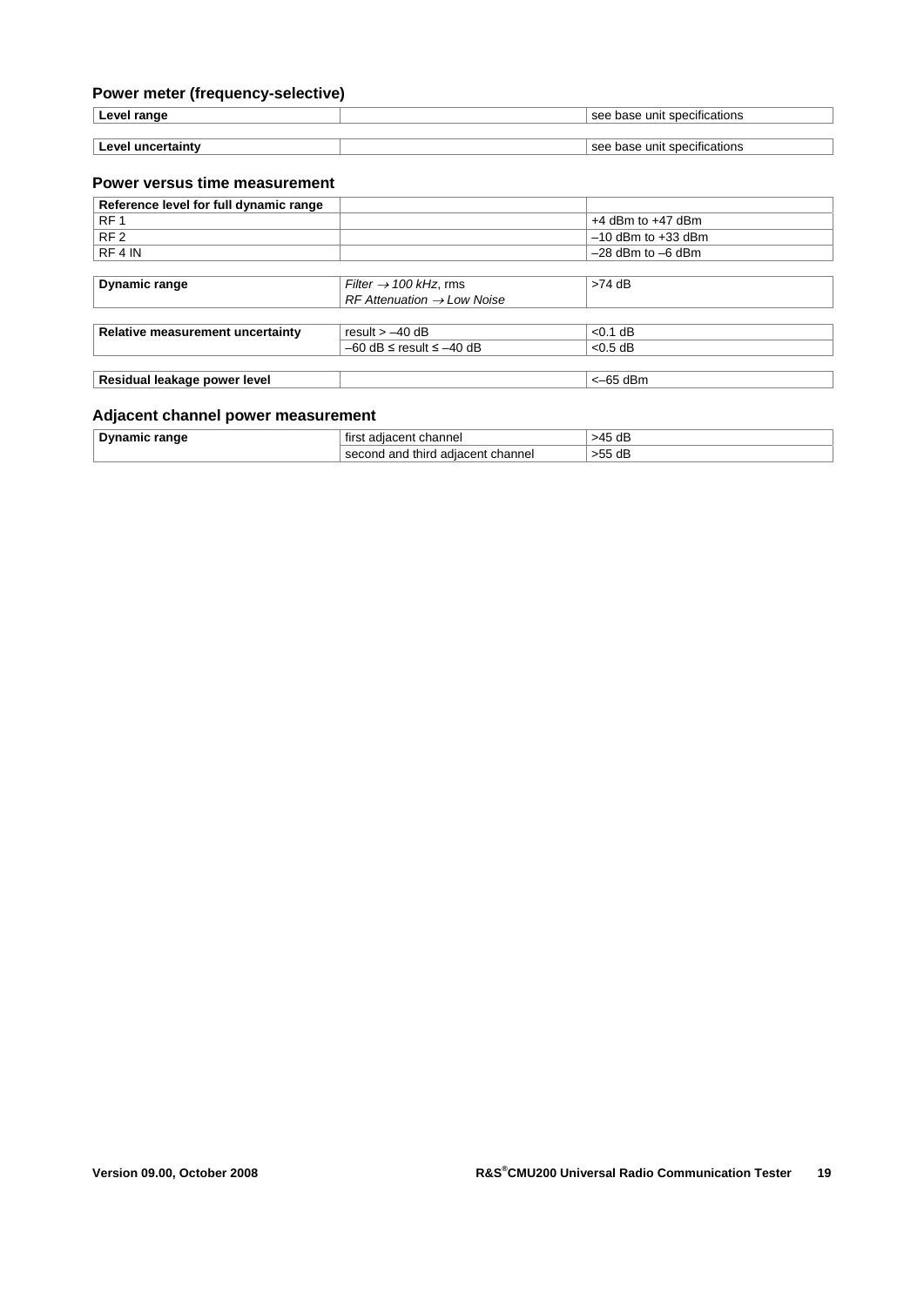### Power meter (frequency-selective)

| | | |
|---|---|---|
| **Level range** | | see base unit specifications |
| **Level uncertainty** | | see base unit specifications |

### Power versus time measurement

| | | |
|---|---|---|
| **Reference level for full dynamic range** | | |
| RF 1 | | +4 dBm to +47 dBm |
| RF 2 | | –10 dBm to +33 dBm |
| RF 4 IN | | –28 dBm to –6 dBm |
| **Dynamic range** | *Filter → 100 kHz*, rms<br>*RF Attenuation → Low Noise* | >74 dB |
| **Relative measurement uncertainty** | result > –40 dB | <0.1 dB |
| | –60 dB ≤ result ≤ –40 dB | <0.5 dB |
| **Residual leakage power level** | | <–65 dBm |

### Adjacent channel power measurement

| | | |
|---|---|---|
| **Dynamic range** | first adjacent channel | >45 dB |
| | second and third adjacent channel | >55 dB |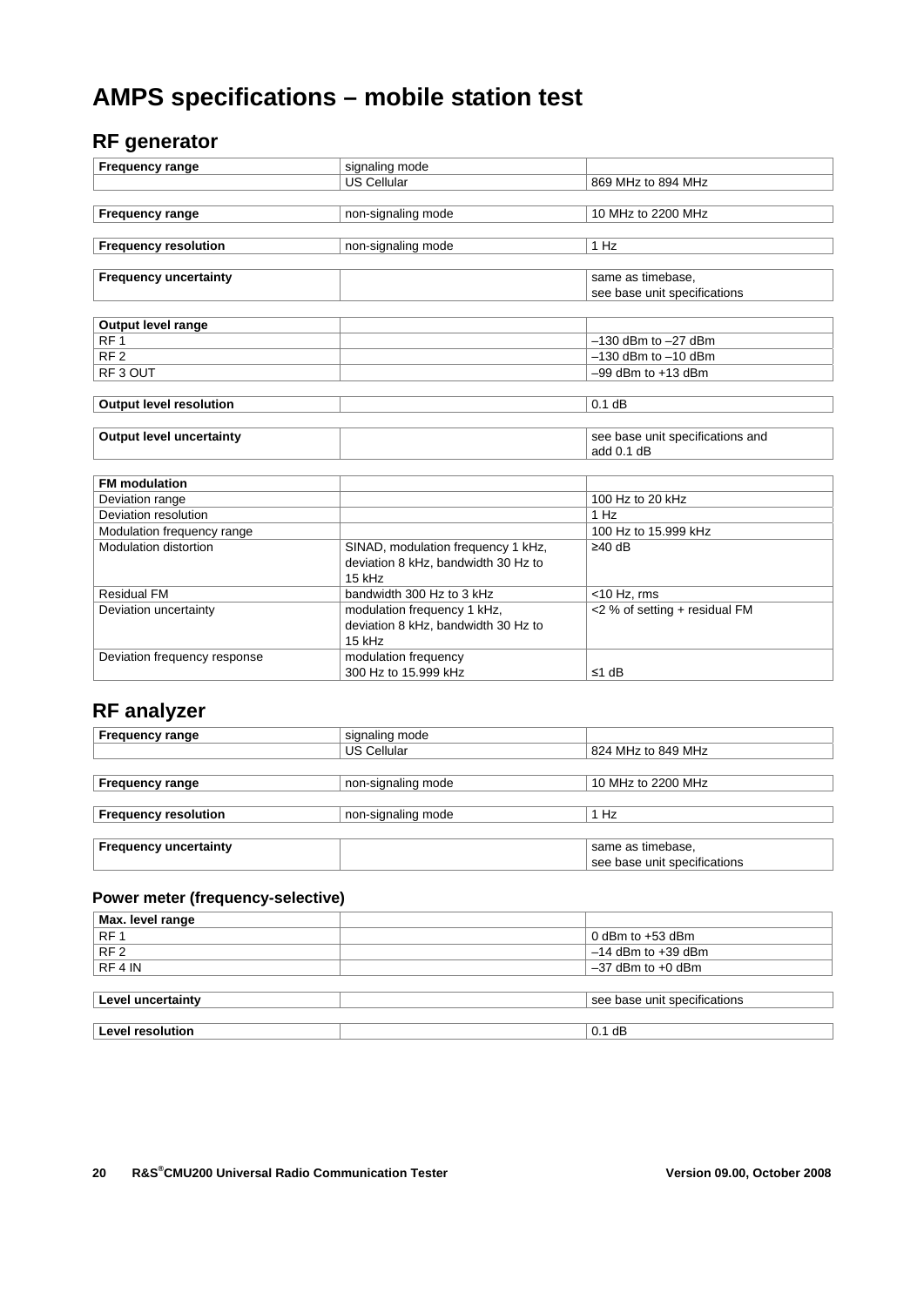# AMPS specifications – mobile station test

## RF generator

| **Frequency range** | signaling mode | |
|---|---|---|
| | US Cellular | 869 MHz to 894 MHz |

| **Frequency range** | non-signaling mode | 10 MHz to 2200 MHz |
|---|---|---|

| **Frequency resolution** | non-signaling mode | 1 Hz |
|---|---|---|

| **Frequency uncertainty** | | same as timebase, see base unit specifications |
|---|---|---|

| **Output level range** | | |
|---|---|---|
| RF 1 | | –130 dBm to –27 dBm |
| RF 2 | | –130 dBm to –10 dBm |
| RF 3 OUT | | –99 dBm to +13 dBm |

| **Output level resolution** | | 0.1 dB |
|---|---|---|

| **Output level uncertainty** | | see base unit specifications and add 0.1 dB |
|---|---|---|

| **FM modulation** | | |
|---|---|---|
| Deviation range | | 100 Hz to 20 kHz |
| Deviation resolution | | 1 Hz |
| Modulation frequency range | | 100 Hz to 15.999 kHz |
| Modulation distortion | SINAD, modulation frequency 1 kHz, deviation 8 kHz, bandwidth 30 Hz to 15 kHz | ≥40 dB |
| Residual FM | bandwidth 300 Hz to 3 kHz | <10 Hz, rms |
| Deviation uncertainty | modulation frequency 1 kHz, deviation 8 kHz, bandwidth 30 Hz to 15 kHz | <2 % of setting + residual FM |
| Deviation frequency response | modulation frequency 300 Hz to 15.999 kHz | ≤1 dB |

## RF analyzer

| **Frequency range** | signaling mode | |
|---|---|---|
| | US Cellular | 824 MHz to 849 MHz |

| **Frequency range** | non-signaling mode | 10 MHz to 2200 MHz |
|---|---|---|

| **Frequency resolution** | non-signaling mode | 1 Hz |
|---|---|---|

| **Frequency uncertainty** | | same as timebase, see base unit specifications |
|---|---|---|

### Power meter (frequency-selective)

| **Max. level range** | | |
|---|---|---|
| RF 1 | | 0 dBm to +53 dBm |
| RF 2 | | –14 dBm to +39 dBm |
| RF 4 IN | | –37 dBm to +0 dBm |

| **Level uncertainty** | | see base unit specifications |
|---|---|---|

| **Level resolution** | | 0.1 dB |
|---|---|---|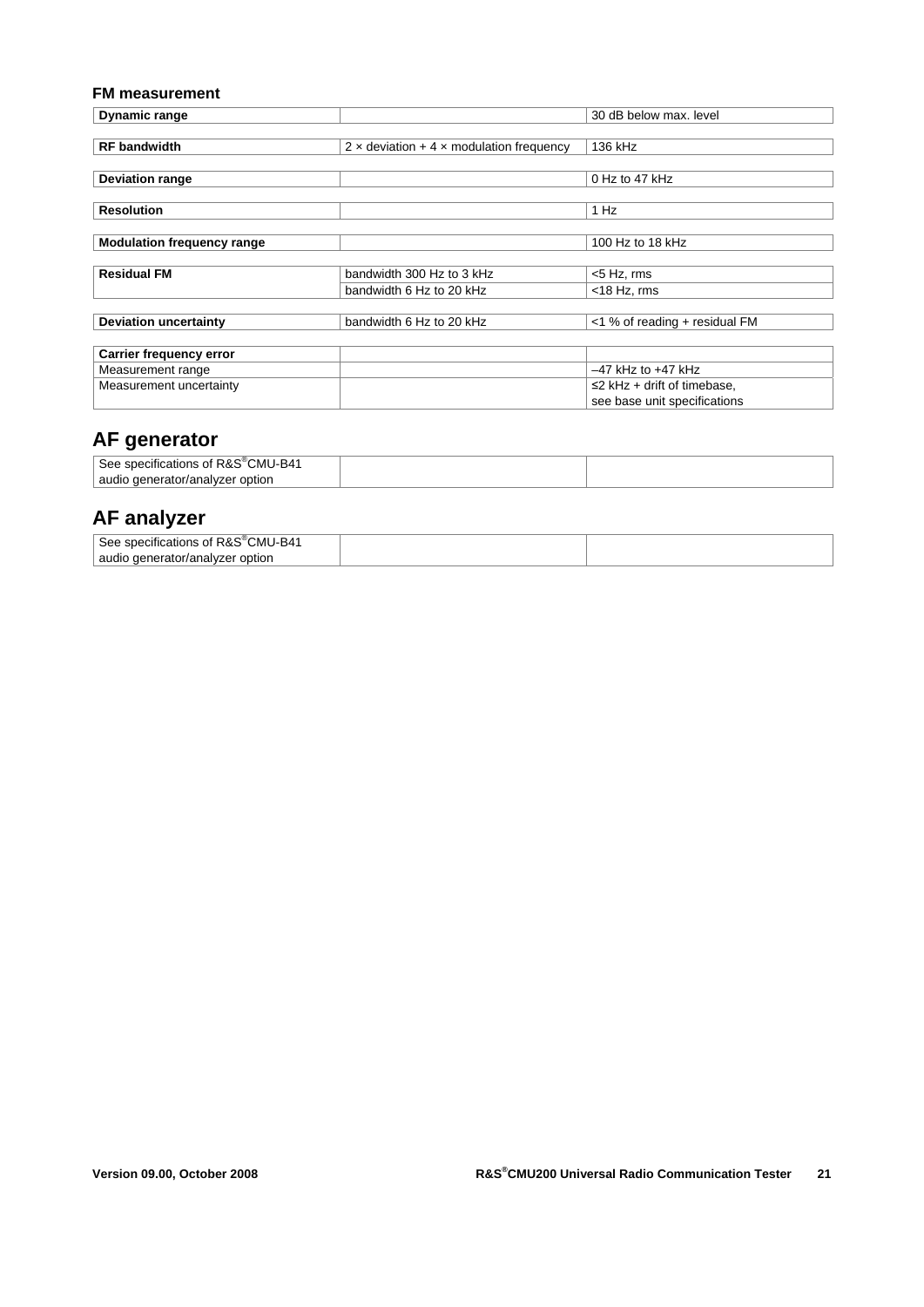### FM measurement

| | | |
|---|---|---|
| **Dynamic range** | | 30 dB below max. level |
| **RF bandwidth** | 2 × deviation + 4 × modulation frequency | 136 kHz |
| **Deviation range** | | 0 Hz to 47 kHz |
| **Resolution** | | 1 Hz |
| **Modulation frequency range** | | 100 Hz to 18 kHz |
| **Residual FM** | bandwidth 300 Hz to 3 kHz | <5 Hz, rms |
| | bandwidth 6 Hz to 20 kHz | <18 Hz, rms |
| **Deviation uncertainty** | bandwidth 6 Hz to 20 kHz | <1 % of reading + residual FM |
| **Carrier frequency error** | | |
| Measurement range | | –47 kHz to +47 kHz |
| Measurement uncertainty | | ≤2 kHz + drift of timebase, see base unit specifications |

## AF generator

| | | |
|---|---|---|
| See specifications of R&S®CMU-B41 audio generator/analyzer option | | |

## AF analyzer

| | | |
|---|---|---|
| See specifications of R&S®CMU-B41 audio generator/analyzer option | | |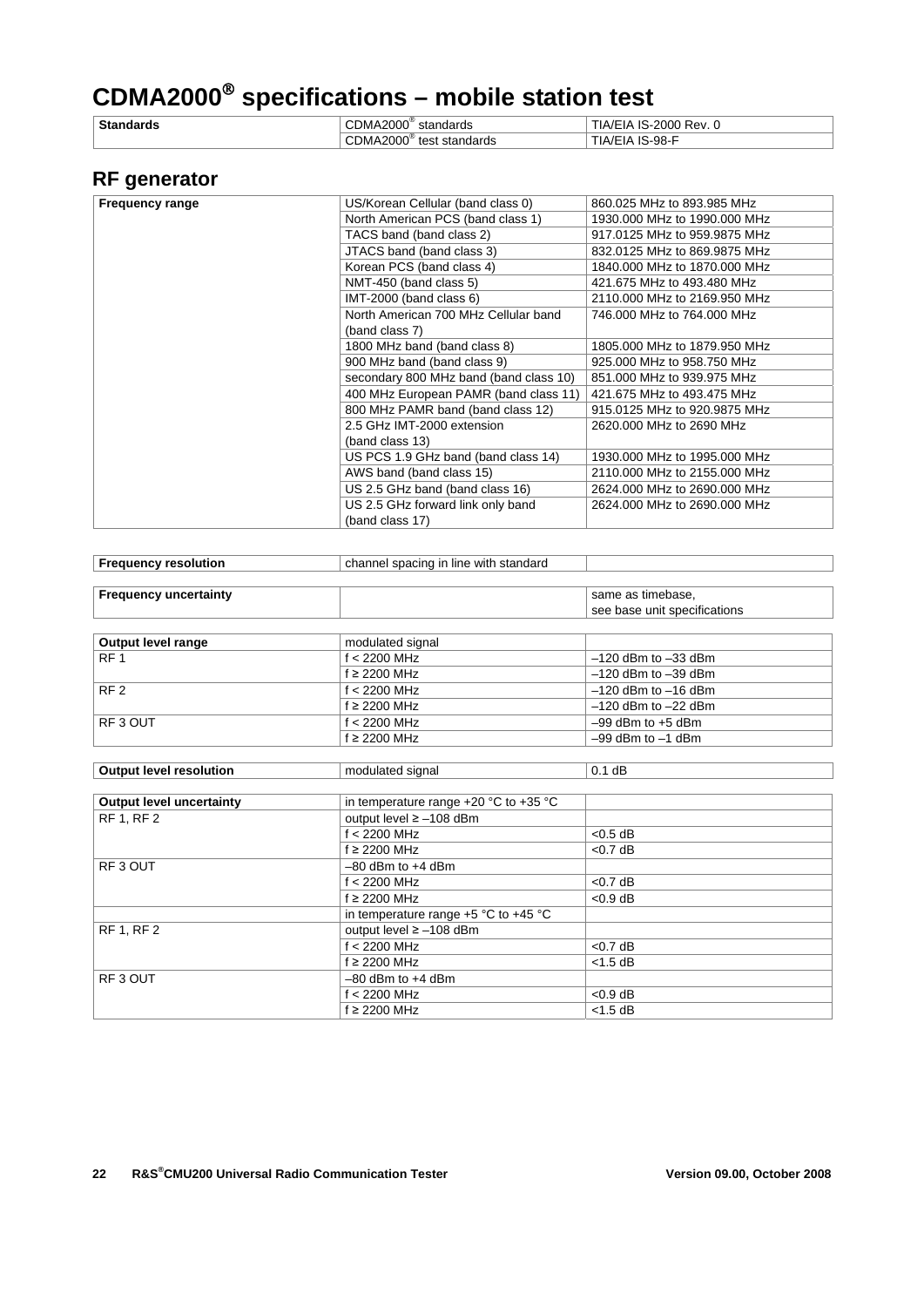# CDMA2000® specifications – mobile station test

| Standards | CDMA2000® standards | TIA/EIA IS-2000 Rev. 0 |
|---|---|---|
| | CDMA2000® test standards | TIA/EIA IS-98-F |

## RF generator

| Frequency range | US/Korean Cellular (band class 0) | 860.025 MHz to 893.985 MHz |
|---|---|---|
| | North American PCS (band class 1) | 1930.000 MHz to 1990.000 MHz |
| | TACS band (band class 2) | 917.0125 MHz to 959.9875 MHz |
| | JTACS band (band class 3) | 832.0125 MHz to 869.9875 MHz |
| | Korean PCS (band class 4) | 1840.000 MHz to 1870.000 MHz |
| | NMT-450 (band class 5) | 421.675 MHz to 493.480 MHz |
| | IMT-2000 (band class 6) | 2110.000 MHz to 2169.950 MHz |
| | North American 700 MHz Cellular band (band class 7) | 746.000 MHz to 764.000 MHz |
| | 1800 MHz band (band class 8) | 1805.000 MHz to 1879.950 MHz |
| | 900 MHz band (band class 9) | 925.000 MHz to 958.750 MHz |
| | secondary 800 MHz band (band class 10) | 851.000 MHz to 939.975 MHz |
| | 400 MHz European PAMR (band class 11) | 421.675 MHz to 493.475 MHz |
| | 800 MHz PAMR band (band class 12) | 915.0125 MHz to 920.9875 MHz |
| | 2.5 GHz IMT-2000 extension (band class 13) | 2620.000 MHz to 2690 MHz |
| | US PCS 1.9 GHz band (band class 14) | 1930.000 MHz to 1995.000 MHz |
| | AWS band (band class 15) | 2110.000 MHz to 2155.000 MHz |
| | US 2.5 GHz band (band class 16) | 2624.000 MHz to 2690.000 MHz |
| | US 2.5 GHz forward link only band (band class 17) | 2624.000 MHz to 2690.000 MHz |

| Frequency resolution | channel spacing in line with standard | |
|---|---|---|

| Frequency uncertainty | | same as timebase, see base unit specifications |
|---|---|---|

| Output level range | modulated signal | |
|---|---|---|
| RF 1 | f < 2200 MHz | –120 dBm to –33 dBm |
| | f ≥ 2200 MHz | –120 dBm to –39 dBm |
| RF 2 | f < 2200 MHz | –120 dBm to –16 dBm |
| | f ≥ 2200 MHz | –120 dBm to –22 dBm |
| RF 3 OUT | f < 2200 MHz | –99 dBm to +5 dBm |
| | f ≥ 2200 MHz | –99 dBm to –1 dBm |

| Output level resolution | modulated signal | 0.1 dB |
|---|---|---|

| Output level uncertainty | in temperature range +20 °C to +35 °C | |
|---|---|---|
| RF 1, RF 2 | output level ≥ –108 dBm | |
| | f < 2200 MHz | <0.5 dB |
| | f ≥ 2200 MHz | <0.7 dB |
| RF 3 OUT | –80 dBm to +4 dBm | |
| | f < 2200 MHz | <0.7 dB |
| | f ≥ 2200 MHz | <0.9 dB |
| | in temperature range +5 °C to +45 °C | |
| RF 1, RF 2 | output level ≥ –108 dBm | |
| | f < 2200 MHz | <0.7 dB |
| | f ≥ 2200 MHz | <1.5 dB |
| RF 3 OUT | –80 dBm to +4 dBm | |
| | f < 2200 MHz | <0.9 dB |
| | f ≥ 2200 MHz | <1.5 dB |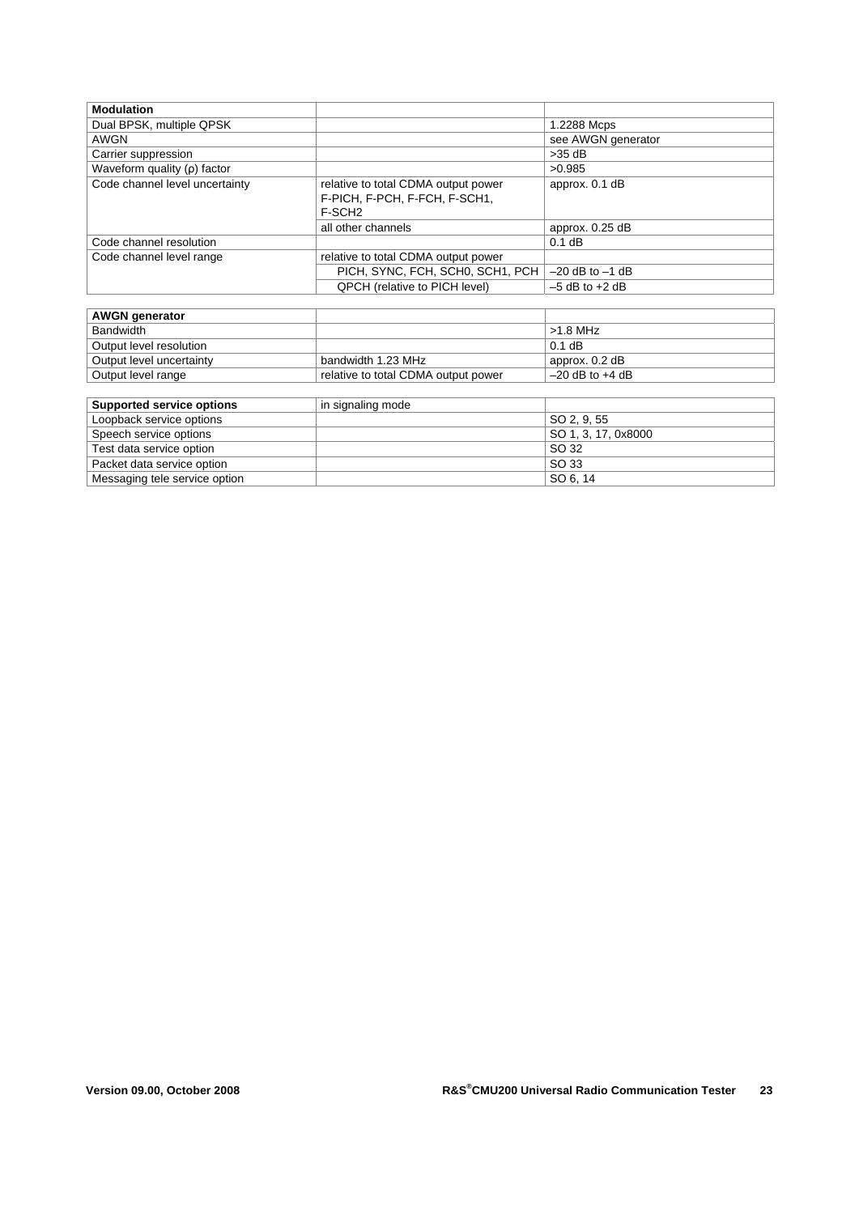| **Modulation** | | |
|---|---|---|
| Dual BPSK, multiple QPSK | | 1.2288 Mcps |
| AWGN | | see AWGN generator |
| Carrier suppression | | >35 dB |
| Waveform quality (ρ) factor | | >0.985 |
| Code channel level uncertainty | relative to total CDMA output power F-PICH, F-PCH, F-FCH, F-SCH1, F-SCH2 | approx. 0.1 dB |
| | all other channels | approx. 0.25 dB |
| Code channel resolution | | 0.1 dB |
| Code channel level range | relative to total CDMA output power | |
| | PICH, SYNC, FCH, SCH0, SCH1, PCH | –20 dB to –1 dB |
| | QPCH (relative to PICH level) | –5 dB to +2 dB |

| **AWGN generator** | | |
|---|---|---|
| Bandwidth | | >1.8 MHz |
| Output level resolution | | 0.1 dB |
| Output level uncertainty | bandwidth 1.23 MHz | approx. 0.2 dB |
| Output level range | relative to total CDMA output power | –20 dB to +4 dB |

| **Supported service options** | in signaling mode | |
|---|---|---|
| Loopback service options | | SO 2, 9, 55 |
| Speech service options | | SO 1, 3, 17, 0x8000 |
| Test data service option | | SO 32 |
| Packet data service option | | SO 33 |
| Messaging tele service option | | SO 6, 14 |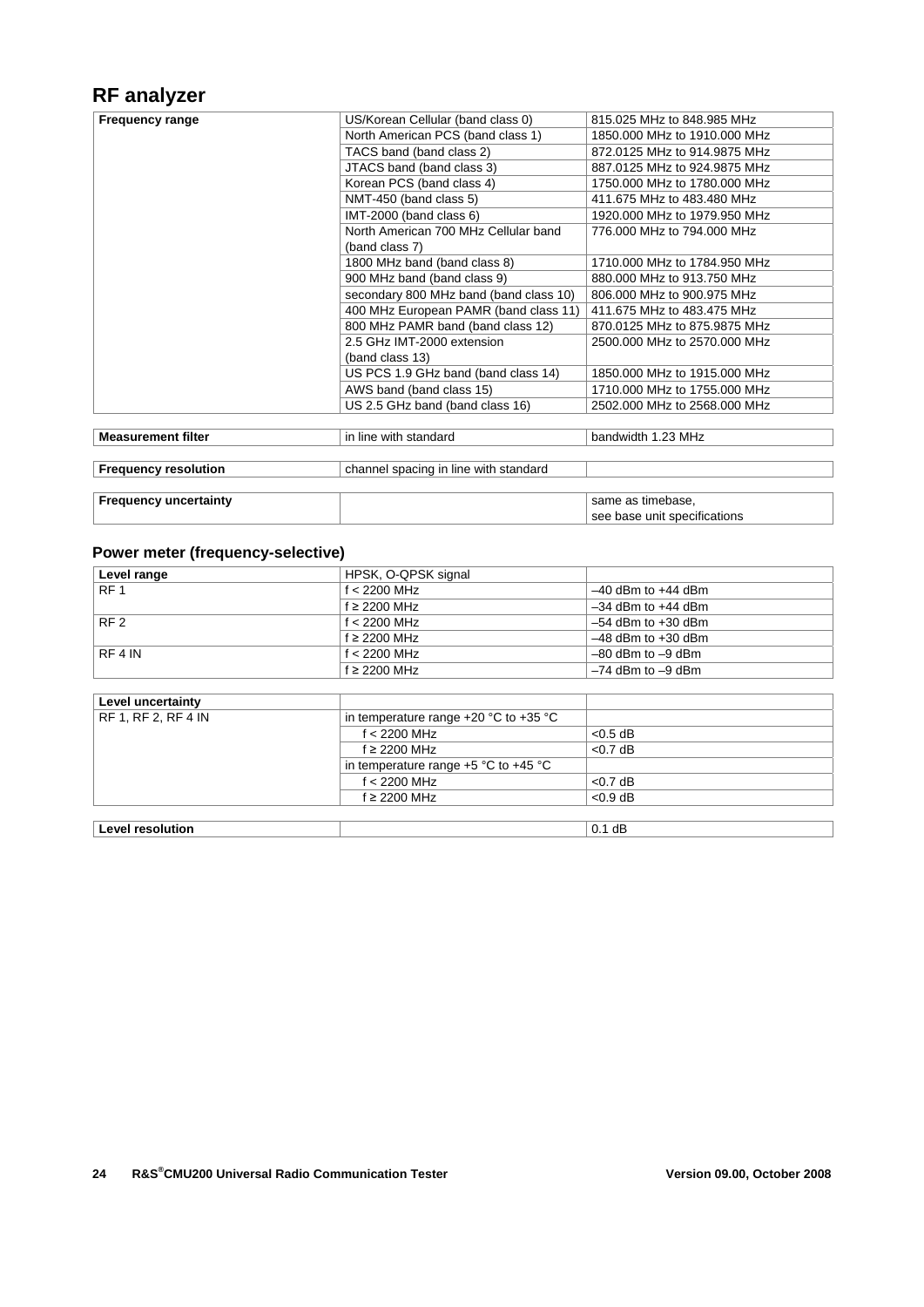## RF analyzer

| Frequency range | | |
|---|---|---|
| | US/Korean Cellular (band class 0) | 815.025 MHz to 848.985 MHz |
| | North American PCS (band class 1) | 1850.000 MHz to 1910.000 MHz |
| | TACS band (band class 2) | 872.0125 MHz to 914.9875 MHz |
| | JTACS band (band class 3) | 887.0125 MHz to 924.9875 MHz |
| | Korean PCS (band class 4) | 1750.000 MHz to 1780.000 MHz |
| | NMT-450 (band class 5) | 411.675 MHz to 483.480 MHz |
| | IMT-2000 (band class 6) | 1920.000 MHz to 1979.950 MHz |
| | North American 700 MHz Cellular band (band class 7) | 776.000 MHz to 794.000 MHz |
| | 1800 MHz band (band class 8) | 1710.000 MHz to 1784.950 MHz |
| | 900 MHz band (band class 9) | 880.000 MHz to 913.750 MHz |
| | secondary 800 MHz band (band class 10) | 806.000 MHz to 900.975 MHz |
| | 400 MHz European PAMR (band class 11) | 411.675 MHz to 483.475 MHz |
| | 800 MHz PAMR band (band class 12) | 870.0125 MHz to 875.9875 MHz |
| | 2.5 GHz IMT-2000 extension (band class 13) | 2500.000 MHz to 2570.000 MHz |
| | US PCS 1.9 GHz band (band class 14) | 1850.000 MHz to 1915.000 MHz |
| | AWS band (band class 15) | 1710.000 MHz to 1755.000 MHz |
| | US 2.5 GHz band (band class 16) | 2502.000 MHz to 2568.000 MHz |

| Measurement filter | in line with standard | bandwidth 1.23 MHz |
|---|---|---|

| Frequency resolution | channel spacing in line with standard | |
|---|---|---|

| Frequency uncertainty | | same as timebase, see base unit specifications |
|---|---|---|

### Power meter (frequency-selective)

| Level range | HPSK, O-QPSK signal | |
|---|---|---|
| RF 1 | f < 2200 MHz | –40 dBm to +44 dBm |
| | f ≥ 2200 MHz | –34 dBm to +44 dBm |
| RF 2 | f < 2200 MHz | –54 dBm to +30 dBm |
| | f ≥ 2200 MHz | –48 dBm to +30 dBm |
| RF 4 IN | f < 2200 MHz | –80 dBm to –9 dBm |
| | f ≥ 2200 MHz | –74 dBm to –9 dBm |

| Level uncertainty | | |
|---|---|---|
| RF 1, RF 2, RF 4 IN | in temperature range +20 °C to +35 °C | |
| | f < 2200 MHz | <0.5 dB |
| | f ≥ 2200 MHz | <0.7 dB |
| | in temperature range +5 °C to +45 °C | |
| | f < 2200 MHz | <0.7 dB |
| | f ≥ 2200 MHz | <0.9 dB |

| Level resolution | | 0.1 dB |
|---|---|---|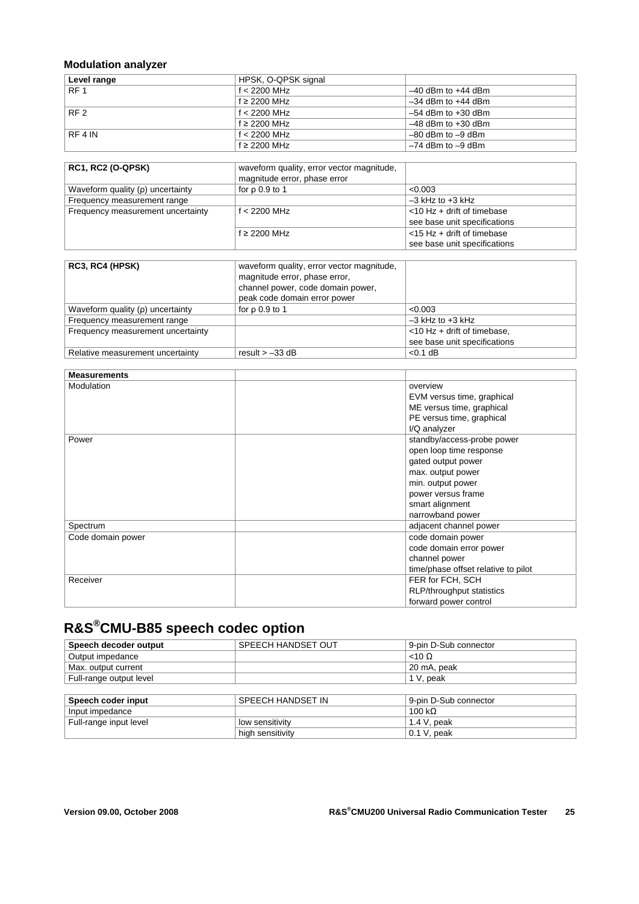### Modulation analyzer

| Level range | HPSK, O-QPSK signal | |
|---|---|---|
| RF 1 | f < 2200 MHz | –40 dBm to +44 dBm |
| | f ≥ 2200 MHz | –34 dBm to +44 dBm |
| RF 2 | f < 2200 MHz | –54 dBm to +30 dBm |
| | f ≥ 2200 MHz | –48 dBm to +30 dBm |
| RF 4 IN | f < 2200 MHz | –80 dBm to –9 dBm |
| | f ≥ 2200 MHz | –74 dBm to –9 dBm |

| RC1, RC2 (O-QPSK) | waveform quality, error vector magnitude, magnitude error, phase error | |
|---|---|---|
| Waveform quality (ρ) uncertainty | for ρ 0.9 to 1 | <0.003 |
| Frequency measurement range | | –3 kHz to +3 kHz |
| Frequency measurement uncertainty | f < 2200 MHz | <10 Hz + drift of timebase see base unit specifications |
| | f ≥ 2200 MHz | <15 Hz + drift of timebase see base unit specifications |

| RC3, RC4 (HPSK) | waveform quality, error vector magnitude, magnitude error, phase error, channel power, code domain power, peak code domain error power | |
|---|---|---|
| Waveform quality (ρ) uncertainty | for ρ 0.9 to 1 | <0.003 |
| Frequency measurement range | | –3 kHz to +3 kHz |
| Frequency measurement uncertainty | | <10 Hz + drift of timebase, see base unit specifications |
| Relative measurement uncertainty | result > –33 dB | <0.1 dB |

| Measurements | | |
|---|---|---|
| Modulation | | overview<br>EVM versus time, graphical<br>ME versus time, graphical<br>PE versus time, graphical<br>I/Q analyzer |
| Power | | standby/access-probe power<br>open loop time response<br>gated output power<br>max. output power<br>min. output power<br>power versus frame<br>smart alignment<br>narrowband power |
| Spectrum | | adjacent channel power |
| Code domain power | | code domain power<br>code domain error power<br>channel power<br>time/phase offset relative to pilot |
| Receiver | | FER for FCH, SCH<br>RLP/throughput statistics<br>forward power control |

## R&S®CMU-B85 speech codec option

| Speech decoder output | SPEECH HANDSET OUT | 9-pin D-Sub connector |
|---|---|---|
| Output impedance | | <10 Ω |
| Max. output current | | 20 mA, peak |
| Full-range output level | | 1 V, peak |

| Speech coder input | SPEECH HANDSET IN | 9-pin D-Sub connector |
|---|---|---|
| Input impedance | | 100 kΩ |
| Full-range input level | low sensitivity | 1.4 V, peak |
| | high sensitivity | 0.1 V, peak |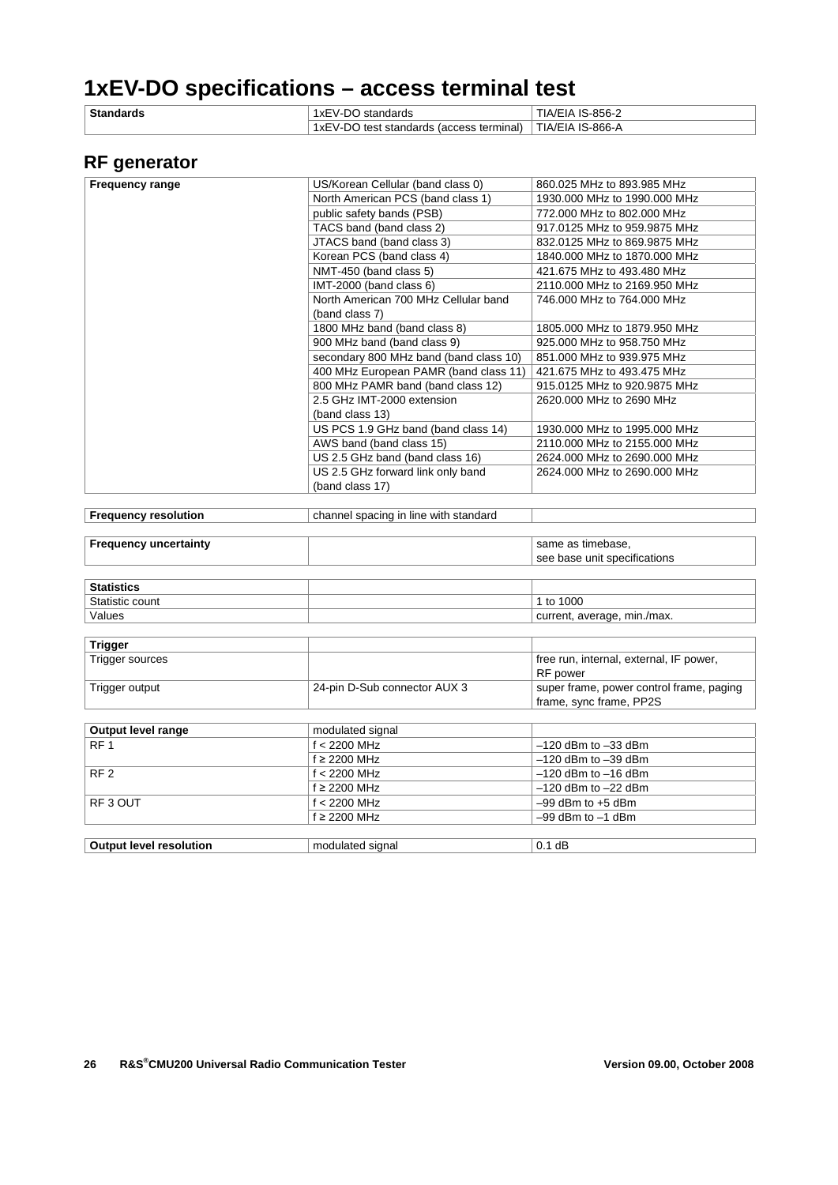# 1xEV-DO specifications – access terminal test

| Standards | | |
|---|---|---|
| | 1xEV-DO standards | TIA/EIA IS-856-2 |
| | 1xEV-DO test standards (access terminal) | TIA/EIA IS-866-A |

## RF generator

| Frequency range | | |
|---|---|---|
| | US/Korean Cellular (band class 0) | 860.025 MHz to 893.985 MHz |
| | North American PCS (band class 1) | 1930.000 MHz to 1990.000 MHz |
| | public safety bands (PSB) | 772.000 MHz to 802.000 MHz |
| | TACS band (band class 2) | 917.0125 MHz to 959.9875 MHz |
| | JTACS band (band class 3) | 832.0125 MHz to 869.9875 MHz |
| | Korean PCS (band class 4) | 1840.000 MHz to 1870.000 MHz |
| | NMT-450 (band class 5) | 421.675 MHz to 493.480 MHz |
| | IMT-2000 (band class 6) | 2110.000 MHz to 2169.950 MHz |
| | North American 700 MHz Cellular band (band class 7) | 746.000 MHz to 764.000 MHz |
| | 1800 MHz band (band class 8) | 1805.000 MHz to 1879.950 MHz |
| | 900 MHz band (band class 9) | 925.000 MHz to 958.750 MHz |
| | secondary 800 MHz band (band class 10) | 851.000 MHz to 939.975 MHz |
| | 400 MHz European PAMR (band class 11) | 421.675 MHz to 493.475 MHz |
| | 800 MHz PAMR band (band class 12) | 915.0125 MHz to 920.9875 MHz |
| | 2.5 GHz IMT-2000 extension (band class 13) | 2620.000 MHz to 2690 MHz |
| | US PCS 1.9 GHz band (band class 14) | 1930.000 MHz to 1995.000 MHz |
| | AWS band (band class 15) | 2110.000 MHz to 2155.000 MHz |
| | US 2.5 GHz band (band class 16) | 2624.000 MHz to 2690.000 MHz |
| | US 2.5 GHz forward link only band (band class 17) | 2624.000 MHz to 2690.000 MHz |

| Frequency resolution | channel spacing in line with standard | |
|---|---|---|

| Frequency uncertainty | | same as timebase, see base unit specifications |
|---|---|---|

| Statistics | | |
|---|---|---|
| Statistic count | | 1 to 1000 |
| Values | | current, average, min./max. |

| Trigger | | |
|---|---|---|
| Trigger sources | | free run, internal, external, IF power, RF power |
| Trigger output | 24-pin D-Sub connector AUX 3 | super frame, power control frame, paging frame, sync frame, PP2S |

| Output level range | modulated signal | |
|---|---|---|
| RF 1 | f < 2200 MHz | –120 dBm to –33 dBm |
| | f ≥ 2200 MHz | –120 dBm to –39 dBm |
| RF 2 | f < 2200 MHz | –120 dBm to –16 dBm |
| | f ≥ 2200 MHz | –120 dBm to –22 dBm |
| RF 3 OUT | f < 2200 MHz | –99 dBm to +5 dBm |
| | f ≥ 2200 MHz | –99 dBm to –1 dBm |

| Output level resolution | modulated signal | 0.1 dB |
|---|---|---|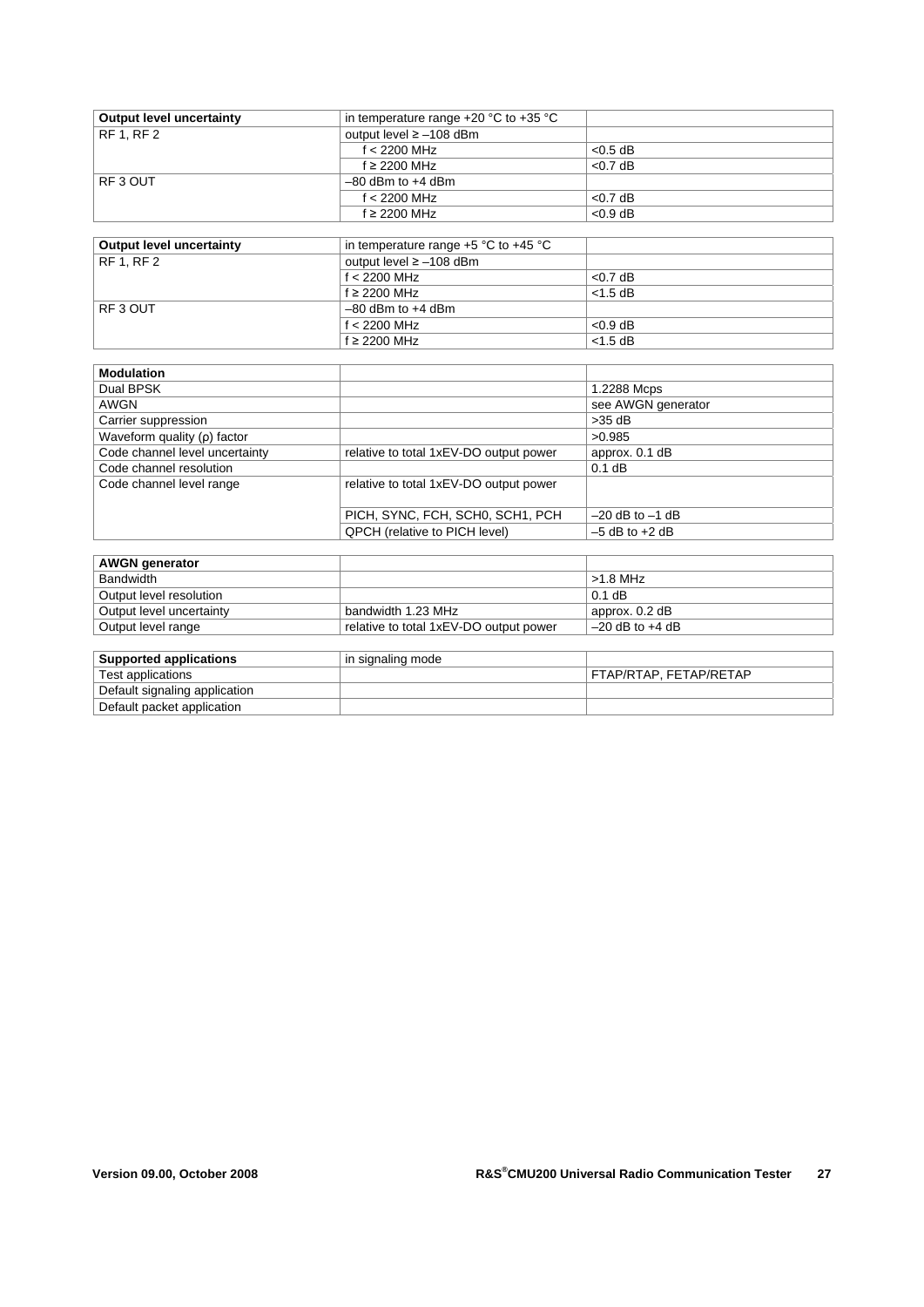| **Output level uncertainty** | in temperature range +20 °C to +35 °C | |
|---|---|---|
| RF 1, RF 2 | output level ≥ –108 dBm | |
| | f < 2200 MHz | <0.5 dB |
| | f ≥ 2200 MHz | <0.7 dB |
| RF 3 OUT | –80 dBm to +4 dBm | |
| | f < 2200 MHz | <0.7 dB |
| | f ≥ 2200 MHz | <0.9 dB |

| **Output level uncertainty** | in temperature range +5 °C to +45 °C | |
|---|---|---|
| RF 1, RF 2 | output level ≥ –108 dBm | |
| | f < 2200 MHz | <0.7 dB |
| | f ≥ 2200 MHz | <1.5 dB |
| RF 3 OUT | –80 dBm to +4 dBm | |
| | f < 2200 MHz | <0.9 dB |
| | f ≥ 2200 MHz | <1.5 dB |

| **Modulation** | | |
|---|---|---|
| Dual BPSK | | 1.2288 Mcps |
| AWGN | | see AWGN generator |
| Carrier suppression | | >35 dB |
| Waveform quality (ρ) factor | | >0.985 |
| Code channel level uncertainty | relative to total 1xEV-DO output power | approx. 0.1 dB |
| Code channel resolution | | 0.1 dB |
| Code channel level range | relative to total 1xEV-DO output power | |
| | PICH, SYNC, FCH, SCH0, SCH1, PCH | –20 dB to –1 dB |
| | QPCH (relative to PICH level) | –5 dB to +2 dB |

| **AWGN generator** | | |
|---|---|---|
| Bandwidth | | >1.8 MHz |
| Output level resolution | | 0.1 dB |
| Output level uncertainty | bandwidth 1.23 MHz | approx. 0.2 dB |
| Output level range | relative to total 1xEV-DO output power | –20 dB to +4 dB |

| **Supported applications** | in signaling mode | |
|---|---|---|
| Test applications | | FTAP/RTAP, FETAP/RETAP |
| Default signaling application | | |
| Default packet application | | |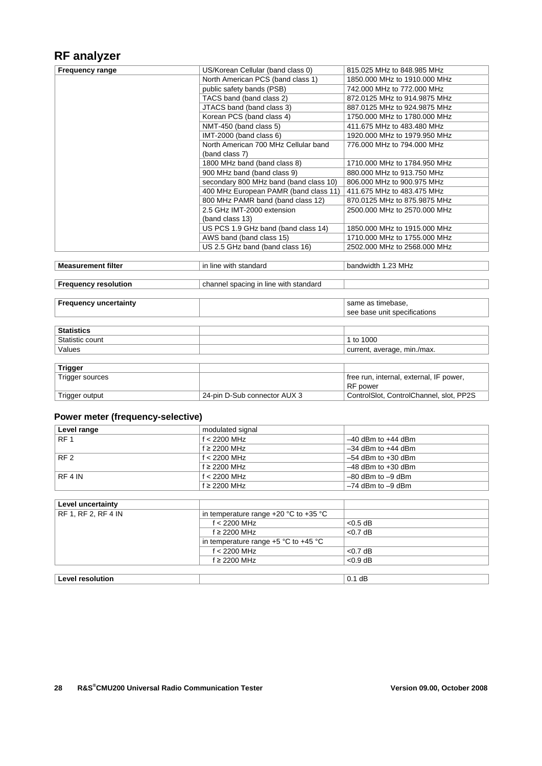## RF analyzer

| Frequency range | US/Korean Cellular (band class 0) | 815.025 MHz to 848.985 MHz |
|---|---|---|
| | North American PCS (band class 1) | 1850.000 MHz to 1910.000 MHz |
| | public safety bands (PSB) | 742.000 MHz to 772.000 MHz |
| | TACS band (band class 2) | 872.0125 MHz to 914.9875 MHz |
| | JTACS band (band class 3) | 887.0125 MHz to 924.9875 MHz |
| | Korean PCS (band class 4) | 1750.000 MHz to 1780.000 MHz |
| | NMT-450 (band class 5) | 411.675 MHz to 483.480 MHz |
| | IMT-2000 (band class 6) | 1920.000 MHz to 1979.950 MHz |
| | North American 700 MHz Cellular band (band class 7) | 776.000 MHz to 794.000 MHz |
| | 1800 MHz band (band class 8) | 1710.000 MHz to 1784.950 MHz |
| | 900 MHz band (band class 9) | 880.000 MHz to 913.750 MHz |
| | secondary 800 MHz band (band class 10) | 806.000 MHz to 900.975 MHz |
| | 400 MHz European PAMR (band class 11) | 411.675 MHz to 483.475 MHz |
| | 800 MHz PAMR band (band class 12) | 870.0125 MHz to 875.9875 MHz |
| | 2.5 GHz IMT-2000 extension (band class 13) | 2500.000 MHz to 2570.000 MHz |
| | US PCS 1.9 GHz band (band class 14) | 1850.000 MHz to 1915.000 MHz |
| | AWS band (band class 15) | 1710.000 MHz to 1755.000 MHz |
| | US 2.5 GHz band (band class 16) | 2502.000 MHz to 2568.000 MHz |

| Measurement filter | in line with standard | bandwidth 1.23 MHz |
|---|---|---|

| Frequency resolution | channel spacing in line with standard | |
|---|---|---|

| Frequency uncertainty | | same as timebase, see base unit specifications |
|---|---|---|

| Statistics | | |
|---|---|---|
| Statistic count | | 1 to 1000 |
| Values | | current, average, min./max. |

| Trigger | | |
|---|---|---|
| Trigger sources | | free run, internal, external, IF power, RF power |
| Trigger output | 24-pin D-Sub connector AUX 3 | ControlSlot, ControlChannel, slot, PP2S |

### Power meter (frequency-selective)

| Level range | modulated signal | |
|---|---|---|
| RF 1 | f < 2200 MHz | –40 dBm to +44 dBm |
| | f ≥ 2200 MHz | –34 dBm to +44 dBm |
| RF 2 | f < 2200 MHz | –54 dBm to +30 dBm |
| | f ≥ 2200 MHz | –48 dBm to +30 dBm |
| RF 4 IN | f < 2200 MHz | –80 dBm to –9 dBm |
| | f ≥ 2200 MHz | –74 dBm to –9 dBm |

| Level uncertainty | | |
|---|---|---|
| RF 1, RF 2, RF 4 IN | in temperature range +20 °C to +35 °C | |
| | f < 2200 MHz | <0.5 dB |
| | f ≥ 2200 MHz | <0.7 dB |
| | in temperature range +5 °C to +45 °C | |
| | f < 2200 MHz | <0.7 dB |
| | f ≥ 2200 MHz | <0.9 dB |

| Level resolution | | 0.1 dB |
|---|---|---|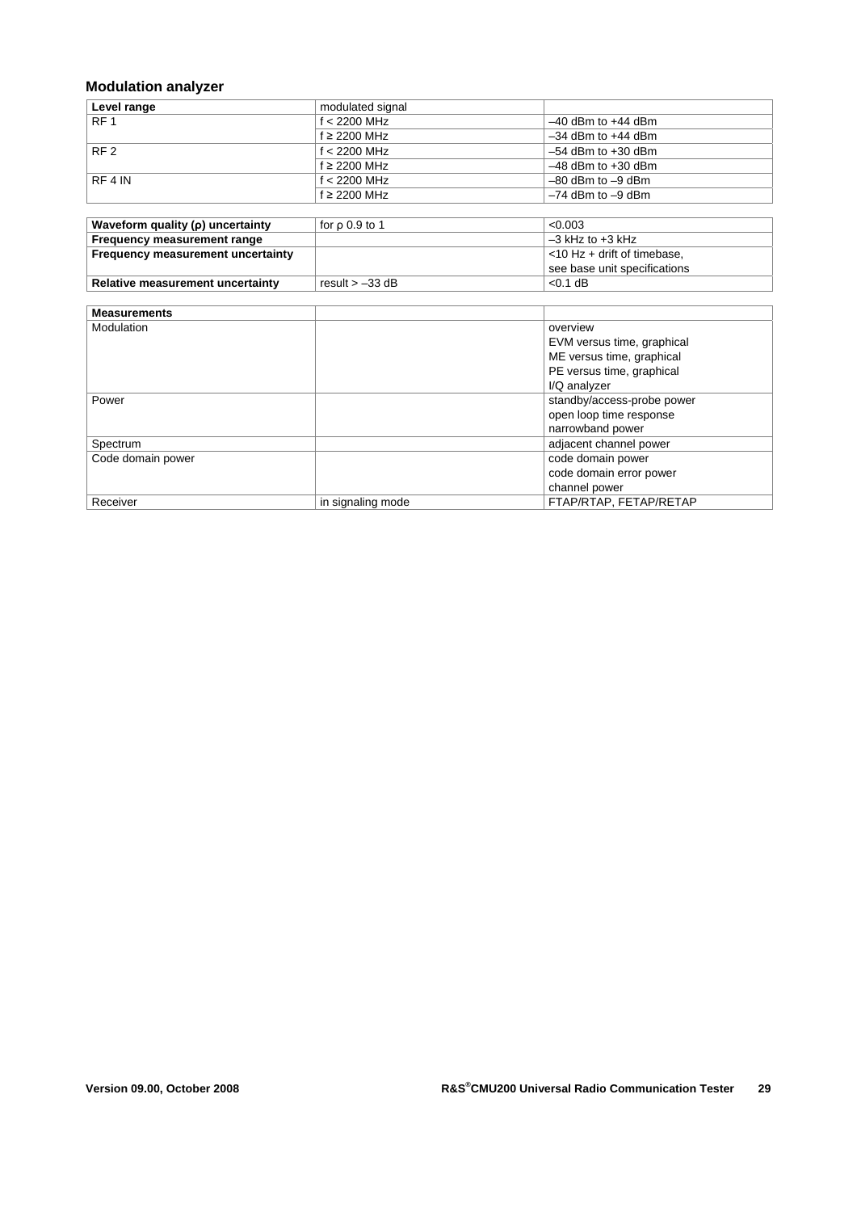## Modulation analyzer

| Level range | modulated signal | |
|---|---|---|
| RF 1 | f < 2200 MHz | –40 dBm to +44 dBm |
| | f ≥ 2200 MHz | –34 dBm to +44 dBm |
| RF 2 | f < 2200 MHz | –54 dBm to +30 dBm |
| | f ≥ 2200 MHz | –48 dBm to +30 dBm |
| RF 4 IN | f < 2200 MHz | –80 dBm to –9 dBm |
| | f ≥ 2200 MHz | –74 dBm to –9 dBm |

| | | |
|---|---|---|
| **Waveform quality (ρ) uncertainty** | for ρ 0.9 to 1 | <0.003 |
| **Frequency measurement range** | | –3 kHz to +3 kHz |
| **Frequency measurement uncertainty** | | <10 Hz + drift of timebase, see base unit specifications |
| **Relative measurement uncertainty** | result > –33 dB | <0.1 dB |

| Measurements | | |
|---|---|---|
| Modulation | | overview<br>EVM versus time, graphical<br>ME versus time, graphical<br>PE versus time, graphical<br>I/Q analyzer |
| Power | | standby/access-probe power<br>open loop time response<br>narrowband power |
| Spectrum | | adjacent channel power |
| Code domain power | | code domain power<br>code domain error power<br>channel power |
| Receiver | in signaling mode | FTAP/RTAP, FETAP/RETAP |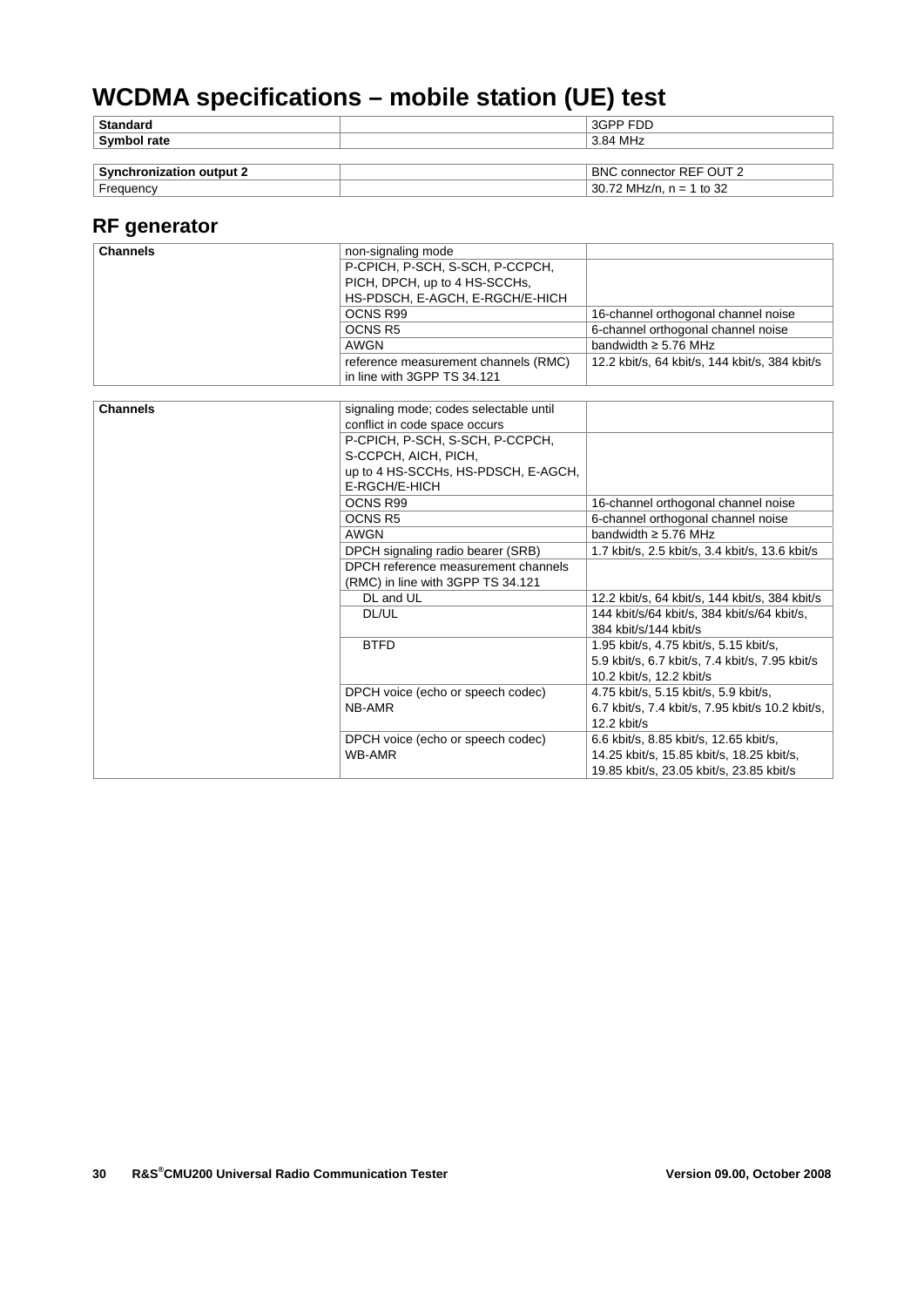# WCDMA specifications – mobile station (UE) test

| | | |
|---|---|---|
| **Standard** | | 3GPP FDD |
| **Symbol rate** | | 3.84 MHz |

| | | |
|---|---|---|
| **Synchronization output 2** | | BNC connector REF OUT 2 |
| Frequency | | 30.72 MHz/n, n = 1 to 32 |

## RF generator

| | | |
|---|---|---|
| **Channels** | non-signaling mode | |
| | P-CPICH, P-SCH, S-SCH, P-CCPCH, PICH, DPCH, up to 4 HS-SCCHs, HS-PDSCH, E-AGCH, E-RGCH/E-HICH | |
| | OCNS R99 | 16-channel orthogonal channel noise |
| | OCNS R5 | 6-channel orthogonal channel noise |
| | AWGN | bandwidth ≥ 5.76 MHz |
| | reference measurement channels (RMC) in line with 3GPP TS 34.121 | 12.2 kbit/s, 64 kbit/s, 144 kbit/s, 384 kbit/s |

| | | |
|---|---|---|
| **Channels** | signaling mode; codes selectable until conflict in code space occurs | |
| | P-CPICH, P-SCH, S-SCH, P-CCPCH, S-CCPCH, AICH, PICH, up to 4 HS-SCCHs, HS-PDSCH, E-AGCH, E-RGCH/E-HICH | |
| | OCNS R99 | 16-channel orthogonal channel noise |
| | OCNS R5 | 6-channel orthogonal channel noise |
| | AWGN | bandwidth ≥ 5.76 MHz |
| | DPCH signaling radio bearer (SRB) | 1.7 kbit/s, 2.5 kbit/s, 3.4 kbit/s, 13.6 kbit/s |
| | DPCH reference measurement channels (RMC) in line with 3GPP TS 34.121 | |
| | DL and UL | 12.2 kbit/s, 64 kbit/s, 144 kbit/s, 384 kbit/s |
| | DL/UL | 144 kbit/s/64 kbit/s, 384 kbit/s/64 kbit/s, 384 kbit/s/144 kbit/s |
| | BTFD | 1.95 kbit/s, 4.75 kbit/s, 5.15 kbit/s, 5.9 kbit/s, 6.7 kbit/s, 7.4 kbit/s, 7.95 kbit/s 10.2 kbit/s, 12.2 kbit/s |
| | DPCH voice (echo or speech codec) NB-AMR | 4.75 kbit/s, 5.15 kbit/s, 5.9 kbit/s, 6.7 kbit/s, 7.4 kbit/s, 7.95 kbit/s 10.2 kbit/s, 12.2 kbit/s |
| | DPCH voice (echo or speech codec) WB-AMR | 6.6 kbit/s, 8.85 kbit/s, 12.65 kbit/s, 14.25 kbit/s, 15.85 kbit/s, 18.25 kbit/s, 19.85 kbit/s, 23.05 kbit/s, 23.85 kbit/s |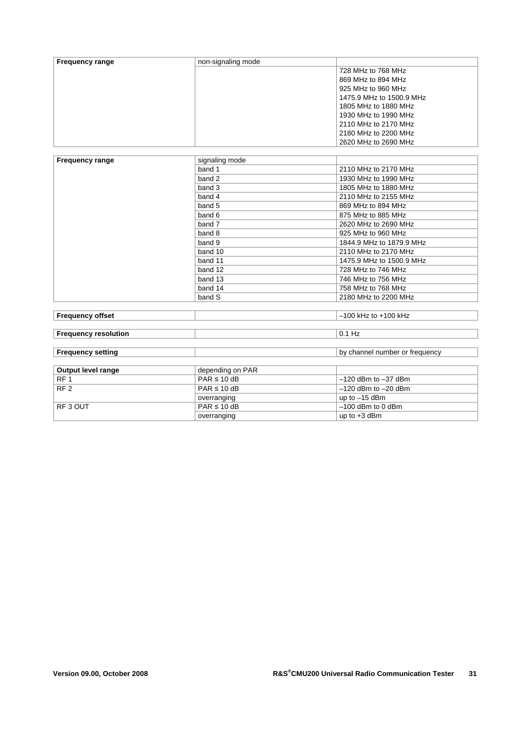| Frequency range | non-signaling mode | |
|---|---|---|
| | | 728 MHz to 768 MHz |
| | | 869 MHz to 894 MHz |
| | | 925 MHz to 960 MHz |
| | | 1475.9 MHz to 1500.9 MHz |
| | | 1805 MHz to 1880 MHz |
| | | 1930 MHz to 1990 MHz |
| | | 2110 MHz to 2170 MHz |
| | | 2180 MHz to 2200 MHz |
| | | 2620 MHz to 2690 MHz |

| Frequency range | signaling mode | |
|---|---|---|
| | band 1 | 2110 MHz to 2170 MHz |
| | band 2 | 1930 MHz to 1990 MHz |
| | band 3 | 1805 MHz to 1880 MHz |
| | band 4 | 2110 MHz to 2155 MHz |
| | band 5 | 869 MHz to 894 MHz |
| | band 6 | 875 MHz to 885 MHz |
| | band 7 | 2620 MHz to 2690 MHz |
| | band 8 | 925 MHz to 960 MHz |
| | band 9 | 1844.9 MHz to 1879.9 MHz |
| | band 10 | 2110 MHz to 2170 MHz |
| | band 11 | 1475.9 MHz to 1500.9 MHz |
| | band 12 | 728 MHz to 746 MHz |
| | band 13 | 746 MHz to 756 MHz |
| | band 14 | 758 MHz to 768 MHz |
| | band S | 2180 MHz to 2200 MHz |

| Frequency offset | | –100 kHz to +100 kHz |
|---|---|---|

| Frequency resolution | | 0.1 Hz |
|---|---|---|

| Frequency setting | | by channel number or frequency |
|---|---|---|

| Output level range | depending on PAR | |
|---|---|---|
| RF 1 | PAR ≤ 10 dB | –120 dBm to –37 dBm |
| RF 2 | PAR ≤ 10 dB | –120 dBm to –20 dBm |
| | overranging | up to –15 dBm |
| RF 3 OUT | PAR ≤ 10 dB | –100 dBm to 0 dBm |
| | overranging | up to +3 dBm |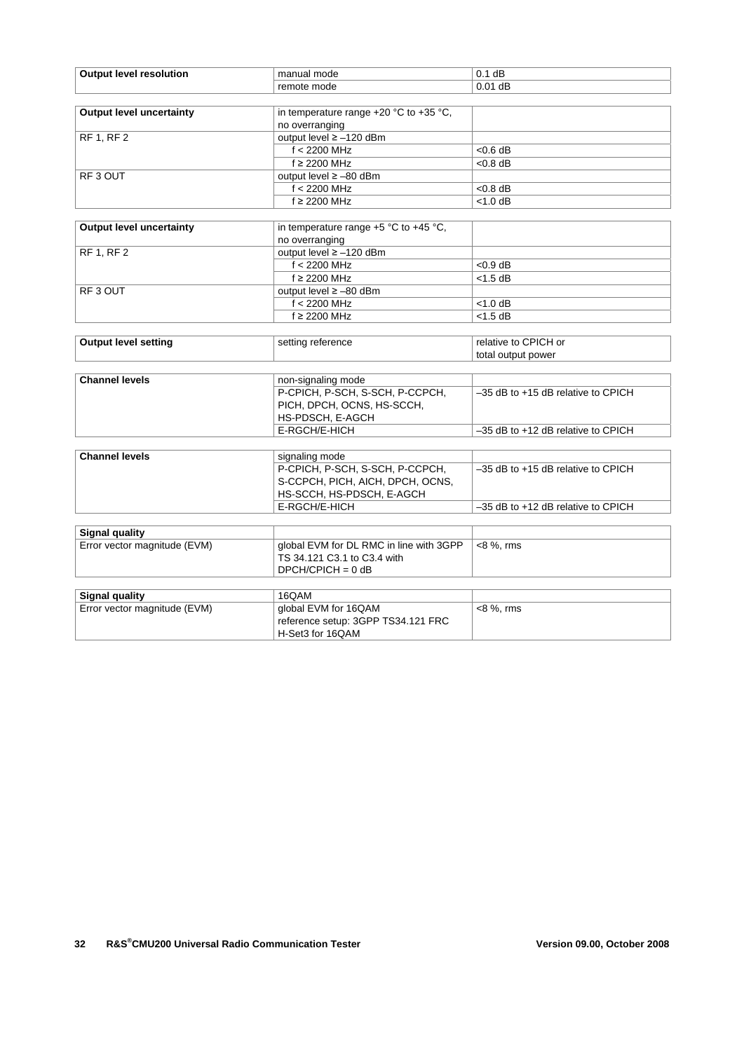| Output level resolution | manual mode | 0.1 dB |
|---|---|---|
| | remote mode | 0.01 dB |

| Output level uncertainty | in temperature range +20 °C to +35 °C, no overranging | |
|---|---|---|
| RF 1, RF 2 | output level ≥ –120 dBm | |
| | f < 2200 MHz | <0.6 dB |
| | f ≥ 2200 MHz | <0.8 dB |
| RF 3 OUT | output level ≥ –80 dBm | |
| | f < 2200 MHz | <0.8 dB |
| | f ≥ 2200 MHz | <1.0 dB |

| Output level uncertainty | in temperature range +5 °C to +45 °C, no overranging | |
|---|---|---|
| RF 1, RF 2 | output level ≥ –120 dBm | |
| | f < 2200 MHz | <0.9 dB |
| | f ≥ 2200 MHz | <1.5 dB |
| RF 3 OUT | output level ≥ –80 dBm | |
| | f < 2200 MHz | <1.0 dB |
| | f ≥ 2200 MHz | <1.5 dB |

| Output level setting | setting reference | relative to CPICH or total output power |
|---|---|---|

| Channel levels | non-signaling mode | |
|---|---|---|
| | P-CPICH, P-SCH, S-SCH, P-CCPCH, PICH, DPCH, OCNS, HS-SCCH, HS-PDSCH, E-AGCH | –35 dB to +15 dB relative to CPICH |
| | E-RGCH/E-HICH | –35 dB to +12 dB relative to CPICH |

| Channel levels | signaling mode | |
|---|---|---|
| | P-CPICH, P-SCH, S-SCH, P-CCPCH, S-CCPCH, PICH, AICH, DPCH, OCNS, HS-SCCH, HS-PDSCH, E-AGCH | –35 dB to +15 dB relative to CPICH |
| | E-RGCH/E-HICH | –35 dB to +12 dB relative to CPICH |

| Signal quality | | |
|---|---|---|
| Error vector magnitude (EVM) | global EVM for DL RMC in line with 3GPP TS 34.121 C3.1 to C3.4 with DPCH/CPICH = 0 dB | <8 %, rms |

| Signal quality | 16QAM | |
|---|---|---|
| Error vector magnitude (EVM) | global EVM for 16QAM reference setup: 3GPP TS34.121 FRC H-Set3 for 16QAM | <8 %, rms |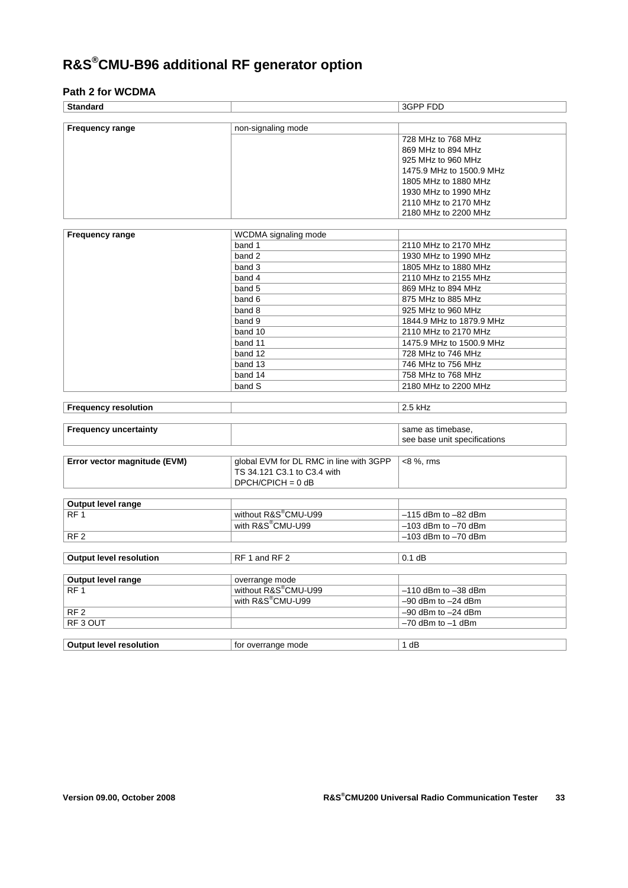# R&S®CMU-B96 additional RF generator option

## Path 2 for WCDMA

| Standard | | 3GPP FDD |
|---|---|---|

| Frequency range | non-signaling mode | |
|---|---|---|
| | | 728 MHz to 768 MHz<br>869 MHz to 894 MHz<br>925 MHz to 960 MHz<br>1475.9 MHz to 1500.9 MHz<br>1805 MHz to 1880 MHz<br>1930 MHz to 1990 MHz<br>2110 MHz to 2170 MHz<br>2180 MHz to 2200 MHz |

| Frequency range | WCDMA signaling mode | |
|---|---|---|
| | band 1 | 2110 MHz to 2170 MHz |
| | band 2 | 1930 MHz to 1990 MHz |
| | band 3 | 1805 MHz to 1880 MHz |
| | band 4 | 2110 MHz to 2155 MHz |
| | band 5 | 869 MHz to 894 MHz |
| | band 6 | 875 MHz to 885 MHz |
| | band 8 | 925 MHz to 960 MHz |
| | band 9 | 1844.9 MHz to 1879.9 MHz |
| | band 10 | 2110 MHz to 2170 MHz |
| | band 11 | 1475.9 MHz to 1500.9 MHz |
| | band 12 | 728 MHz to 746 MHz |
| | band 13 | 746 MHz to 756 MHz |
| | band 14 | 758 MHz to 768 MHz |
| | band S | 2180 MHz to 2200 MHz |

| Frequency resolution | | 2.5 kHz |
|---|---|---|

| Frequency uncertainty | | same as timebase,<br>see base unit specifications |
|---|---|---|

| Error vector magnitude (EVM) | global EVM for DL RMC in line with 3GPP TS 34.121 C3.1 to C3.4 with DPCH/CPICH = 0 dB | <8 %, rms |
|---|---|---|

| Output level range | | |
|---|---|---|
| RF 1 | without R&S®CMU-U99 | –115 dBm to –82 dBm |
| | with R&S®CMU-U99 | –103 dBm to –70 dBm |
| RF 2 | | –103 dBm to –70 dBm |

| Output level resolution | RF 1 and RF 2 | 0.1 dB |
|---|---|---|

| Output level range | overrange mode | |
|---|---|---|
| RF 1 | without R&S®CMU-U99 | –110 dBm to –38 dBm |
| | with R&S®CMU-U99 | –90 dBm to –24 dBm |
| RF 2 | | –90 dBm to –24 dBm |
| RF 3 OUT | | –70 dBm to –1 dBm |

| Output level resolution | for overrange mode | 1 dB |
|---|---|---|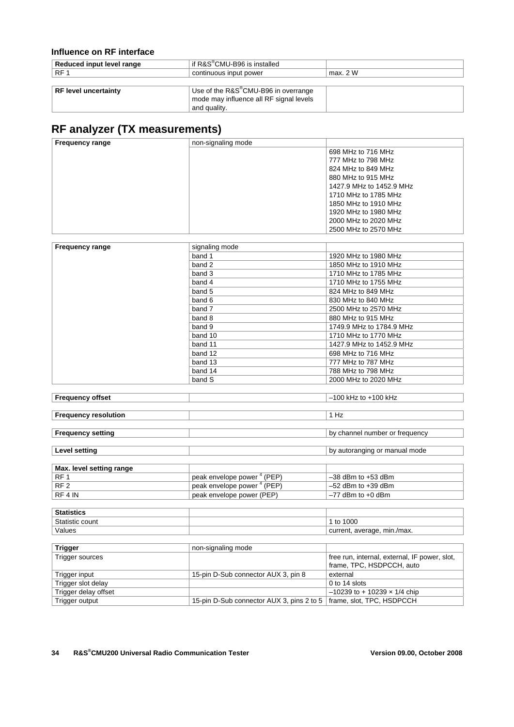### Influence on RF interface

| Reduced input level range | if R&S®CMU-B96 is installed | |
|---|---|---|
| RF 1 | continuous input power | max. 2 W |

| RF level uncertainty | Use of the R&S®CMU-B96 in overrange mode may influence all RF signal levels and quality. | |
|---|---|---|

## RF analyzer (TX measurements)

| Frequency range | non-signaling mode | |
|---|---|---|
| | | 698 MHz to 716 MHz<br>777 MHz to 798 MHz<br>824 MHz to 849 MHz<br>880 MHz to 915 MHz<br>1427.9 MHz to 1452.9 MHz<br>1710 MHz to 1785 MHz<br>1850 MHz to 1910 MHz<br>1920 MHz to 1980 MHz<br>2000 MHz to 2020 MHz<br>2500 MHz to 2570 MHz |

| Frequency range | signaling mode | |
|---|---|---|
| | band 1 | 1920 MHz to 1980 MHz |
| | band 2 | 1850 MHz to 1910 MHz |
| | band 3 | 1710 MHz to 1785 MHz |
| | band 4 | 1710 MHz to 1755 MHz |
| | band 5 | 824 MHz to 849 MHz |
| | band 6 | 830 MHz to 840 MHz |
| | band 7 | 2500 MHz to 2570 MHz |
| | band 8 | 880 MHz to 915 MHz |
| | band 9 | 1749.9 MHz to 1784.9 MHz |
| | band 10 | 1710 MHz to 1770 MHz |
| | band 11 | 1427.9 MHz to 1452.9 MHz |
| | band 12 | 698 MHz to 716 MHz |
| | band 13 | 777 MHz to 787 MHz |
| | band 14 | 788 MHz to 798 MHz |
| | band S | 2000 MHz to 2020 MHz |

| Frequency offset | | –100 kHz to +100 kHz |
|---|---|---|

| Frequency resolution | | 1 Hz |
|---|---|---|

| Frequency setting | | by channel number or frequency |
|---|---|---|

| Level setting | | by autoranging or manual mode |
|---|---|---|

| Max. level setting range | | |
|---|---|---|
| RF 1 | peak envelope power [4] (PEP) | –38 dBm to +53 dBm |
| RF 2 | peak envelope power [4] (PEP) | –52 dBm to +39 dBm |
| RF 4 IN | peak envelope power (PEP) | –77 dBm to +0 dBm |

| Statistics | | |
|---|---|---|
| Statistic count | | 1 to 1000 |
| Values | | current, average, min./max. |

| Trigger | non-signaling mode | |
|---|---|---|
| Trigger sources | | free run, internal, external, IF power, slot, frame, TPC, HSDPCCH, auto |
| Trigger input | 15-pin D-Sub connector AUX 3, pin 8 | external |
| Trigger slot delay | | 0 to 14 slots |
| Trigger delay offset | | –10239 to + 10239 × 1/4 chip |
| Trigger output | 15-pin D-Sub connector AUX 3, pins 2 to 5 | frame, slot, TPC, HSDPCCH |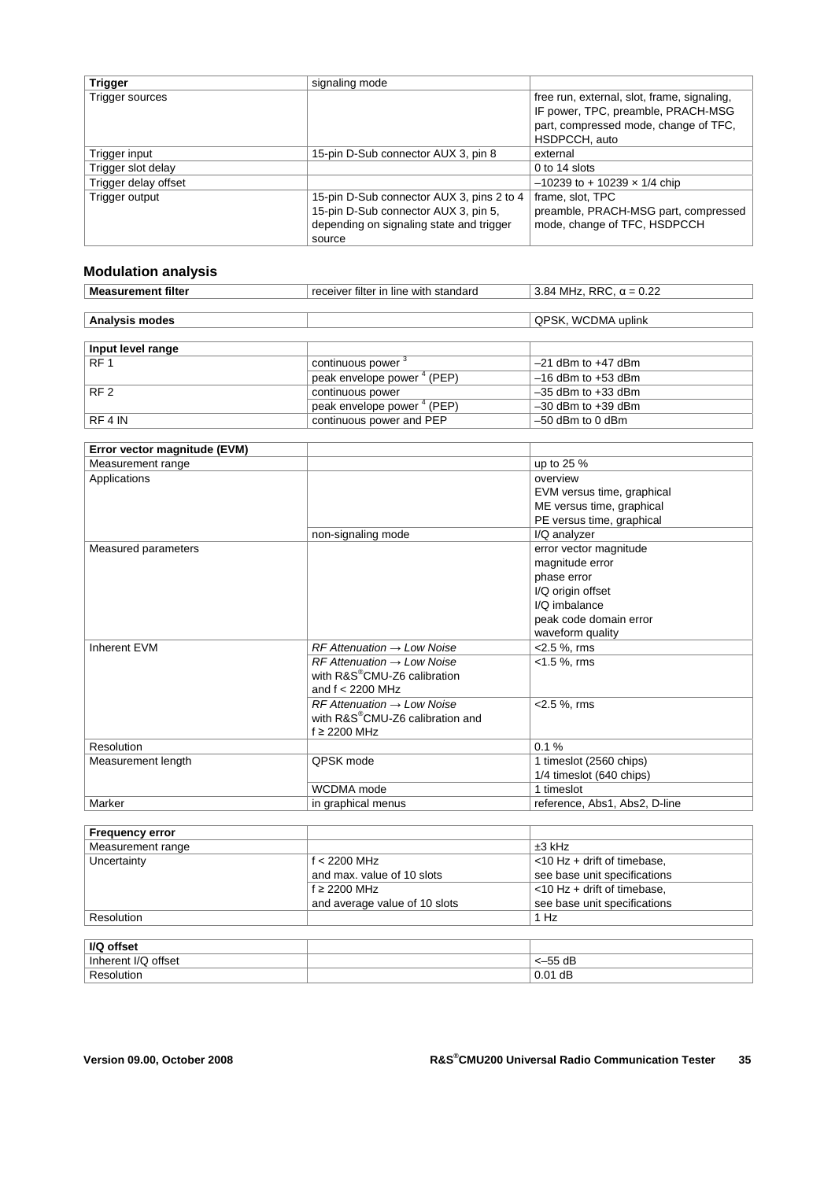| **Trigger** | signaling mode | |
|---|---|---|
| Trigger sources | | free run, external, slot, frame, signaling, IF power, TPC, preamble, PRACH-MSG part, compressed mode, change of TFC, HSDPCCH, auto |
| Trigger input | 15-pin D-Sub connector AUX 3, pin 8 | external |
| Trigger slot delay | | 0 to 14 slots |
| Trigger delay offset | | –10239 to + 10239 × 1/4 chip |
| Trigger output | 15-pin D-Sub connector AUX 3, pins 2 to 4<br>15-pin D-Sub connector AUX 3, pin 5, depending on signaling state and trigger source | frame, slot, TPC<br>preamble, PRACH-MSG part, compressed mode, change of TFC, HSDPCCH |

## Modulation analysis

| **Measurement filter** | receiver filter in line with standard | 3.84 MHz, RRC, α = 0.22 |
|---|---|---|

| **Analysis modes** | | QPSK, WCDMA uplink |
|---|---|---|

| **Input level range** | | |
|---|---|---|
| RF 1 | continuous power [3] | –21 dBm to +47 dBm |
| | peak envelope power [4] (PEP) | –16 dBm to +53 dBm |
| RF 2 | continuous power | –35 dBm to +33 dBm |
| | peak envelope power [4] (PEP) | –30 dBm to +39 dBm |
| RF 4 IN | continuous power and PEP | –50 dBm to 0 dBm |

| **Error vector magnitude (EVM)** | | |
|---|---|---|
| Measurement range | | up to 25 % |
| Applications | | overview<br>EVM versus time, graphical<br>ME versus time, graphical<br>PE versus time, graphical |
| | non-signaling mode | I/Q analyzer |
| Measured parameters | | error vector magnitude<br>magnitude error<br>phase error<br>I/Q origin offset<br>I/Q imbalance<br>peak code domain error<br>waveform quality |
| Inherent EVM | *RF Attenuation → Low Noise* | <2.5 %, rms |
| | *RF Attenuation → Low Noise* with R&S®CMU-Z6 calibration and f < 2200 MHz | <1.5 %, rms |
| | *RF Attenuation → Low Noise* with R&S®CMU-Z6 calibration and f ≥ 2200 MHz | <2.5 %, rms |
| Resolution | | 0.1 % |
| Measurement length | QPSK mode | 1 timeslot (2560 chips)<br>1/4 timeslot (640 chips) |
| | WCDMA mode | 1 timeslot |
| Marker | in graphical menus | reference, Abs1, Abs2, D-line |

| **Frequency error** | | |
|---|---|---|
| Measurement range | | ±3 kHz |
| Uncertainty | f < 2200 MHz and max. value of 10 slots | <10 Hz + drift of timebase, see base unit specifications |
| | f ≥ 2200 MHz and average value of 10 slots | <10 Hz + drift of timebase, see base unit specifications |
| Resolution | | 1 Hz |

| **I/Q offset** | | |
|---|---|---|
| Inherent I/Q offset | | <–55 dB |
| Resolution | | 0.01 dB |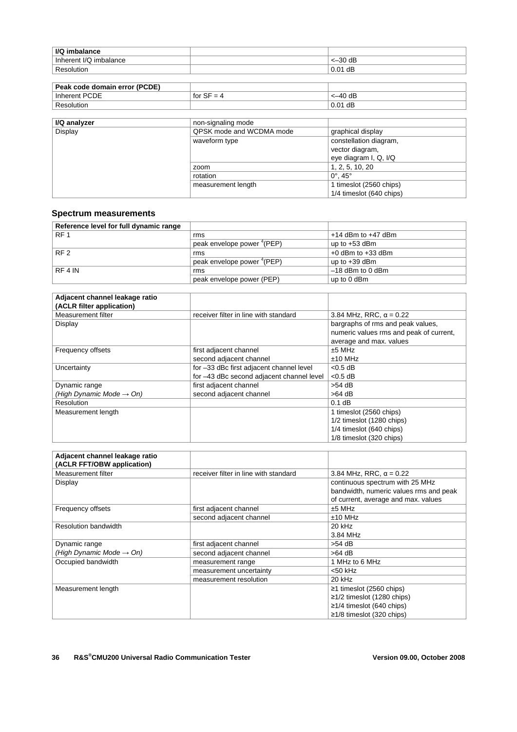| I/Q imbalance | | |
| --- | --- | --- |
| Inherent I/Q imbalance | | <–30 dB |
| Resolution | | 0.01 dB |

| Peak code domain error (PCDE) | | |
| --- | --- | --- |
| Inherent PCDE | for SF = 4 | <–40 dB |
| Resolution | | 0.01 dB |

| I/Q analyzer | non-signaling mode | |
| --- | --- | --- |
| Display | QPSK mode and WCDMA mode | graphical display |
| | waveform type | constellation diagram, vector diagram, eye diagram I, Q, I/Q |
| | zoom | 1, 2, 5, 10, 20 |
| | rotation | 0°, 45° |
| | measurement length | 1 timeslot (2560 chips) 1/4 timeslot (640 chips) |

### Spectrum measurements

| Reference level for full dynamic range | | |
| --- | --- | --- |
| RF 1 | rms | +14 dBm to +47 dBm |
| | peak envelope power [4](PEP) | up to +53 dBm |
| RF 2 | rms | +0 dBm to +33 dBm |
| | peak envelope power [4](PEP) | up to +39 dBm |
| RF 4 IN | rms | –18 dBm to 0 dBm |
| | peak envelope power (PEP) | up to 0 dBm |

| Adjacent channel leakage ratio (ACLR filter application) | | |
| --- | --- | --- |
| Measurement filter | receiver filter in line with standard | 3.84 MHz, RRC, α = 0.22 |
| Display | | bargraphs of rms and peak values, numeric values rms and peak of current, average and max. values |
| Frequency offsets | first adjacent channel | ±5 MHz |
| | second adjacent channel | ±10 MHz |
| Uncertainty | for –33 dBc first adjacent channel level | <0.5 dB |
| | for –43 dBc second adjacent channel level | <0.5 dB |
| Dynamic range | first adjacent channel | >54 dB |
| *(High Dynamic Mode → On)* | second adjacent channel | >64 dB |
| Resolution | | 0.1 dB |
| Measurement length | | 1 timeslot (2560 chips) 1/2 timeslot (1280 chips) 1/4 timeslot (640 chips) 1/8 timeslot (320 chips) |

| Adjacent channel leakage ratio (ACLR FFT/OBW application) | | |
| --- | --- | --- |
| Measurement filter | receiver filter in line with standard | 3.84 MHz, RRC, α = 0.22 |
| Display | | continuous spectrum with 25 MHz bandwidth, numeric values rms and peak of current, average and max. values |
| Frequency offsets | first adjacent channel | ±5 MHz |
| | second adjacent channel | ±10 MHz |
| Resolution bandwidth | | 20 kHz 3.84 MHz |
| Dynamic range | first adjacent channel | >54 dB |
| *(High Dynamic Mode → On)* | second adjacent channel | >64 dB |
| Occupied bandwidth | measurement range | 1 MHz to 6 MHz |
| | measurement uncertainty | <50 kHz |
| | measurement resolution | 20 kHz |
| Measurement length | | ≥1 timeslot (2560 chips) ≥1/2 timeslot (1280 chips) ≥1/4 timeslot (640 chips) ≥1/8 timeslot (320 chips) |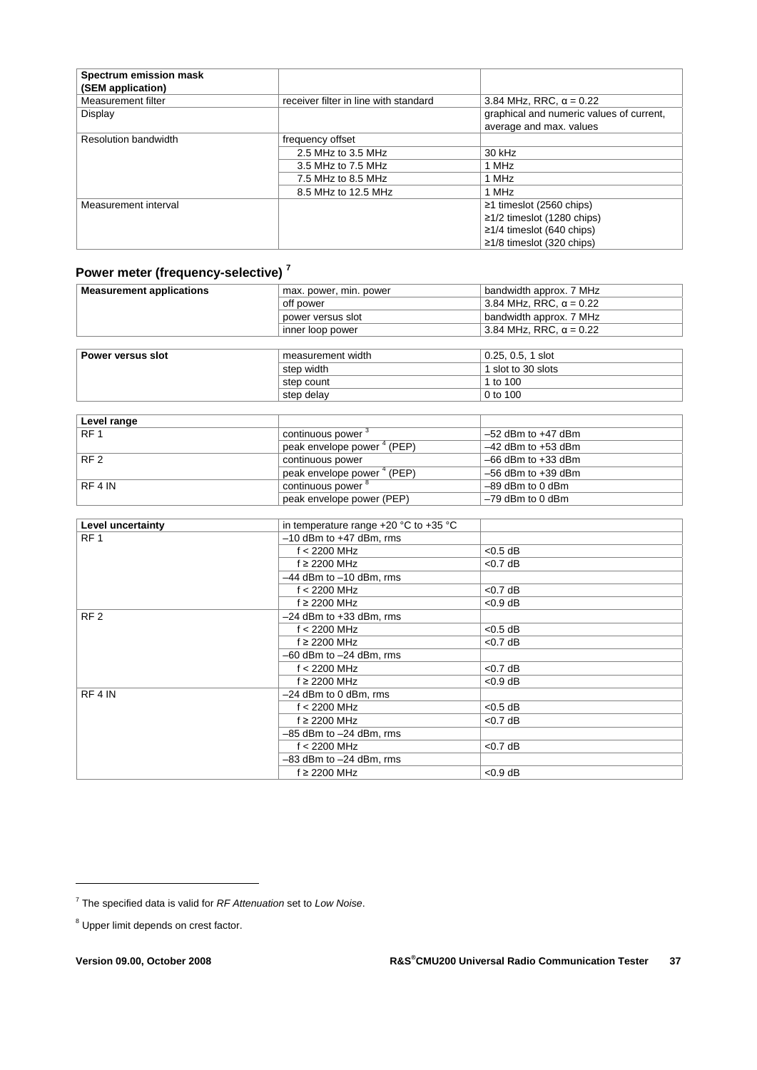| **Spectrum emission mask (SEM application)** | | |
|---|---|---|
| Measurement filter | receiver filter in line with standard | 3.84 MHz, RRC, α = 0.22 |
| Display | | graphical and numeric values of current, average and max. values |
| Resolution bandwidth | frequency offset | |
| | 2.5 MHz to 3.5 MHz | 30 kHz |
| | 3.5 MHz to 7.5 MHz | 1 MHz |
| | 7.5 MHz to 8.5 MHz | 1 MHz |
| | 8.5 MHz to 12.5 MHz | 1 MHz |
| Measurement interval | | ≥1 timeslot (2560 chips)<br>≥1/2 timeslot (1280 chips)<br>≥1/4 timeslot (640 chips)<br>≥1/8 timeslot (320 chips) |

## Power meter (frequency-selective) [7]

| **Measurement applications** | max. power, min. power | bandwidth approx. 7 MHz |
|---|---|---|
| | off power | 3.84 MHz, RRC, α = 0.22 |
| | power versus slot | bandwidth approx. 7 MHz |
| | inner loop power | 3.84 MHz, RRC, α = 0.22 |

| **Power versus slot** | measurement width | 0.25, 0.5, 1 slot |
|---|---|---|
| | step width | 1 slot to 30 slots |
| | step count | 1 to 100 |
| | step delay | 0 to 100 |

| **Level range** | | |
|---|---|---|
| RF 1 | continuous power [3] | –52 dBm to +47 dBm |
| | peak envelope power [4] (PEP) | –42 dBm to +53 dBm |
| RF 2 | continuous power | –66 dBm to +33 dBm |
| | peak envelope power [4] (PEP) | –56 dBm to +39 dBm |
| RF 4 IN | continuous power [8] | –89 dBm to 0 dBm |
| | peak envelope power (PEP) | –79 dBm to 0 dBm |

| **Level uncertainty** | in temperature range +20 °C to +35 °C | |
|---|---|---|
| RF 1 | –10 dBm to +47 dBm, rms | |
| | f < 2200 MHz | <0.5 dB |
| | f ≥ 2200 MHz | <0.7 dB |
| | –44 dBm to –10 dBm, rms | |
| | f < 2200 MHz | <0.7 dB |
| | f ≥ 2200 MHz | <0.9 dB |
| RF 2 | –24 dBm to +33 dBm, rms | |
| | f < 2200 MHz | <0.5 dB |
| | f ≥ 2200 MHz | <0.7 dB |
| | –60 dBm to –24 dBm, rms | |
| | f < 2200 MHz | <0.7 dB |
| | f ≥ 2200 MHz | <0.9 dB |
| RF 4 IN | –24 dBm to 0 dBm, rms | |
| | f < 2200 MHz | <0.5 dB |
| | f ≥ 2200 MHz | <0.7 dB |
| | –85 dBm to –24 dBm, rms | |
| | f < 2200 MHz | <0.7 dB |
| | –83 dBm to –24 dBm, rms | |
| | f ≥ 2200 MHz | <0.9 dB |

[7] The specified data is valid for *RF Attenuation* set to *Low Noise*.

[8] Upper limit depends on crest factor.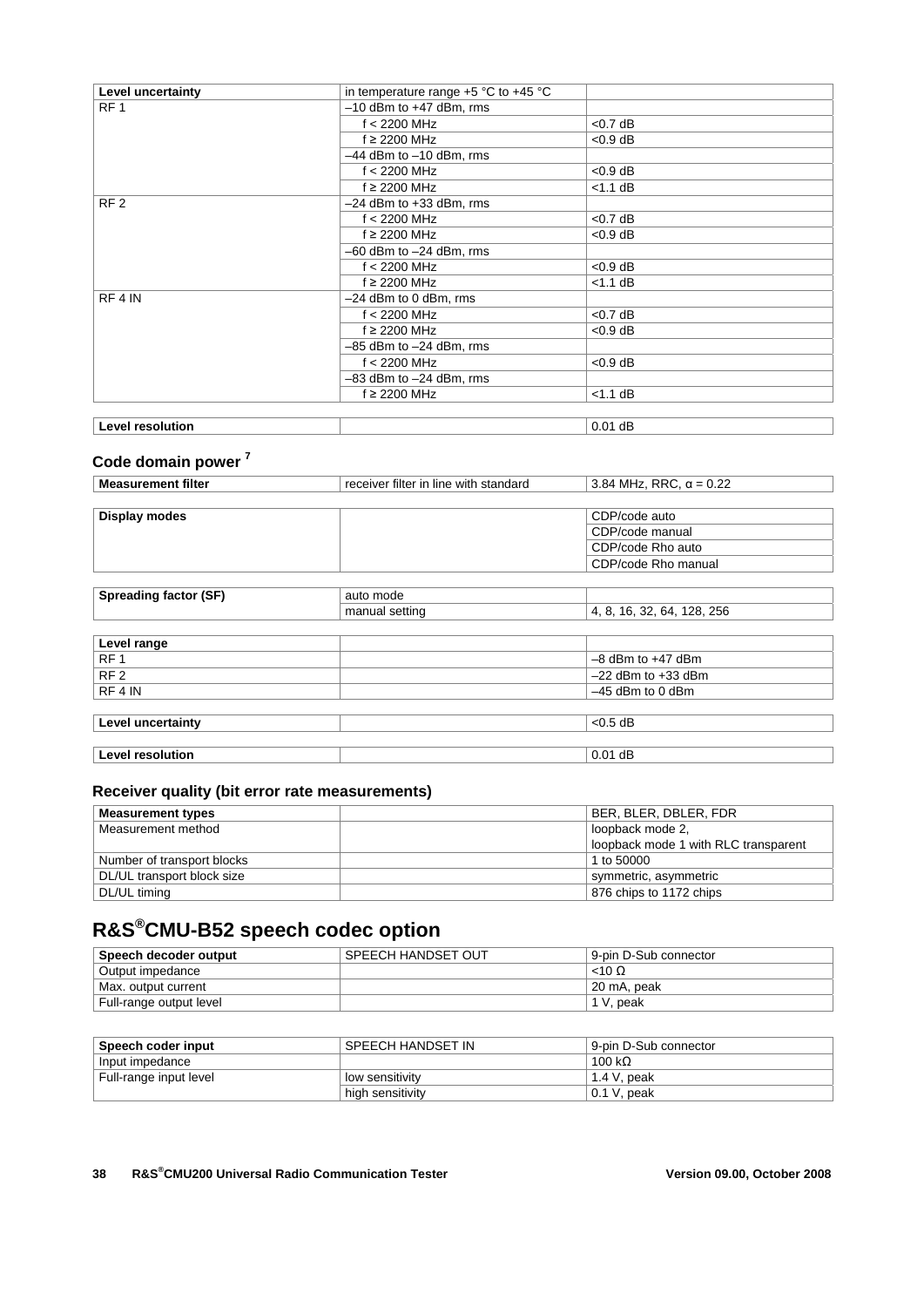| Level uncertainty | in temperature range +5 °C to +45 °C | |
|---|---|---|
| RF 1 | –10 dBm to +47 dBm, rms | |
| | f < 2200 MHz | <0.7 dB |
| | f ≥ 2200 MHz | <0.9 dB |
| | –44 dBm to –10 dBm, rms | |
| | f < 2200 MHz | <0.9 dB |
| | f ≥ 2200 MHz | <1.1 dB |
| RF 2 | –24 dBm to +33 dBm, rms | |
| | f < 2200 MHz | <0.7 dB |
| | f ≥ 2200 MHz | <0.9 dB |
| | –60 dBm to –24 dBm, rms | |
| | f < 2200 MHz | <0.9 dB |
| | f ≥ 2200 MHz | <1.1 dB |
| RF 4 IN | –24 dBm to 0 dBm, rms | |
| | f < 2200 MHz | <0.7 dB |
| | f ≥ 2200 MHz | <0.9 dB |
| | –85 dBm to –24 dBm, rms | |
| | f < 2200 MHz | <0.9 dB |
| | –83 dBm to –24 dBm, rms | |
| | f ≥ 2200 MHz | <1.1 dB |

| Level resolution | | 0.01 dB |
|---|---|---|

## Code domain power [7]

| Measurement filter | receiver filter in line with standard | 3.84 MHz, RRC, α = 0.22 |
|---|---|---|

| Display modes | | CDP/code auto |
|---|---|---|
| | | CDP/code manual |
| | | CDP/code Rho auto |
| | | CDP/code Rho manual |

| Spreading factor (SF) | auto mode | |
|---|---|---|
| | manual setting | 4, 8, 16, 32, 64, 128, 256 |

| Level range | | |
|---|---|---|
| RF 1 | | –8 dBm to +47 dBm |
| RF 2 | | –22 dBm to +33 dBm |
| RF 4 IN | | –45 dBm to 0 dBm |

| Level uncertainty | | <0.5 dB |
|---|---|---|

| Level resolution | | 0.01 dB |
|---|---|---|

## Receiver quality (bit error rate measurements)

| Measurement types | | BER, BLER, DBLER, FDR |
|---|---|---|
| Measurement method | | loopback mode 2, loopback mode 1 with RLC transparent |
| Number of transport blocks | | 1 to 50000 |
| DL/UL transport block size | | symmetric, asymmetric |
| DL/UL timing | | 876 chips to 1172 chips |

# R&S®CMU-B52 speech codec option

| Speech decoder output | SPEECH HANDSET OUT | 9-pin D-Sub connector |
|---|---|---|
| Output impedance | | <10 Ω |
| Max. output current | | 20 mA, peak |
| Full-range output level | | 1 V, peak |

| Speech coder input | SPEECH HANDSET IN | 9-pin D-Sub connector |
|---|---|---|
| Input impedance | | 100 kΩ |
| Full-range input level | low sensitivity | 1.4 V, peak |
| | high sensitivity | 0.1 V, peak |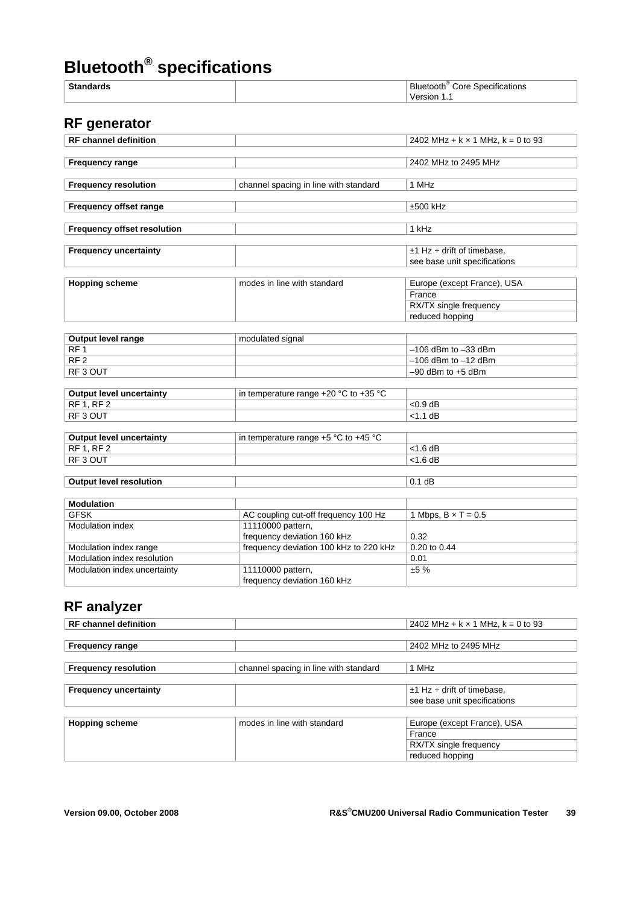# Bluetooth® specifications

| Standards | | Bluetooth® Core Specifications Version 1.1 |
|---|---|---|

## RF generator

| | | |
|---|---|---|
| **RF channel definition** | | 2402 MHz + k × 1 MHz, k = 0 to 93 |
| **Frequency range** | | 2402 MHz to 2495 MHz |
| **Frequency resolution** | channel spacing in line with standard | 1 MHz |
| **Frequency offset range** | | ±500 kHz |
| **Frequency offset resolution** | | 1 kHz |
| **Frequency uncertainty** | | ±1 Hz + drift of timebase, see base unit specifications |
| **Hopping scheme** | modes in line with standard | Europe (except France), USA |
| | | France |
| | | RX/TX single frequency |
| | | reduced hopping |
| **Output level range** | modulated signal | |
| RF 1 | | –106 dBm to –33 dBm |
| RF 2 | | –106 dBm to –12 dBm |
| RF 3 OUT | | –90 dBm to +5 dBm |
| **Output level uncertainty** | in temperature range +20 °C to +35 °C | |
| RF 1, RF 2 | | <0.9 dB |
| RF 3 OUT | | <1.1 dB |
| **Output level uncertainty** | in temperature range +5 °C to +45 °C | |
| RF 1, RF 2 | | <1.6 dB |
| RF 3 OUT | | <1.6 dB |
| **Output level resolution** | | 0.1 dB |
| **Modulation** | | |
| GFSK | AC coupling cut-off frequency 100 Hz | 1 Mbps, B × T = 0.5 |
| Modulation index | 11110000 pattern, frequency deviation 160 kHz | 0.32 |
| Modulation index range | frequency deviation 100 kHz to 220 kHz | 0.20 to 0.44 |
| Modulation index resolution | | 0.01 |
| Modulation index uncertainty | 11110000 pattern, frequency deviation 160 kHz | ±5 % |

## RF analyzer

| | | |
|---|---|---|
| **RF channel definition** | | 2402 MHz + k × 1 MHz, k = 0 to 93 |
| **Frequency range** | | 2402 MHz to 2495 MHz |
| **Frequency resolution** | channel spacing in line with standard | 1 MHz |
| **Frequency uncertainty** | | ±1 Hz + drift of timebase, see base unit specifications |
| **Hopping scheme** | modes in line with standard | Europe (except France), USA |
| | | France |
| | | RX/TX single frequency |
| | | reduced hopping |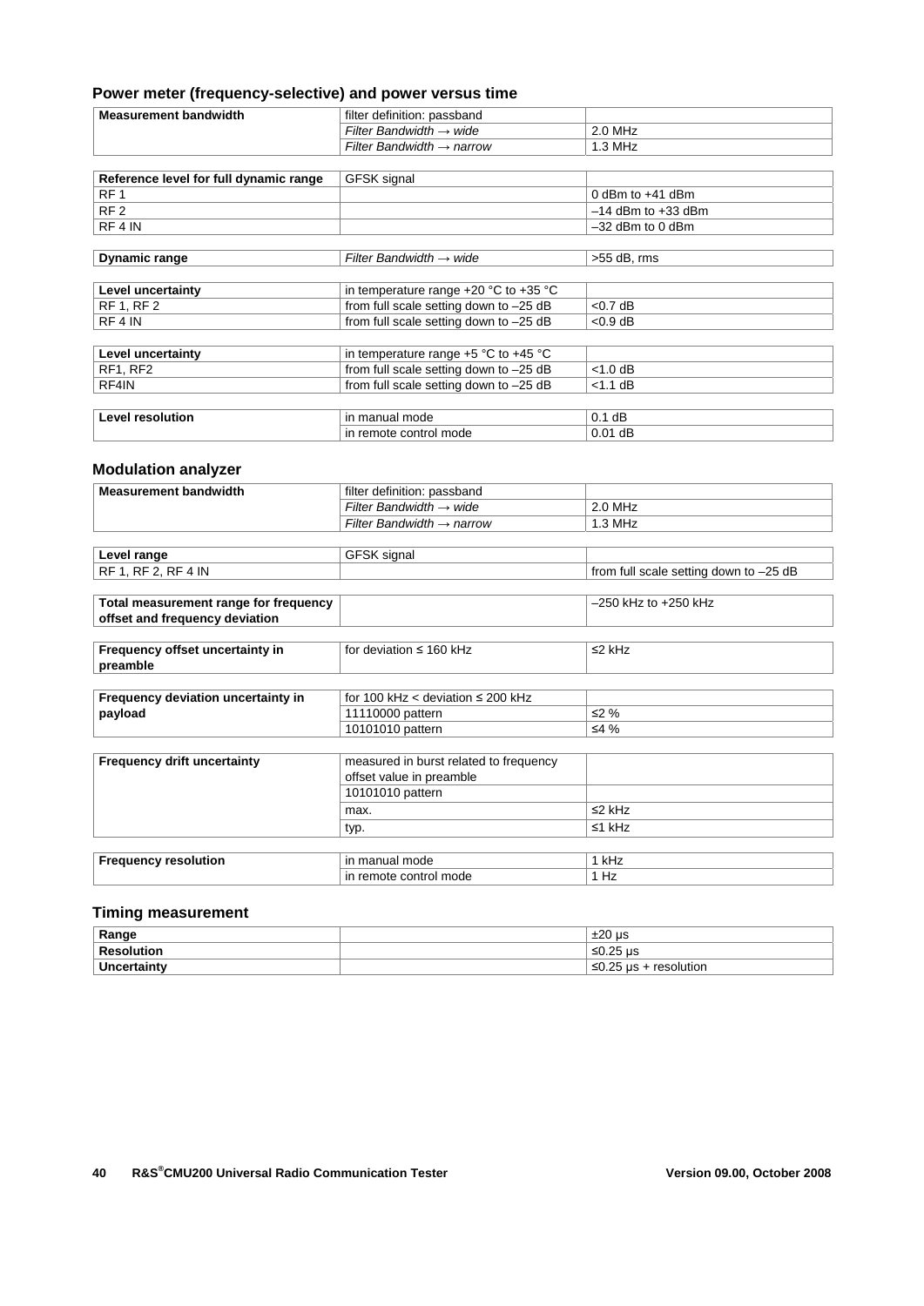## Power meter (frequency-selective) and power versus time

| **Measurement bandwidth** | filter definition: passband | |
|---|---|---|
| | *Filter Bandwidth → wide* | 2.0 MHz |
| | *Filter Bandwidth → narrow* | 1.3 MHz |

| **Reference level for full dynamic range** | GFSK signal | |
|---|---|---|
| RF 1 | | 0 dBm to +41 dBm |
| RF 2 | | –14 dBm to +33 dBm |
| RF 4 IN | | –32 dBm to 0 dBm |

| **Dynamic range** | *Filter Bandwidth → wide* | >55 dB, rms |
|---|---|---|

| **Level uncertainty** | in temperature range +20 °C to +35 °C | |
|---|---|---|
| RF 1, RF 2 | from full scale setting down to –25 dB | <0.7 dB |
| RF 4 IN | from full scale setting down to –25 dB | <0.9 dB |

| **Level uncertainty** | in temperature range +5 °C to +45 °C | |
|---|---|---|
| RF1, RF2 | from full scale setting down to –25 dB | <1.0 dB |
| RF4IN | from full scale setting down to –25 dB | <1.1 dB |

| **Level resolution** | in manual mode | 0.1 dB |
|---|---|---|
| | in remote control mode | 0.01 dB |

## Modulation analyzer

| **Measurement bandwidth** | filter definition: passband | |
|---|---|---|
| | *Filter Bandwidth → wide* | 2.0 MHz |
| | *Filter Bandwidth → narrow* | 1.3 MHz |

| **Level range** | GFSK signal | |
|---|---|---|
| RF 1, RF 2, RF 4 IN | | from full scale setting down to –25 dB |

| **Total measurement range for frequency offset and frequency deviation** | | –250 kHz to +250 kHz |
|---|---|---|

| **Frequency offset uncertainty in preamble** | for deviation ≤ 160 kHz | ≤2 kHz |
|---|---|---|

| **Frequency deviation uncertainty in payload** | for 100 kHz < deviation ≤ 200 kHz | |
|---|---|---|
| | 11110000 pattern | ≤2 % |
| | 10101010 pattern | ≤4 % |

| **Frequency drift uncertainty** | measured in burst related to frequency offset value in preamble | |
|---|---|---|
| | 10101010 pattern | |
| | max. | ≤2 kHz |
| | typ. | ≤1 kHz |

| **Frequency resolution** | in manual mode | 1 kHz |
|---|---|---|
| | in remote control mode | 1 Hz |

## Timing measurement

| **Range** | | ±20 µs |
|---|---|---|
| **Resolution** | | ≤0.25 µs |
| **Uncertainty** | | ≤0.25 µs + resolution |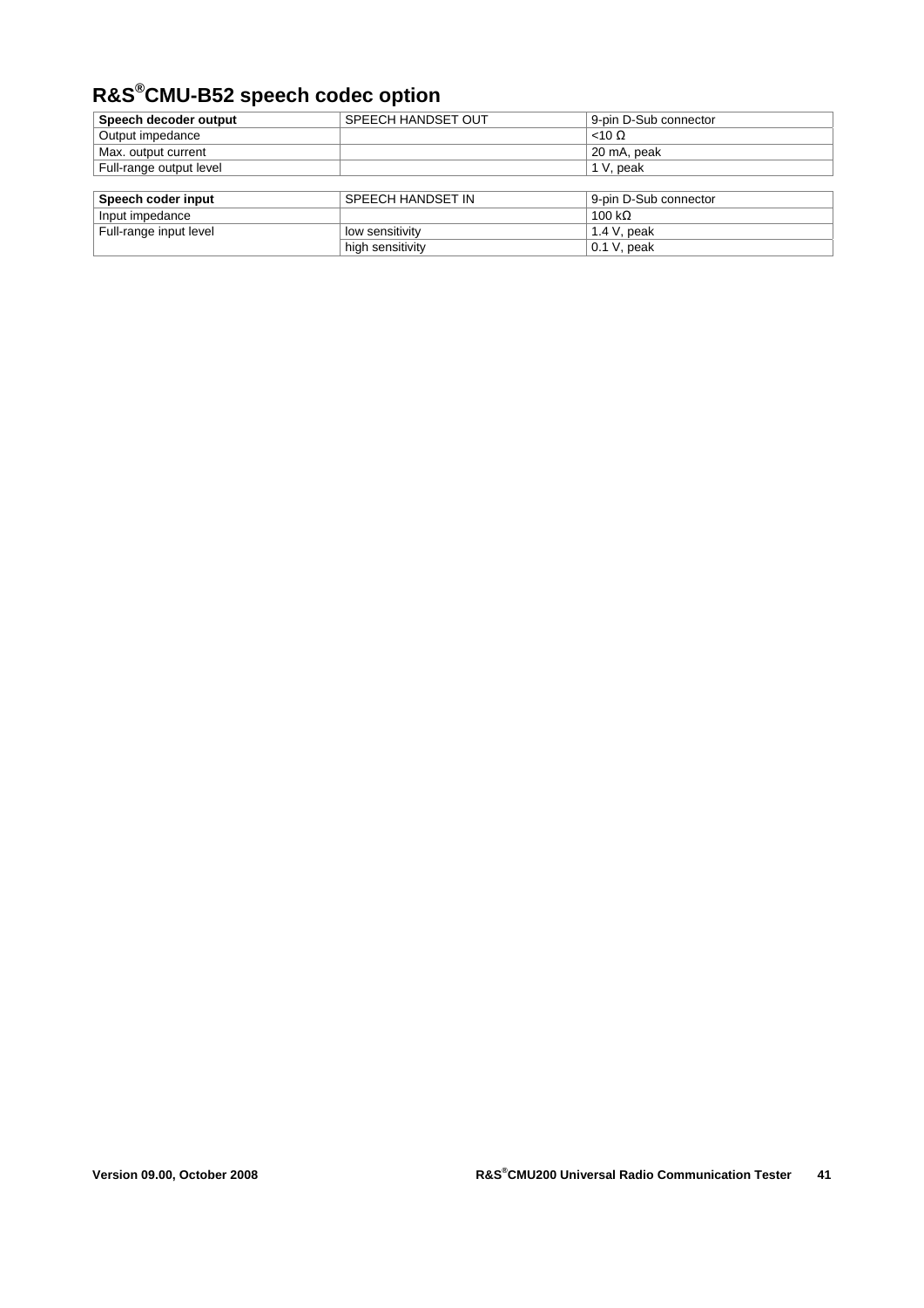# R&S®CMU-B52 speech codec option

| **Speech decoder output** | SPEECH HANDSET OUT | 9-pin D-Sub connector |
|---|---|---|
| Output impedance | | <10 Ω |
| Max. output current | | 20 mA, peak |
| Full-range output level | | 1 V, peak |

| **Speech coder input** | SPEECH HANDSET IN | 9-pin D-Sub connector |
|---|---|---|
| Input impedance | | 100 kΩ |
| Full-range input level | low sensitivity | 1.4 V, peak |
| | high sensitivity | 0.1 V, peak |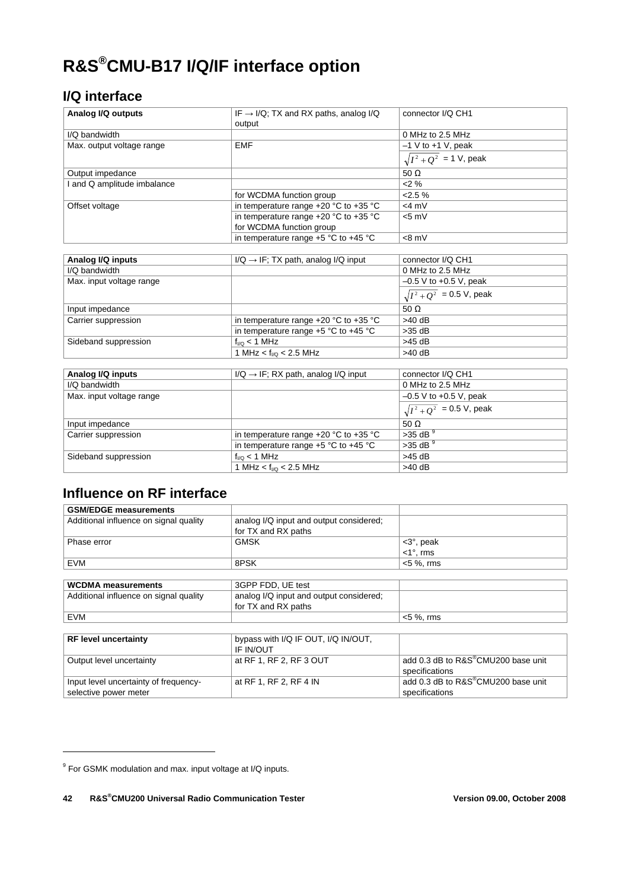# R&S®CMU-B17 I/Q/IF interface option

## I/Q interface

| Analog I/Q outputs | IF → I/Q; TX and RX paths, analog I/Q output | connector I/Q CH1 |
|---|---|---|
| I/Q bandwidth | | 0 MHz to 2.5 MHz |
| Max. output voltage range | EMF | –1 V to +1 V, peak |
| | | $\sqrt{I^2 + Q^2}$ = 1 V, peak |
| Output impedance | | 50 Ω |
| I and Q amplitude imbalance | | <2 % |
| | for WCDMA function group | <2.5 % |
| Offset voltage | in temperature range +20 °C to +35 °C | <4 mV |
| | in temperature range +20 °C to +35 °C for WCDMA function group | <5 mV |
| | in temperature range +5 °C to +45 °C | <8 mV |

| Analog I/Q inputs | I/Q → IF; TX path, analog I/Q input | connector I/Q CH1 |
|---|---|---|
| I/Q bandwidth | | 0 MHz to 2.5 MHz |
| Max. input voltage range | | –0.5 V to +0.5 V, peak |
| | | $\sqrt{I^2 + Q^2}$ = 0.5 V, peak |
| Input impedance | | 50 Ω |
| Carrier suppression | in temperature range +20 °C to +35 °C | >40 dB |
| | in temperature range +5 °C to +45 °C | >35 dB |
| Sideband suppression | $f_{I/Q}$ < 1 MHz | >45 dB |
| | 1 MHz < $f_{I/Q}$ < 2.5 MHz | >40 dB |

| Analog I/Q inputs | I/Q → IF; RX path, analog I/Q input | connector I/Q CH1 |
|---|---|---|
| I/Q bandwidth | | 0 MHz to 2.5 MHz |
| Max. input voltage range | | –0.5 V to +0.5 V, peak |
| | | $\sqrt{I^2 + Q^2}$ = 0.5 V, peak |
| Input impedance | | 50 Ω |
| Carrier suppression | in temperature range +20 °C to +35 °C | >35 dB [9] |
| | in temperature range +5 °C to +45 °C | >35 dB [9] |
| Sideband suppression | $f_{I/Q}$ < 1 MHz | >45 dB |
| | 1 MHz < $f_{I/Q}$ < 2.5 MHz | >40 dB |

## Influence on RF interface

| GSM/EDGE measurements | | |
|---|---|---|
| Additional influence on signal quality | analog I/Q input and output considered; for TX and RX paths | |
| Phase error | GMSK | <3°, peak<br><1°, rms |
| EVM | 8PSK | <5 %, rms |

| WCDMA measurements | 3GPP FDD, UE test | |
|---|---|---|
| Additional influence on signal quality | analog I/Q input and output considered; for TX and RX paths | |
| EVM | | <5 %, rms |

| RF level uncertainty | bypass with I/Q IF OUT, I/Q IN/OUT, IF IN/OUT | |
|---|---|---|
| Output level uncertainty | at RF 1, RF 2, RF 3 OUT | add 0.3 dB to R&S®CMU200 base unit specifications |
| Input level uncertainty of frequency-selective power meter | at RF 1, RF 2, RF 4 IN | add 0.3 dB to R&S®CMU200 base unit specifications |

[9] For GSMK modulation and max. input voltage at I/Q inputs.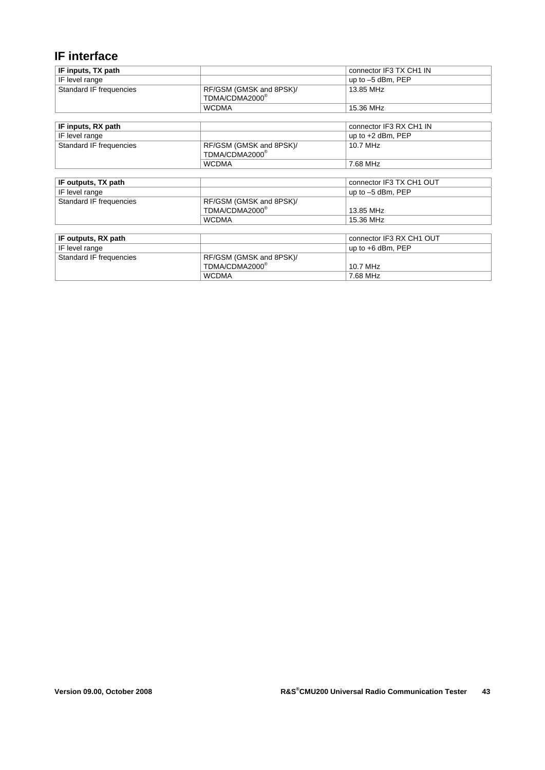## IF interface

| **IF inputs, TX path** | | connector IF3 TX CH1 IN |
|---|---|---|
| IF level range | | up to –5 dBm, PEP |
| Standard IF frequencies | RF/GSM (GMSK and 8PSK)/ TDMA/CDMA2000® | 13.85 MHz |
| | WCDMA | 15.36 MHz |

| **IF inputs, RX path** | | connector IF3 RX CH1 IN |
|---|---|---|
| IF level range | | up to +2 dBm, PEP |
| Standard IF frequencies | RF/GSM (GMSK and 8PSK)/ TDMA/CDMA2000® | 10.7 MHz |
| | WCDMA | 7.68 MHz |

| **IF outputs, TX path** | | connector IF3 TX CH1 OUT |
|---|---|---|
| IF level range | | up to –5 dBm, PEP |
| Standard IF frequencies | RF/GSM (GMSK and 8PSK)/ TDMA/CDMA2000® | 13.85 MHz |
| | WCDMA | 15.36 MHz |

| **IF outputs, RX path** | | connector IF3 RX CH1 OUT |
|---|---|---|
| IF level range | | up to +6 dBm, PEP |
| Standard IF frequencies | RF/GSM (GMSK and 8PSK)/ TDMA/CDMA2000® | 10.7 MHz |
| | WCDMA | 7.68 MHz |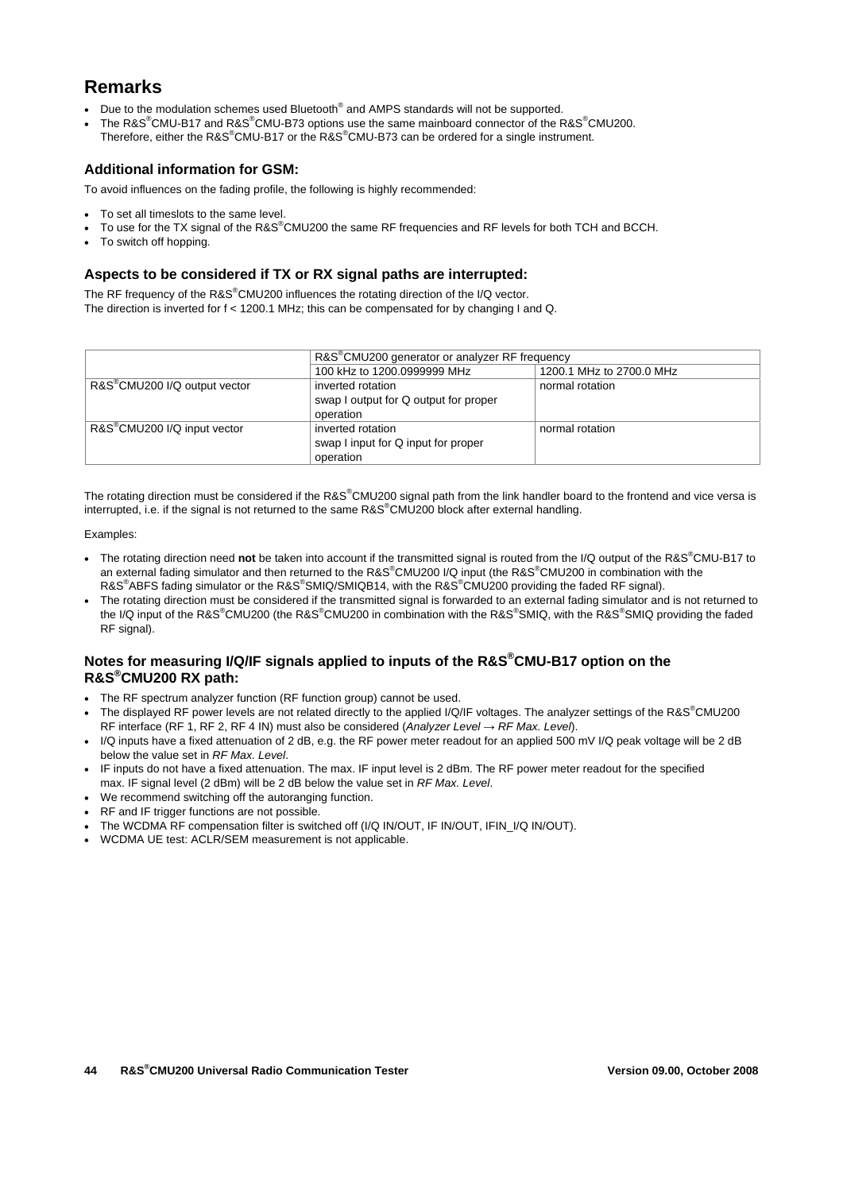## Remarks

- Due to the modulation schemes used Bluetooth® and AMPS standards will not be supported.
- The R&S®CMU-B17 and R&S®CMU-B73 options use the same mainboard connector of the R&S®CMU200. Therefore, either the R&S®CMU-B17 or the R&S®CMU-B73 can be ordered for a single instrument.

### Additional information for GSM:

To avoid influences on the fading profile, the following is highly recommended:

- To set all timeslots to the same level.
- To use for the TX signal of the R&S®CMU200 the same RF frequencies and RF levels for both TCH and BCCH.
- To switch off hopping.

### Aspects to be considered if TX or RX signal paths are interrupted:

The RF frequency of the R&S®CMU200 influences the rotating direction of the I/Q vector.
The direction is inverted for f < 1200.1 MHz; this can be compensated for by changing I and Q.

| | R&S®CMU200 generator or analyzer RF frequency | |
|---|---|---|
| | 100 kHz to 1200.0999999 MHz | 1200.1 MHz to 2700.0 MHz |
| R&S®CMU200 I/Q output vector | inverted rotation<br>swap I output for Q output for proper operation | normal rotation |
| R&S®CMU200 I/Q input vector | inverted rotation<br>swap I input for Q input for proper operation | normal rotation |

The rotating direction must be considered if the R&S®CMU200 signal path from the link handler board to the frontend and vice versa is interrupted, i.e. if the signal is not returned to the same R&S®CMU200 block after external handling.

Examples:

- The rotating direction need **not** be taken into account if the transmitted signal is routed from the I/Q output of the R&S®CMU-B17 to an external fading simulator and then returned to the R&S®CMU200 I/Q input (the R&S®CMU200 in combination with the R&S®ABFS fading simulator or the R&S®SMIQ/SMIQB14, with the R&S®CMU200 providing the faded RF signal).
- The rotating direction must be considered if the transmitted signal is forwarded to an external fading simulator and is not returned to the I/Q input of the R&S®CMU200 (the R&S®CMU200 in combination with the R&S®SMIQ, with the R&S®SMIQ providing the faded RF signal).

### Notes for measuring I/Q/IF signals applied to inputs of the R&S®CMU-B17 option on the R&S®CMU200 RX path:

- The RF spectrum analyzer function (RF function group) cannot be used.
- The displayed RF power levels are not related directly to the applied I/Q/IF voltages. The analyzer settings of the R&S®CMU200 RF interface (RF 1, RF 2, RF 4 IN) must also be considered (*Analyzer Level → RF Max. Level*).
- I/Q inputs have a fixed attenuation of 2 dB, e.g. the RF power meter readout for an applied 500 mV I/Q peak voltage will be 2 dB below the value set in *RF Max. Level*.
- IF inputs do not have a fixed attenuation. The max. IF input level is 2 dBm. The RF power meter readout for the specified max. IF signal level (2 dBm) will be 2 dB below the value set in *RF Max. Level*.
- We recommend switching off the autoranging function.
- RF and IF trigger functions are not possible.
- The WCDMA RF compensation filter is switched off (I/Q IN/OUT, IF IN/OUT, IFIN_I/Q IN/OUT).
- WCDMA UE test: ACLR/SEM measurement is not applicable.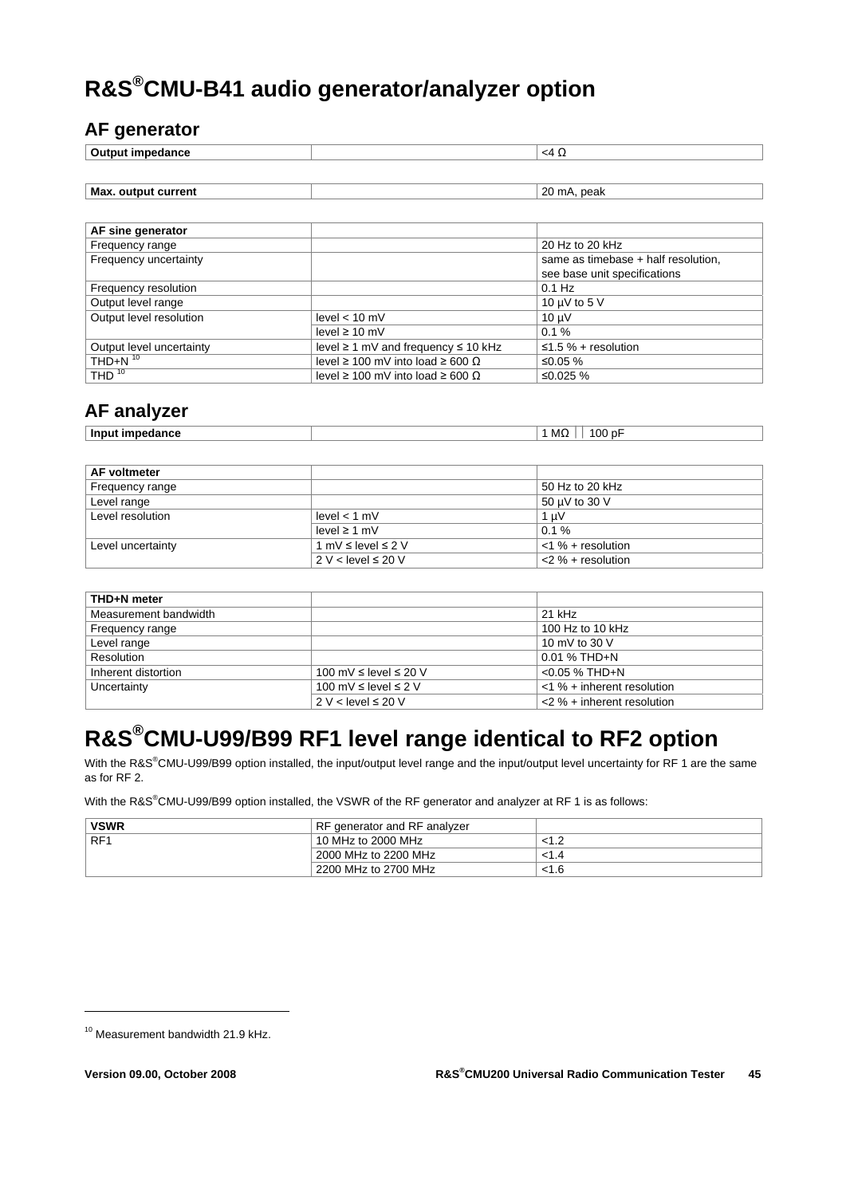# R&S®CMU-B41 audio generator/analyzer option

## AF generator

| Output impedance | | <4 Ω |
|---|---|---|

| Max. output current | | 20 mA, peak |
|---|---|---|

| AF sine generator | | |
|---|---|---|
| Frequency range | | 20 Hz to 20 kHz |
| Frequency uncertainty | | same as timebase + half resolution, see base unit specifications |
| Frequency resolution | | 0.1 Hz |
| Output level range | | 10 µV to 5 V |
| Output level resolution | level < 10 mV | 10 µV |
| | level ≥ 10 mV | 0.1 % |
| Output level uncertainty | level ≥ 1 mV and frequency ≤ 10 kHz | ≤1.5 % + resolution |
| THD+N [10] | level ≥ 100 mV into load ≥ 600 Ω | ≤0.05 % |
| THD [10] | level ≥ 100 mV into load ≥ 600 Ω | ≤0.025 % |

## AF analyzer

| Input impedance | | 1 MΩ ǀǀ 100 pF |
|---|---|---|

| AF voltmeter | | |
|---|---|---|
| Frequency range | | 50 Hz to 20 kHz |
| Level range | | 50 µV to 30 V |
| Level resolution | level < 1 mV | 1 µV |
| | level ≥ 1 mV | 0.1 % |
| Level uncertainty | 1 mV ≤ level ≤ 2 V | <1 % + resolution |
| | 2 V < level ≤ 20 V | <2 % + resolution |

| THD+N meter | | |
|---|---|---|
| Measurement bandwidth | | 21 kHz |
| Frequency range | | 100 Hz to 10 kHz |
| Level range | | 10 mV to 30 V |
| Resolution | | 0.01 % THD+N |
| Inherent distortion | 100 mV ≤ level ≤ 20 V | <0.05 % THD+N |
| Uncertainty | 100 mV ≤ level ≤ 2 V | <1 % + inherent resolution |
| | 2 V < level ≤ 20 V | <2 % + inherent resolution |

# R&S®CMU-U99/B99 RF1 level range identical to RF2 option

With the R&S®CMU-U99/B99 option installed, the input/output level range and the input/output level uncertainty for RF 1 are the same as for RF 2.

With the R&S®CMU-U99/B99 option installed, the VSWR of the RF generator and analyzer at RF 1 is as follows:

| VSWR | RF generator and RF analyzer | |
|---|---|---|
| RF1 | 10 MHz to 2000 MHz | <1.2 |
| | 2000 MHz to 2200 MHz | <1.4 |
| | 2200 MHz to 2700 MHz | <1.6 |

[10] Measurement bandwidth 21.9 kHz.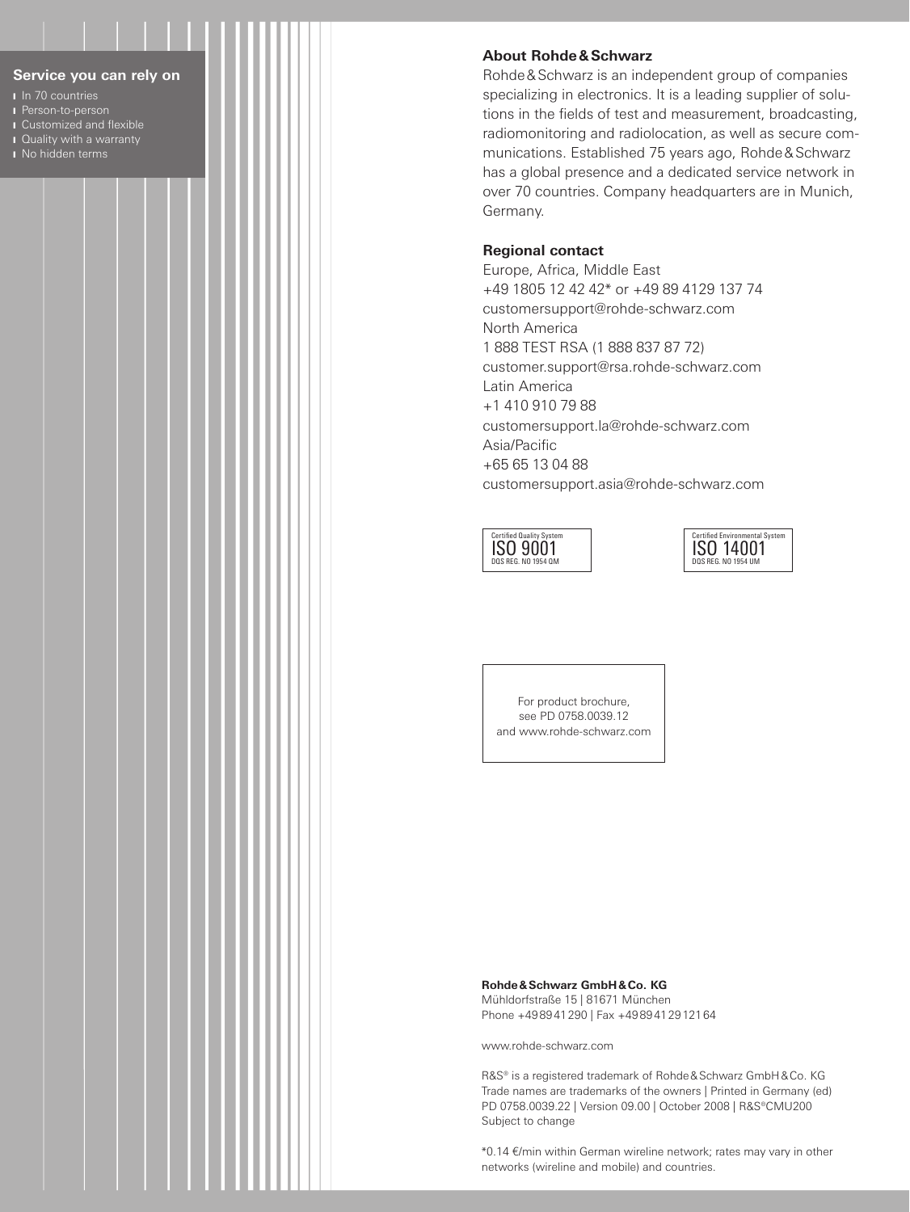**Service you can rely on**

- In 70 countries
- Person-to-person
- Customized and flexible
- Quality with a warranty
- No hidden terms

## About Rohde & Schwarz

Rohde & Schwarz is an independent group of companies specializing in electronics. It is a leading supplier of solutions in the fields of test and measurement, broadcasting, radiomonitoring and radiolocation, as well as secure communications. Established 75 years ago, Rohde & Schwarz has a global presence and a dedicated service network in over 70 countries. Company headquarters are in Munich, Germany.

## Regional contact

Europe, Africa, Middle East
+49 1805 12 42 42* or +49 89 4129 137 74
customersupport@rohde-schwarz.com
North America
1 888 TEST RSA (1 888 837 87 72)
customer.support@rsa.rohde-schwarz.com
Latin America
+1 410 910 79 88
customersupport.la@rohde-schwarz.com
Asia/Pacific
+65 65 13 04 88
customersupport.asia@rohde-schwarz.com

Certified Quality System
ISO 9001
DQS REG. NO 1954 QM

Certified Environmental System
ISO 14001
DQS REG. NO 1954 UM

For product brochure,
see PD 0758.0039.12
and www.rohde-schwarz.com

**Rohde & Schwarz GmbH & Co. KG**
Mühldorfstraße 15 | 81671 München
Phone +49 89 41 29 0 | Fax +49 89 41 29 121 64

www.rohde-schwarz.com

R&S® is a registered trademark of Rohde & Schwarz GmbH & Co. KG
Trade names are trademarks of the owners | Printed in Germany (ed)
PD 0758.0039.22 | Version 09.00 | October 2008 | R&S®CMU200
Subject to change

*0.14 €/min within German wireline network; rates may vary in other networks (wireline and mobile) and countries.